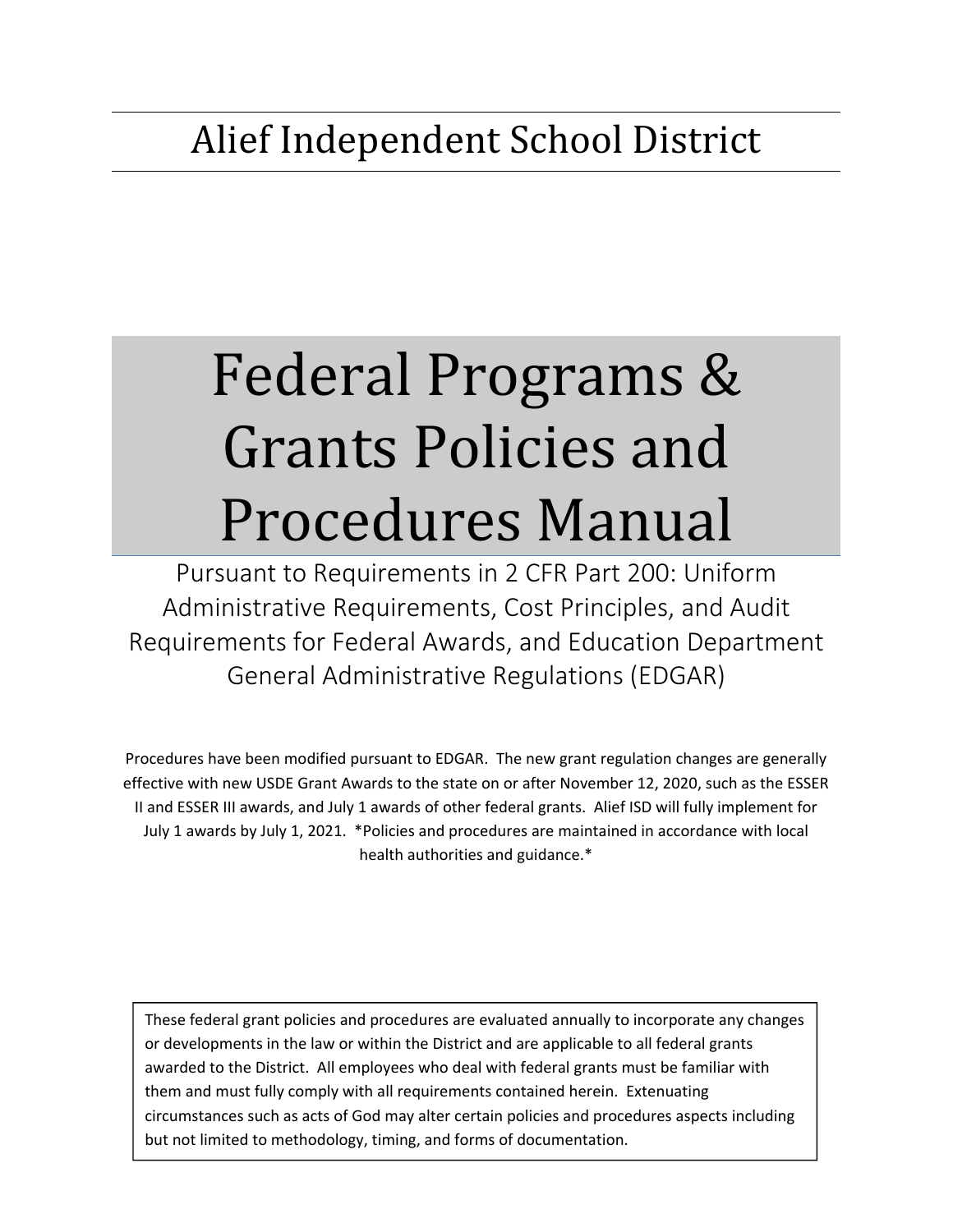# Alief Independent School District

# Federal Programs & Grants Policies and Procedures Manual

## Pursuant to Requirements in 2 CFR Part 200: Uniform Administrative Requirements, Cost Principles, and Audit Requirements for Federal Awards, and Education Department General Administrative Regulations (EDGAR)

Procedures have been modified pursuant to EDGAR. The new grant regulation changes are generally effective with new USDE Grant Awards to the state on or after November 12, 2020, such as the ESSER II and ESSER III awards, and July 1 awards of other federal grants. Alief ISD will fully implement for July 1 awards by July 1, 2021. *Policies and procedures are maintained in accordance with local health authorities and guidance.*

These federal grant policies and procedures are evaluated annually to incorporate any changes or developments in the law or within the District and are applicable to all federal grants awarded to the District. All employees who deal with federal grants must be familiar with them and must fully comply with all requirements contained herein. Extenuating circumstances such as acts of God may alter certain policies and procedures aspects including but not limited to methodology, timing, and forms of documentation.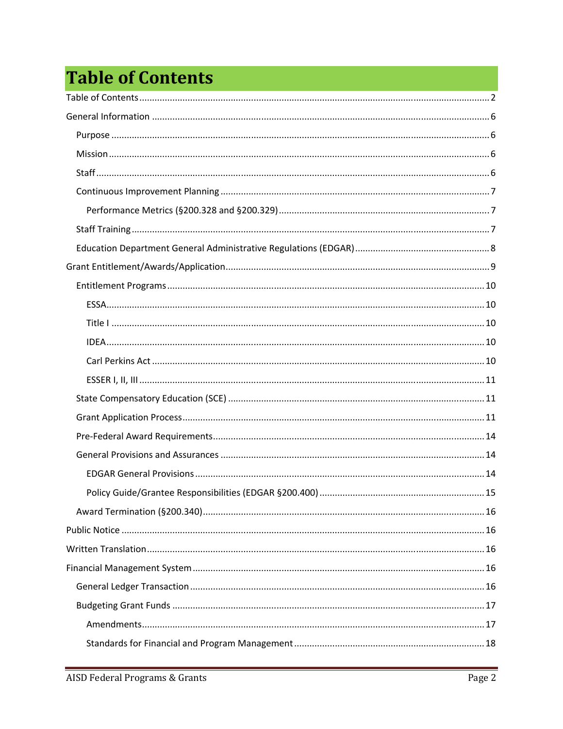# Table of Contents

- Table of Contents ..... 2
- General Information ..... 6
  - Purpose ..... 6
  - Mission ..... 6
  - Staff ..... 6
  - Continuous Improvement Planning ..... 7
    - Performance Metrics (§200.328 and §200.329) ..... 7
  - Staff Training ..... 7
  - Education Department General Administrative Regulations (EDGAR) ..... 8
- Grant Entitlement/Awards/Application ..... 9
  - Entitlement Programs ..... 10
    - ESSA ..... 10
    - Title I ..... 10
    - IDEA ..... 10
    - Carl Perkins Act ..... 10
    - ESSER I, II, III ..... 11
  - State Compensatory Education (SCE) ..... 11
  - Grant Application Process ..... 11
  - Pre-Federal Award Requirements ..... 14
  - General Provisions and Assurances ..... 14
    - EDGAR General Provisions ..... 14
    - Policy Guide/Grantee Responsibilities (EDGAR §200.400) ..... 15
  - Award Termination (§200.340) ..... 16
- Public Notice ..... 16
- Written Translation ..... 16
- Financial Management System ..... 16
  - General Ledger Transaction ..... 16
  - Budgeting Grant Funds ..... 17
    - Amendments ..... 17
    - Standards for Financial and Program Management ..... 18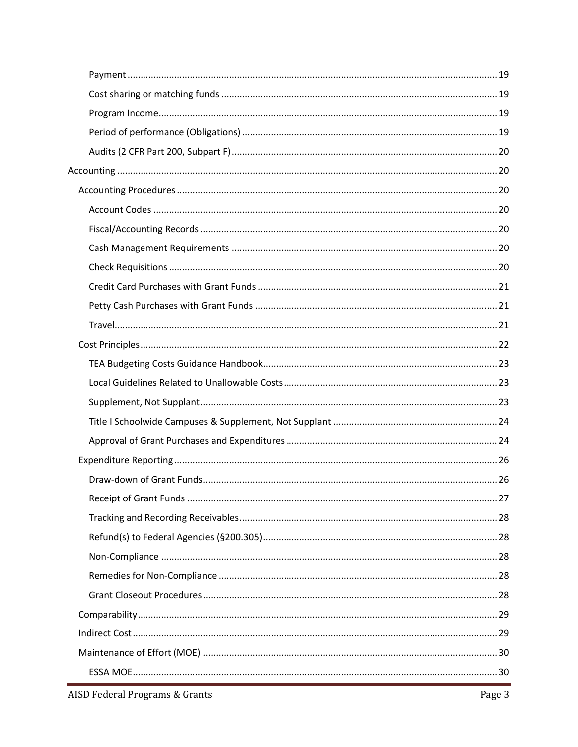Payment ......................................................................................................................................19

Cost sharing or matching funds ..........................................................................................19

Program Income.......................................................................................................................19

Period of performance (Obligations) ....................................................................................19

Audits (2 CFR Part 200, Subpart F) .......................................................................................20

Accounting .............................................................................................................................20

Accounting Procedures ..........................................................................................................20

Account Codes ...........................................................................................................................20

Fiscal/Accounting Records .....................................................................................................20

Cash Management Requirements .......................................................................................20

Check Requisitions ....................................................................................................................20

Credit Card Purchases with Grant Funds ...........................................................................21

Petty Cash Purchases with Grant Funds .............................................................................21

Travel............................................................................................................................................21

Cost Principles ..........................................................................................................................22

TEA Budgeting Costs Guidance Handbook..........................................................................23

Local Guidelines Related to Unallowable Costs .................................................................23

Supplement, Not Supplant.......................................................................................................23

Title I Schoolwide Campuses & Supplement, Not Supplant ..............................................24

Approval of Grant Purchases and Expenditures .................................................................24

Expenditure Reporting ............................................................................................................26

Draw-down of Grant Funds.......................................................................................................26

Receipt of Grant Funds ..............................................................................................................27

Tracking and Recording Receivables........................................................................................28

Refund(s) to Federal Agencies (§200.305)..............................................................................28

Non-Compliance .........................................................................................................................28

Remedies for Non-Compliance ..................................................................................................28

Grant Closeout Procedures........................................................................................................28

Comparability..............................................................................................................................29

Indirect Cost ................................................................................................................................29

Maintenance of Effort (MOE) ....................................................................................................30

ESSA MOE.......................................................................................................................................30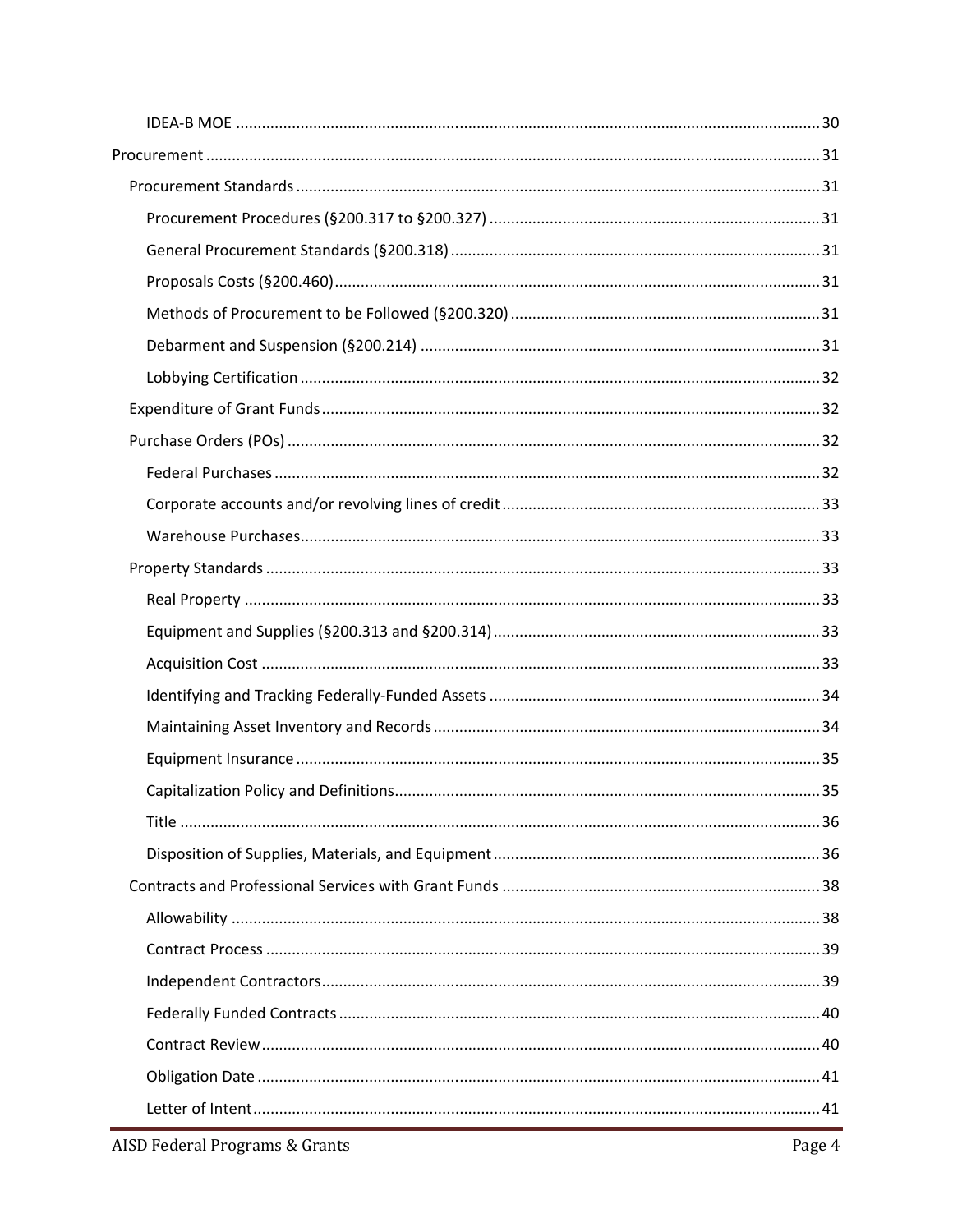- IDEA-B MOE .......... 30
- Procurement .......... 31
  - Procurement Standards .......... 31
    - Procurement Procedures (§200.317 to §200.327) .......... 31
    - General Procurement Standards (§200.318) .......... 31
    - Proposals Costs (§200.460) .......... 31
    - Methods of Procurement to be Followed (§200.320) .......... 31
    - Debarment and Suspension (§200.214) .......... 31
    - Lobbying Certification .......... 32
  - Expenditure of Grant Funds .......... 32
  - Purchase Orders (POs) .......... 32
    - Federal Purchases .......... 32
    - Corporate accounts and/or revolving lines of credit .......... 33
    - Warehouse Purchases .......... 33
  - Property Standards .......... 33
    - Real Property .......... 33
    - Equipment and Supplies (§200.313 and §200.314) .......... 33
    - Acquisition Cost .......... 33
    - Identifying and Tracking Federally-Funded Assets .......... 34
    - Maintaining Asset Inventory and Records .......... 34
    - Equipment Insurance .......... 35
    - Capitalization Policy and Definitions .......... 35
    - Title .......... 36
    - Disposition of Supplies, Materials, and Equipment .......... 36
  - Contracts and Professional Services with Grant Funds .......... 38
    - Allowability .......... 38
    - Contract Process .......... 39
    - Independent Contractors .......... 39
    - Federally Funded Contracts .......... 40
    - Contract Review .......... 40
    - Obligation Date .......... 41
    - Letter of Intent .......... 41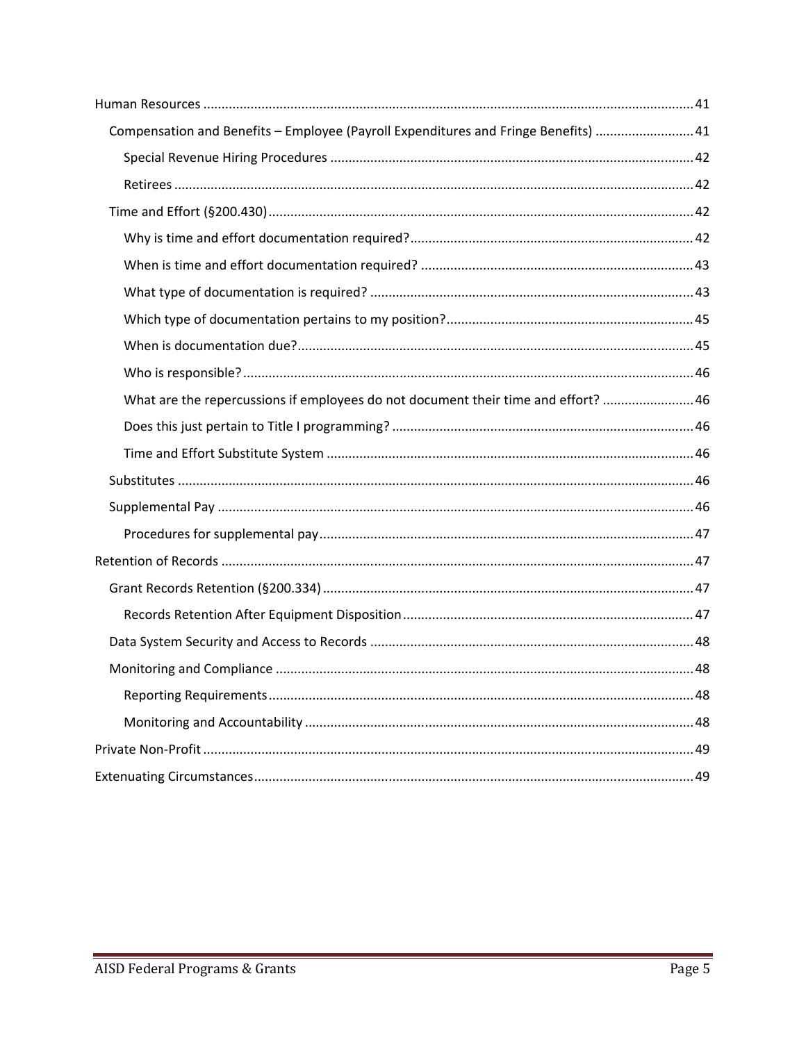- Human Resources ..... 41
  - Compensation and Benefits – Employee (Payroll Expenditures and Fringe Benefits) ..... 41
    - Special Revenue Hiring Procedures ..... 42
    - Retirees ..... 42
  - Time and Effort (§200.430) ..... 42
    - Why is time and effort documentation required? ..... 42
    - When is time and effort documentation required? ..... 43
    - What type of documentation is required? ..... 43
    - Which type of documentation pertains to my position? ..... 45
    - When is documentation due? ..... 45
    - Who is responsible? ..... 46
    - What are the repercussions if employees do not document their time and effort? ..... 46
    - Does this just pertain to Title I programming? ..... 46
    - Time and Effort Substitute System ..... 46
  - Substitutes ..... 46
  - Supplemental Pay ..... 46
    - Procedures for supplemental pay ..... 47
- Retention of Records ..... 47
  - Grant Records Retention (§200.334) ..... 47
    - Records Retention After Equipment Disposition ..... 47
  - Data System Security and Access to Records ..... 48
  - Monitoring and Compliance ..... 48
    - Reporting Requirements ..... 48
    - Monitoring and Accountability ..... 48
- Private Non-Profit ..... 49
- Extenuating Circumstances ..... 49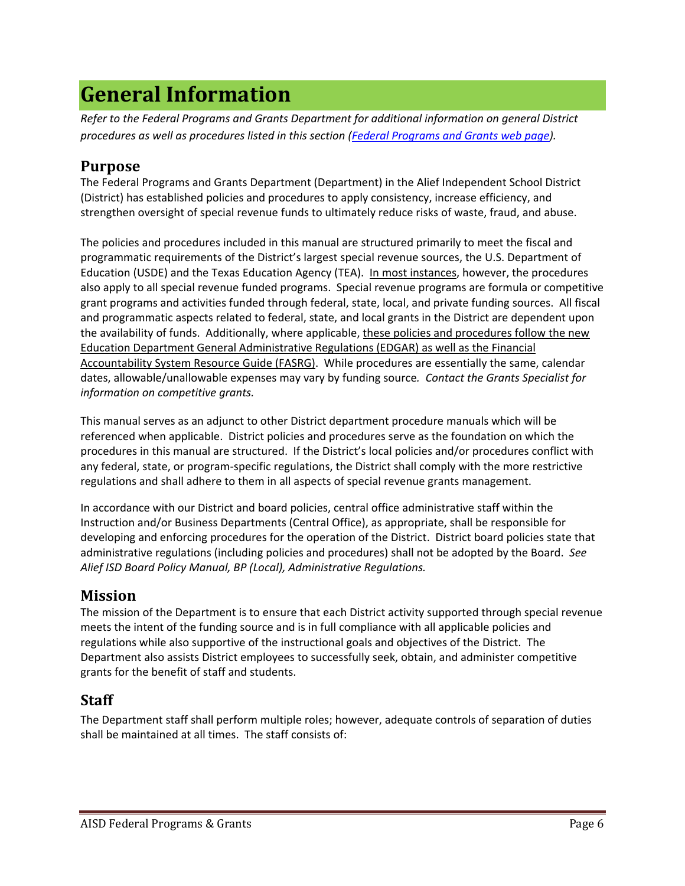# General Information

*Refer to the Federal Programs and Grants Department for additional information on general District procedures as well as procedures listed in this section (Federal Programs and Grants web page).*

## Purpose

The Federal Programs and Grants Department (Department) in the Alief Independent School District (District) has established policies and procedures to apply consistency, increase efficiency, and strengthen oversight of special revenue funds to ultimately reduce risks of waste, fraud, and abuse.

The policies and procedures included in this manual are structured primarily to meet the fiscal and programmatic requirements of the District's largest special revenue sources, the U.S. Department of Education (USDE) and the Texas Education Agency (TEA). In most instances, however, the procedures also apply to all special revenue funded programs. Special revenue programs are formula or competitive grant programs and activities funded through federal, state, local, and private funding sources. All fiscal and programmatic aspects related to federal, state, and local grants in the District are dependent upon the availability of funds. Additionally, where applicable, these policies and procedures follow the new Education Department General Administrative Regulations (EDGAR) as well as the Financial Accountability System Resource Guide (FASRG). While procedures are essentially the same, calendar dates, allowable/unallowable expenses may vary by funding source. *Contact the Grants Specialist for information on competitive grants.*

This manual serves as an adjunct to other District department procedure manuals which will be referenced when applicable. District policies and procedures serve as the foundation on which the procedures in this manual are structured. If the District's local policies and/or procedures conflict with any federal, state, or program-specific regulations, the District shall comply with the more restrictive regulations and shall adhere to them in all aspects of special revenue grants management.

In accordance with our District and board policies, central office administrative staff within the Instruction and/or Business Departments (Central Office), as appropriate, shall be responsible for developing and enforcing procedures for the operation of the District. District board policies state that administrative regulations (including policies and procedures) shall not be adopted by the Board. *See Alief ISD Board Policy Manual, BP (Local), Administrative Regulations.*

## Mission

The mission of the Department is to ensure that each District activity supported through special revenue meets the intent of the funding source and is in full compliance with all applicable policies and regulations while also supportive of the instructional goals and objectives of the District. The Department also assists District employees to successfully seek, obtain, and administer competitive grants for the benefit of staff and students.

## Staff

The Department staff shall perform multiple roles; however, adequate controls of separation of duties shall be maintained at all times. The staff consists of: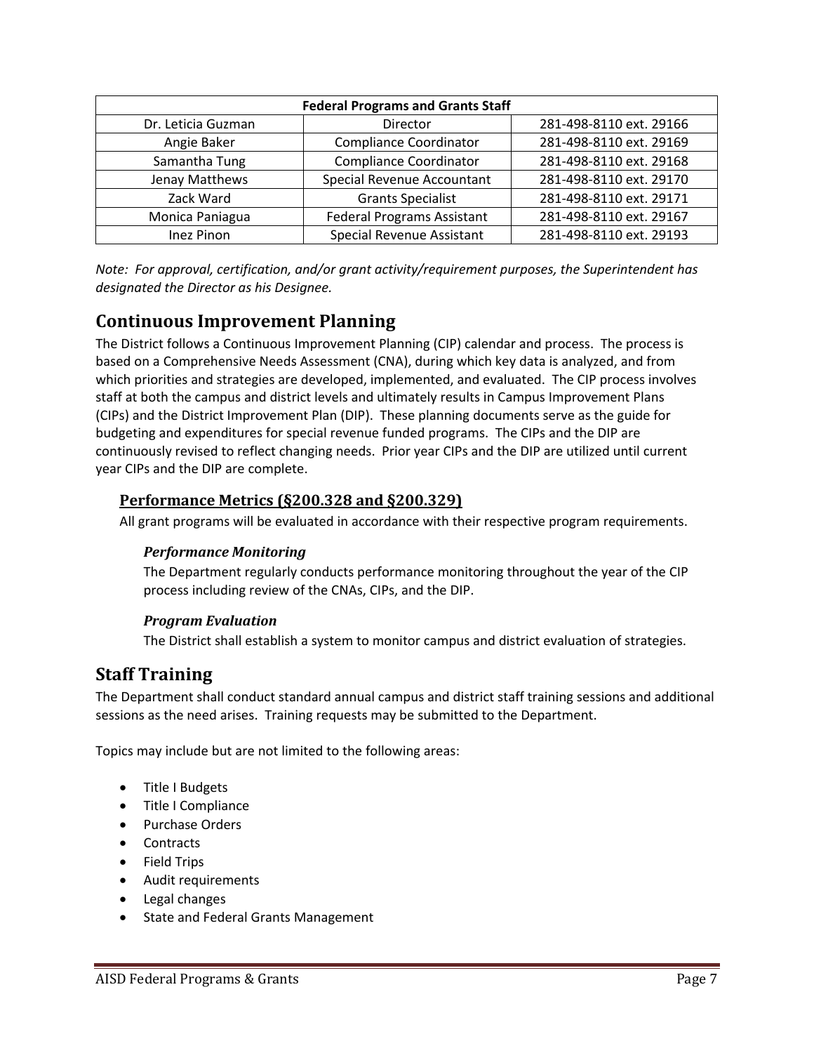| Federal Programs and Grants Staff | | |
|---|---|---|
| Dr. Leticia Guzman | Director | 281-498-8110 ext. 29166 |
| Angie Baker | Compliance Coordinator | 281-498-8110 ext. 29169 |
| Samantha Tung | Compliance Coordinator | 281-498-8110 ext. 29168 |
| Jenay Matthews | Special Revenue Accountant | 281-498-8110 ext. 29170 |
| Zack Ward | Grants Specialist | 281-498-8110 ext. 29171 |
| Monica Paniagua | Federal Programs Assistant | 281-498-8110 ext. 29167 |
| Inez Pinon | Special Revenue Assistant | 281-498-8110 ext. 29193 |

*Note: For approval, certification, and/or grant activity/requirement purposes, the Superintendent has designated the Director as his Designee.*

## Continuous Improvement Planning

The District follows a Continuous Improvement Planning (CIP) calendar and process. The process is based on a Comprehensive Needs Assessment (CNA), during which key data is analyzed, and from which priorities and strategies are developed, implemented, and evaluated. The CIP process involves staff at both the campus and district levels and ultimately results in Campus Improvement Plans (CIPs) and the District Improvement Plan (DIP). These planning documents serve as the guide for budgeting and expenditures for special revenue funded programs. The CIPs and the DIP are continuously revised to reflect changing needs. Prior year CIPs and the DIP are utilized until current year CIPs and the DIP are complete.

### Performance Metrics (§200.328 and §200.329)

All grant programs will be evaluated in accordance with their respective program requirements.

#### *Performance Monitoring*

The Department regularly conducts performance monitoring throughout the year of the CIP process including review of the CNAs, CIPs, and the DIP.

#### *Program Evaluation*

The District shall establish a system to monitor campus and district evaluation of strategies.

## Staff Training

The Department shall conduct standard annual campus and district staff training sessions and additional sessions as the need arises. Training requests may be submitted to the Department.

Topics may include but are not limited to the following areas:

- Title I Budgets
- Title I Compliance
- Purchase Orders
- Contracts
- Field Trips
- Audit requirements
- Legal changes
- State and Federal Grants Management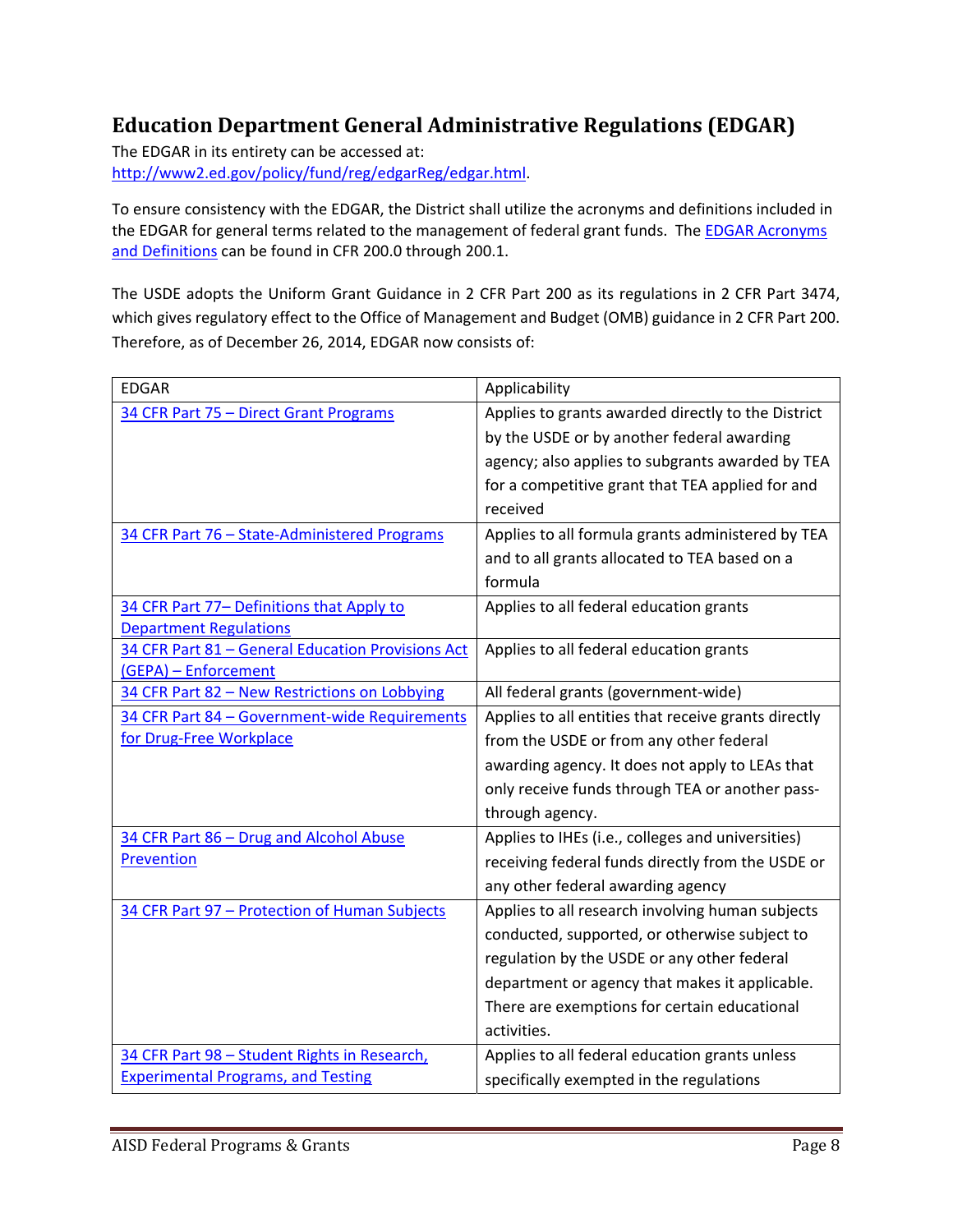## Education Department General Administrative Regulations (EDGAR)

The EDGAR in its entirety can be accessed at:
[http://www2.ed.gov/policy/fund/reg/edgarReg/edgar.html](http://www2.ed.gov/policy/fund/reg/edgarReg/edgar.html).

To ensure consistency with the EDGAR, the District shall utilize the acronyms and definitions included in the EDGAR for general terms related to the management of federal grant funds. The EDGAR Acronyms and Definitions can be found in CFR 200.0 through 200.1.

The USDE adopts the Uniform Grant Guidance in 2 CFR Part 200 as its regulations in 2 CFR Part 3474, which gives regulatory effect to the Office of Management and Budget (OMB) guidance in 2 CFR Part 200. Therefore, as of December 26, 2014, EDGAR now consists of:

| EDGAR | Applicability |
|---|---|
| 34 CFR Part 75 – Direct Grant Programs | Applies to grants awarded directly to the District by the USDE or by another federal awarding agency; also applies to subgrants awarded by TEA for a competitive grant that TEA applied for and received |
| 34 CFR Part 76 – State-Administered Programs | Applies to all formula grants administered by TEA and to all grants allocated to TEA based on a formula |
| 34 CFR Part 77– Definitions that Apply to Department Regulations | Applies to all federal education grants |
| 34 CFR Part 81 – General Education Provisions Act (GEPA) – Enforcement | Applies to all federal education grants |
| 34 CFR Part 82 – New Restrictions on Lobbying | All federal grants (government-wide) |
| 34 CFR Part 84 – Government-wide Requirements for Drug-Free Workplace | Applies to all entities that receive grants directly from the USDE or from any other federal awarding agency. It does not apply to LEAs that only receive funds through TEA or another pass-through agency. |
| 34 CFR Part 86 – Drug and Alcohol Abuse Prevention | Applies to IHEs (i.e., colleges and universities) receiving federal funds directly from the USDE or any other federal awarding agency |
| 34 CFR Part 97 – Protection of Human Subjects | Applies to all research involving human subjects conducted, supported, or otherwise subject to regulation by the USDE or any other federal department or agency that makes it applicable. There are exemptions for certain educational activities. |
| 34 CFR Part 98 – Student Rights in Research, Experimental Programs, and Testing | Applies to all federal education grants unless specifically exempted in the regulations |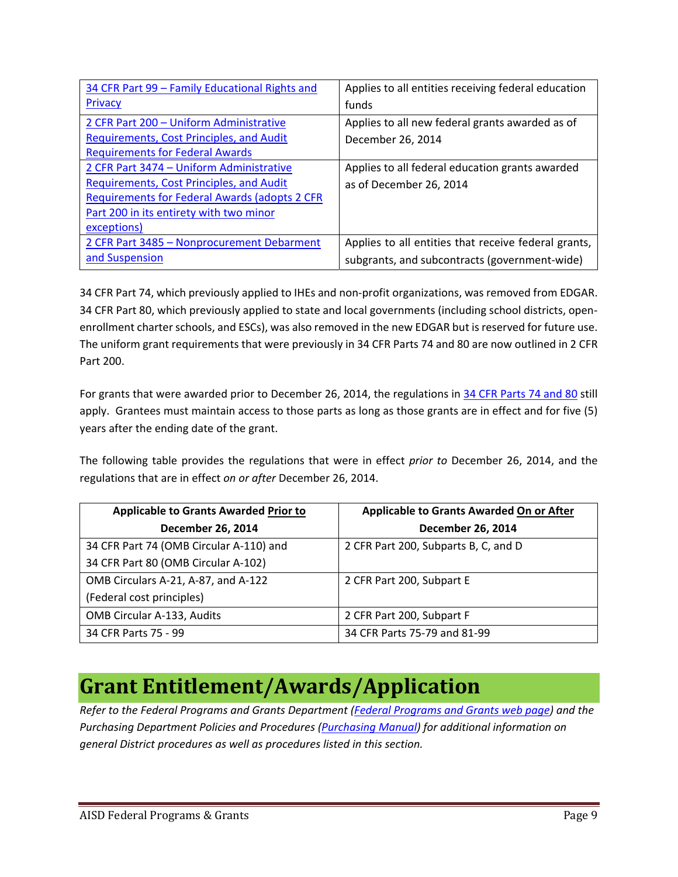| | |
|---|---|
| [34 CFR Part 99 – Family Educational Rights and Privacy]() | Applies to all entities receiving federal education funds |
| [2 CFR Part 200 – Uniform Administrative Requirements, Cost Principles, and Audit Requirements for Federal Awards]() | Applies to all new federal grants awarded as of December 26, 2014 |
| [2 CFR Part 3474 – Uniform Administrative Requirements, Cost Principles, and Audit Requirements for Federal Awards (adopts 2 CFR Part 200 in its entirety with two minor exceptions)]() | Applies to all federal education grants awarded as of December 26, 2014 |
| [2 CFR Part 3485 – Nonprocurement Debarment and Suspension]() | Applies to all entities that receive federal grants, subgrants, and subcontracts (government-wide) |

34 CFR Part 74, which previously applied to IHEs and non-profit organizations, was removed from EDGAR. 34 CFR Part 80, which previously applied to state and local governments (including school districts, open-enrollment charter schools, and ESCs), was also removed in the new EDGAR but is reserved for future use. The uniform grant requirements that were previously in 34 CFR Parts 74 and 80 are now outlined in 2 CFR Part 200.

For grants that were awarded prior to December 26, 2014, the regulations in [34 CFR Parts 74 and 80]() still apply. Grantees must maintain access to those parts as long as those grants are in effect and for five (5) years after the ending date of the grant.

The following table provides the regulations that were in effect *prior to* December 26, 2014, and the regulations that are in effect *on or after* December 26, 2014.

| **Applicable to Grants Awarded Prior to December 26, 2014** | **Applicable to Grants Awarded On or After December 26, 2014** |
|---|---|
| 34 CFR Part 74 (OMB Circular A-110) and 34 CFR Part 80 (OMB Circular A-102) | 2 CFR Part 200, Subparts B, C, and D |
| OMB Circulars A-21, A-87, and A-122 (Federal cost principles) | 2 CFR Part 200, Subpart E |
| OMB Circular A-133, Audits | 2 CFR Part 200, Subpart F |
| 34 CFR Parts 75 - 99 | 34 CFR Parts 75-79 and 81-99 |

# Grant Entitlement/Awards/Application

*Refer to the Federal Programs and Grants Department ([Federal Programs and Grants web page]()) and the Purchasing Department Policies and Procedures ([Purchasing Manual]()) for additional information on general District procedures as well as procedures listed in this section.*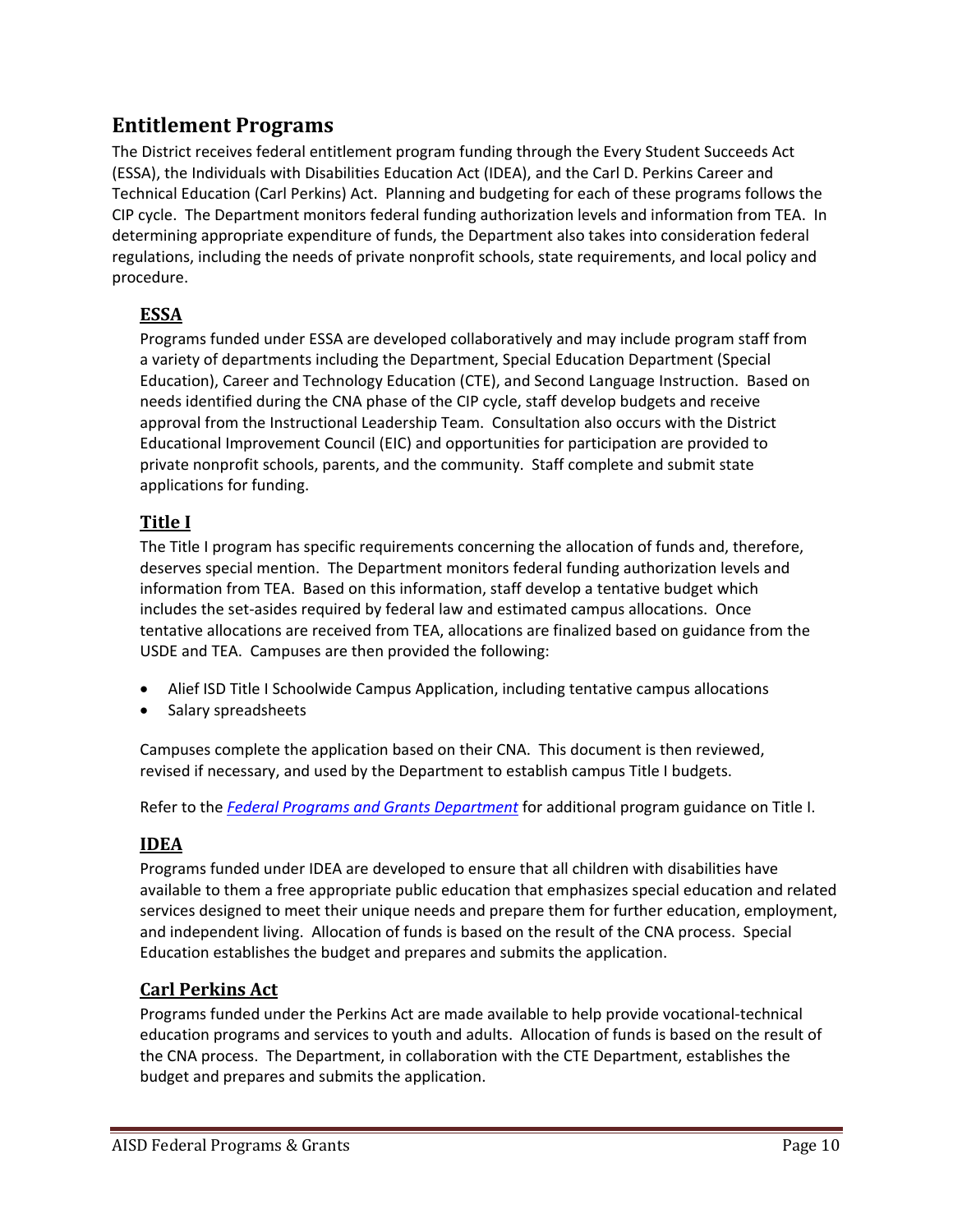## Entitlement Programs

The District receives federal entitlement program funding through the Every Student Succeeds Act (ESSA), the Individuals with Disabilities Education Act (IDEA), and the Carl D. Perkins Career and Technical Education (Carl Perkins) Act. Planning and budgeting for each of these programs follows the CIP cycle. The Department monitors federal funding authorization levels and information from TEA. In determining appropriate expenditure of funds, the Department also takes into consideration federal regulations, including the needs of private nonprofit schools, state requirements, and local policy and procedure.

### ESSA

Programs funded under ESSA are developed collaboratively and may include program staff from a variety of departments including the Department, Special Education Department (Special Education), Career and Technology Education (CTE), and Second Language Instruction. Based on needs identified during the CNA phase of the CIP cycle, staff develop budgets and receive approval from the Instructional Leadership Team. Consultation also occurs with the District Educational Improvement Council (EIC) and opportunities for participation are provided to private nonprofit schools, parents, and the community. Staff complete and submit state applications for funding.

### Title I

The Title I program has specific requirements concerning the allocation of funds and, therefore, deserves special mention. The Department monitors federal funding authorization levels and information from TEA. Based on this information, staff develop a tentative budget which includes the set-asides required by federal law and estimated campus allocations. Once tentative allocations are received from TEA, allocations are finalized based on guidance from the USDE and TEA. Campuses are then provided the following:

- Alief ISD Title I Schoolwide Campus Application, including tentative campus allocations
- Salary spreadsheets

Campuses complete the application based on their CNA. This document is then reviewed, revised if necessary, and used by the Department to establish campus Title I budgets.

Refer to the *Federal Programs and Grants Department* for additional program guidance on Title I.

### IDEA

Programs funded under IDEA are developed to ensure that all children with disabilities have available to them a free appropriate public education that emphasizes special education and related services designed to meet their unique needs and prepare them for further education, employment, and independent living. Allocation of funds is based on the result of the CNA process. Special Education establishes the budget and prepares and submits the application.

### Carl Perkins Act

Programs funded under the Perkins Act are made available to help provide vocational-technical education programs and services to youth and adults. Allocation of funds is based on the result of the CNA process. The Department, in collaboration with the CTE Department, establishes the budget and prepares and submits the application.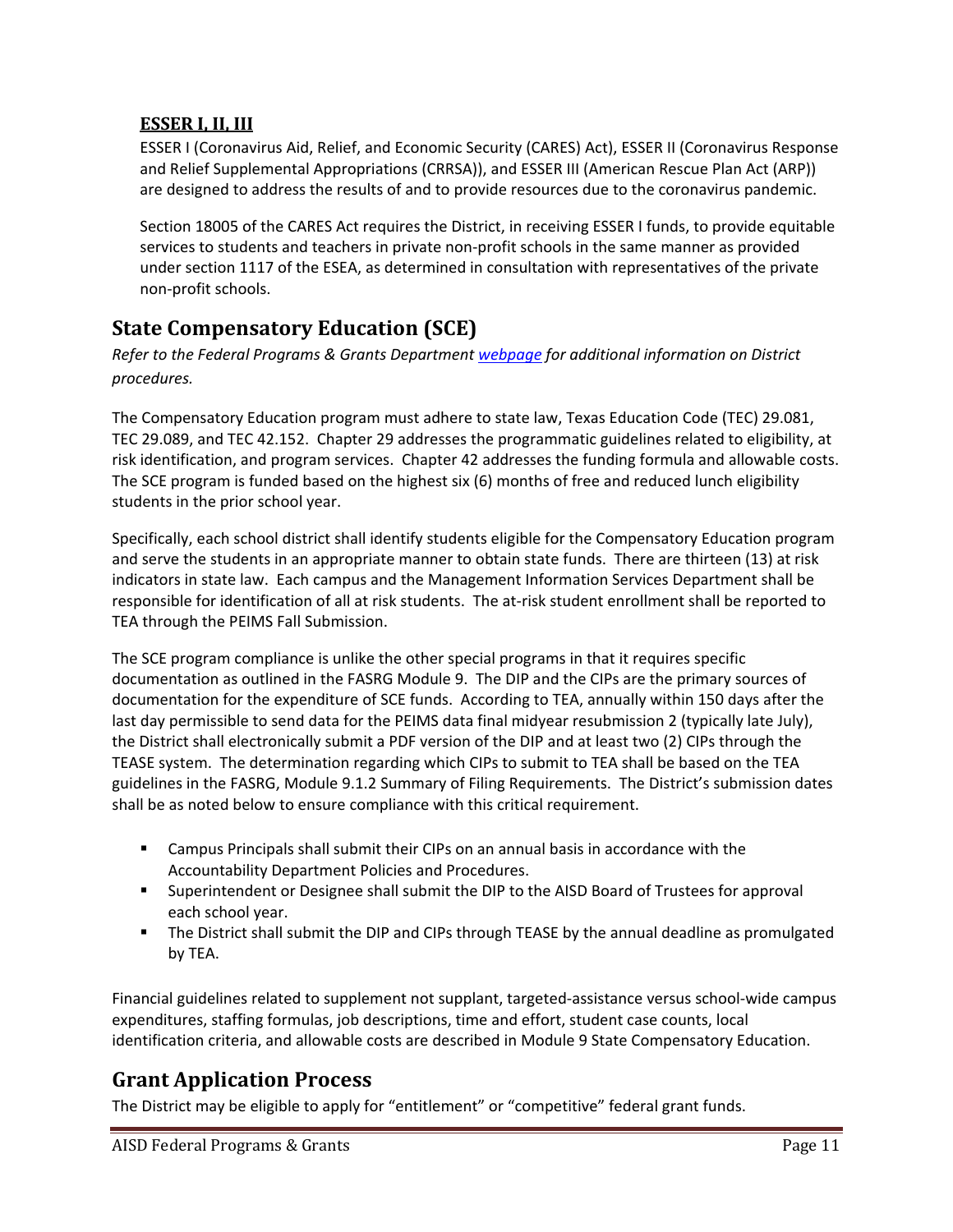### ESSER I, II, III

ESSER I (Coronavirus Aid, Relief, and Economic Security (CARES) Act), ESSER II (Coronavirus Response and Relief Supplemental Appropriations (CRRSA)), and ESSER III (American Rescue Plan Act (ARP)) are designed to address the results of and to provide resources due to the coronavirus pandemic.

Section 18005 of the CARES Act requires the District, in receiving ESSER I funds, to provide equitable services to students and teachers in private non-profit schools in the same manner as provided under section 1117 of the ESEA, as determined in consultation with representatives of the private non-profit schools.

## State Compensatory Education (SCE)

*Refer to the Federal Programs & Grants Department webpage for additional information on District procedures.*

The Compensatory Education program must adhere to state law, Texas Education Code (TEC) 29.081, TEC 29.089, and TEC 42.152. Chapter 29 addresses the programmatic guidelines related to eligibility, at risk identification, and program services. Chapter 42 addresses the funding formula and allowable costs. The SCE program is funded based on the highest six (6) months of free and reduced lunch eligibility students in the prior school year.

Specifically, each school district shall identify students eligible for the Compensatory Education program and serve the students in an appropriate manner to obtain state funds. There are thirteen (13) at risk indicators in state law. Each campus and the Management Information Services Department shall be responsible for identification of all at risk students. The at-risk student enrollment shall be reported to TEA through the PEIMS Fall Submission.

The SCE program compliance is unlike the other special programs in that it requires specific documentation as outlined in the FASRG Module 9. The DIP and the CIPs are the primary sources of documentation for the expenditure of SCE funds. According to TEA, annually within 150 days after the last day permissible to send data for the PEIMS data final midyear resubmission 2 (typically late July), the District shall electronically submit a PDF version of the DIP and at least two (2) CIPs through the TEASE system. The determination regarding which CIPs to submit to TEA shall be based on the TEA guidelines in the FASRG, Module 9.1.2 Summary of Filing Requirements. The District's submission dates shall be as noted below to ensure compliance with this critical requirement.

- Campus Principals shall submit their CIPs on an annual basis in accordance with the Accountability Department Policies and Procedures.
- Superintendent or Designee shall submit the DIP to the AISD Board of Trustees for approval each school year.
- The District shall submit the DIP and CIPs through TEASE by the annual deadline as promulgated by TEA.

Financial guidelines related to supplement not supplant, targeted-assistance versus school-wide campus expenditures, staffing formulas, job descriptions, time and effort, student case counts, local identification criteria, and allowable costs are described in Module 9 State Compensatory Education.

## Grant Application Process

The District may be eligible to apply for "entitlement" or "competitive" federal grant funds.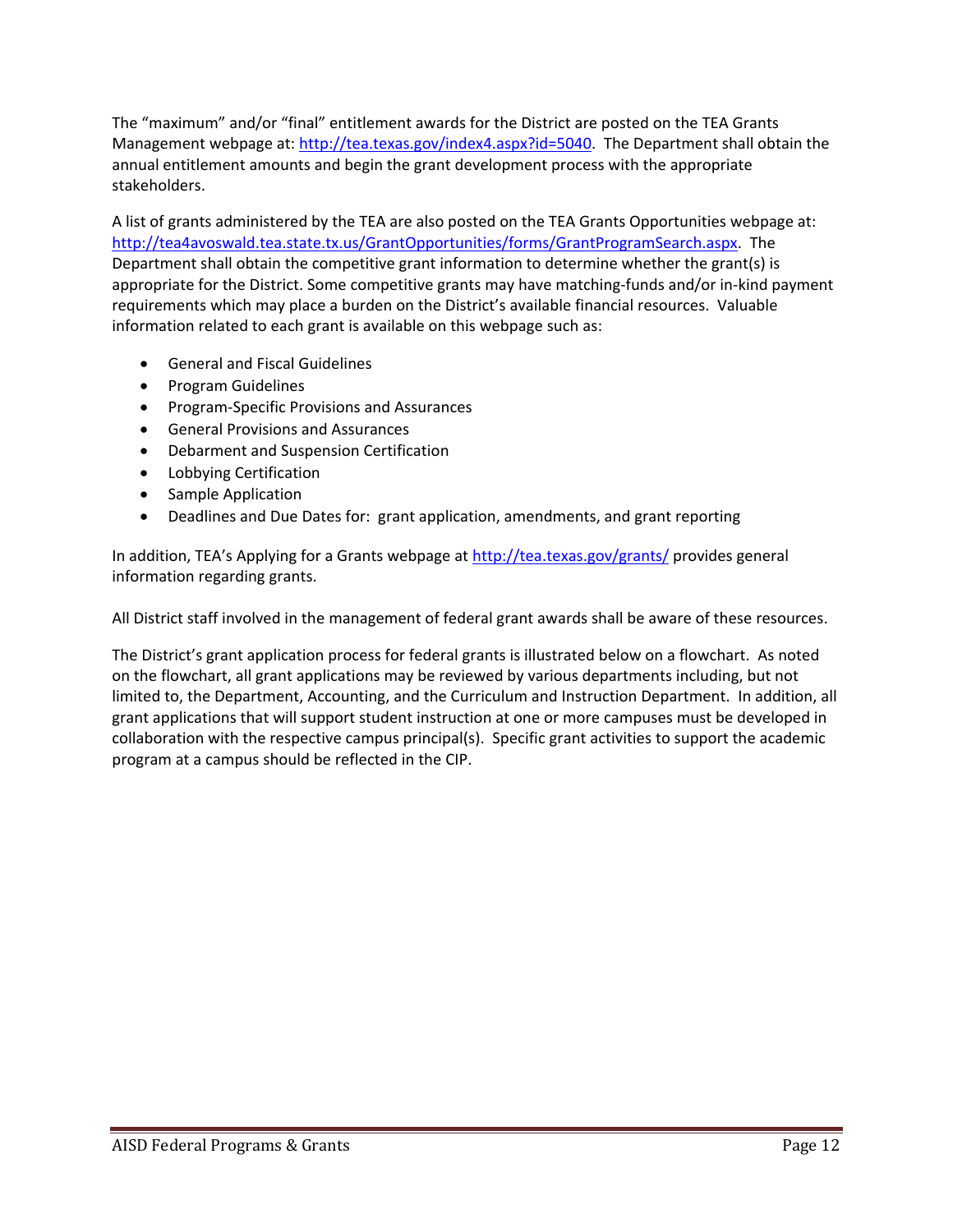The "maximum" and/or "final" entitlement awards for the District are posted on the TEA Grants Management webpage at: http://tea.texas.gov/index4.aspx?id=5040. The Department shall obtain the annual entitlement amounts and begin the grant development process with the appropriate stakeholders.

A list of grants administered by the TEA are also posted on the TEA Grants Opportunities webpage at: http://tea4avoswald.tea.state.tx.us/GrantOpportunities/forms/GrantProgramSearch.aspx. The Department shall obtain the competitive grant information to determine whether the grant(s) is appropriate for the District. Some competitive grants may have matching-funds and/or in-kind payment requirements which may place a burden on the District's available financial resources. Valuable information related to each grant is available on this webpage such as:

- General and Fiscal Guidelines
- Program Guidelines
- Program-Specific Provisions and Assurances
- General Provisions and Assurances
- Debarment and Suspension Certification
- Lobbying Certification
- Sample Application
- Deadlines and Due Dates for: grant application, amendments, and grant reporting

In addition, TEA's Applying for a Grants webpage at http://tea.texas.gov/grants/ provides general information regarding grants.

All District staff involved in the management of federal grant awards shall be aware of these resources.

The District's grant application process for federal grants is illustrated below on a flowchart. As noted on the flowchart, all grant applications may be reviewed by various departments including, but not limited to, the Department, Accounting, and the Curriculum and Instruction Department. In addition, all grant applications that will support student instruction at one or more campuses must be developed in collaboration with the respective campus principal(s). Specific grant activities to support the academic program at a campus should be reflected in the CIP.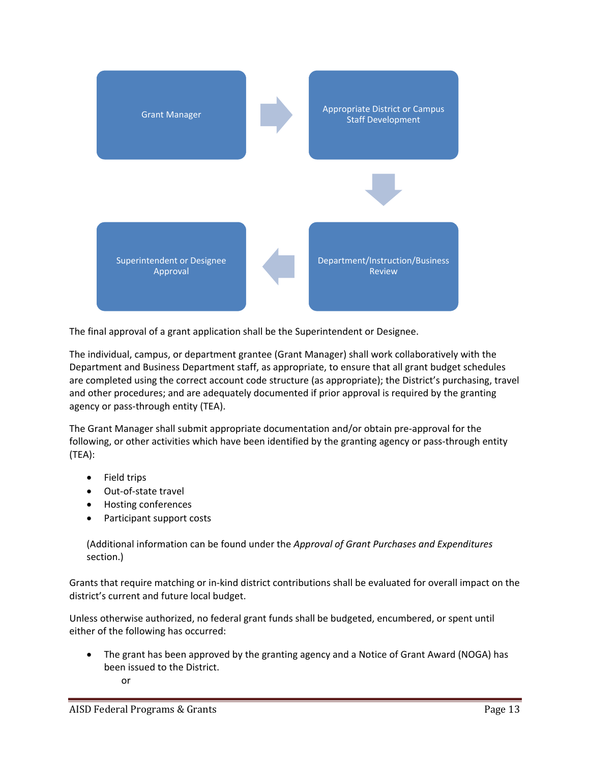Grant Manager → Appropriate District or Campus Staff Development → Department/Instruction/Business Review → Superintendent or Designee Approval

The final approval of a grant application shall be the Superintendent or Designee.

The individual, campus, or department grantee (Grant Manager) shall work collaboratively with the Department and Business Department staff, as appropriate, to ensure that all grant budget schedules are completed using the correct account code structure (as appropriate); the District's purchasing, travel and other procedures; and are adequately documented if prior approval is required by the granting agency or pass-through entity (TEA).

The Grant Manager shall submit appropriate documentation and/or obtain pre-approval for the following, or other activities which have been identified by the granting agency or pass-through entity (TEA):

- Field trips
- Out-of-state travel
- Hosting conferences
- Participant support costs

(Additional information can be found under the *Approval of Grant Purchases and Expenditures* section.)

Grants that require matching or in-kind district contributions shall be evaluated for overall impact on the district's current and future local budget.

Unless otherwise authorized, no federal grant funds shall be budgeted, encumbered, or spent until either of the following has occurred:

- The grant has been approved by the granting agency and a Notice of Grant Award (NOGA) has been issued to the District.

  or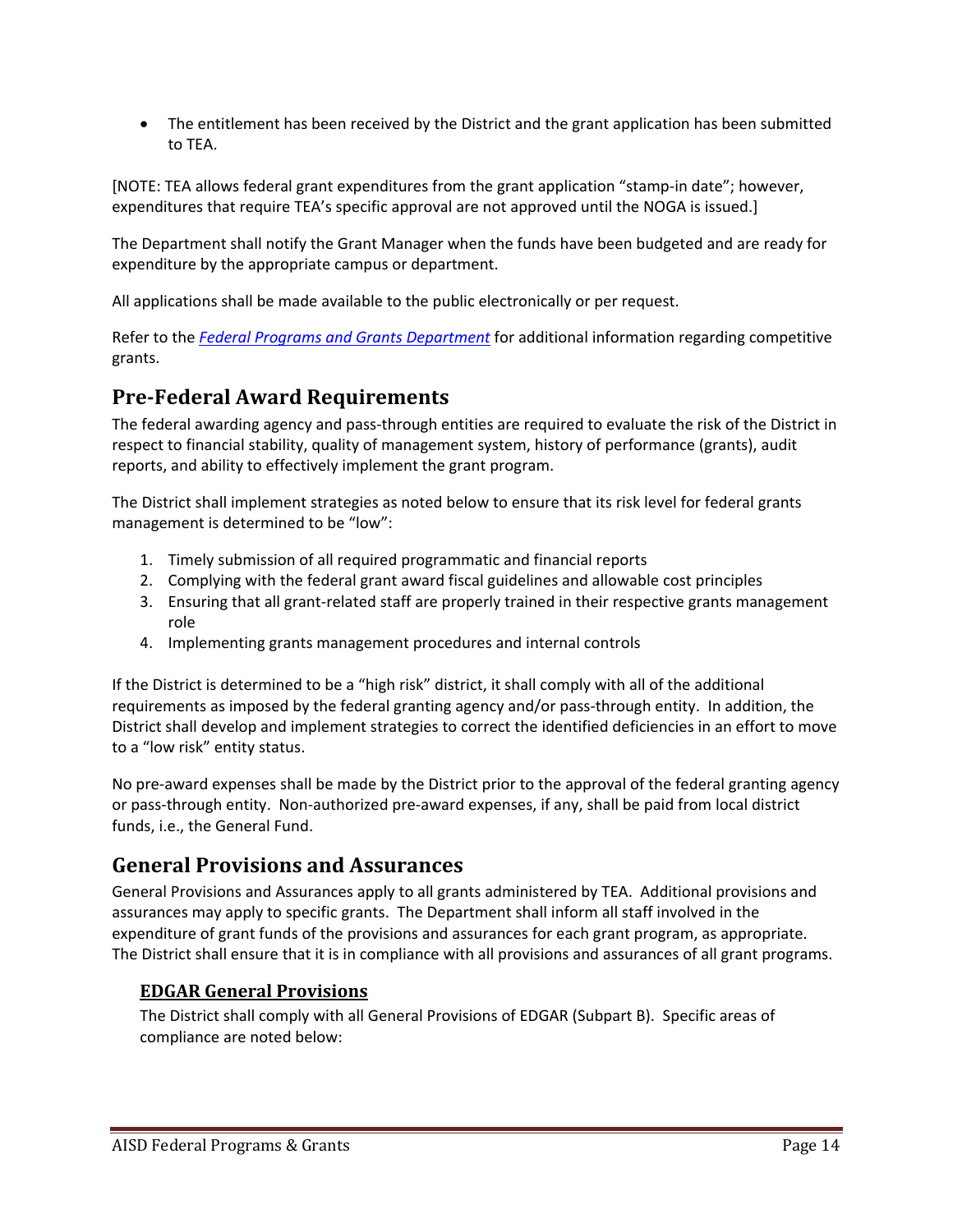- The entitlement has been received by the District and the grant application has been submitted to TEA.

[NOTE: TEA allows federal grant expenditures from the grant application "stamp-in date"; however, expenditures that require TEA's specific approval are not approved until the NOGA is issued.]

The Department shall notify the Grant Manager when the funds have been budgeted and are ready for expenditure by the appropriate campus or department.

All applications shall be made available to the public electronically or per request.

Refer to the *Federal Programs and Grants Department* for additional information regarding competitive grants.

## Pre-Federal Award Requirements

The federal awarding agency and pass-through entities are required to evaluate the risk of the District in respect to financial stability, quality of management system, history of performance (grants), audit reports, and ability to effectively implement the grant program.

The District shall implement strategies as noted below to ensure that its risk level for federal grants management is determined to be "low":

1. Timely submission of all required programmatic and financial reports
2. Complying with the federal grant award fiscal guidelines and allowable cost principles
3. Ensuring that all grant-related staff are properly trained in their respective grants management role
4. Implementing grants management procedures and internal controls

If the District is determined to be a "high risk" district, it shall comply with all of the additional requirements as imposed by the federal granting agency and/or pass-through entity. In addition, the District shall develop and implement strategies to correct the identified deficiencies in an effort to move to a "low risk" entity status.

No pre-award expenses shall be made by the District prior to the approval of the federal granting agency or pass-through entity. Non-authorized pre-award expenses, if any, shall be paid from local district funds, i.e., the General Fund.

## General Provisions and Assurances

General Provisions and Assurances apply to all grants administered by TEA. Additional provisions and assurances may apply to specific grants. The Department shall inform all staff involved in the expenditure of grant funds of the provisions and assurances for each grant program, as appropriate. The District shall ensure that it is in compliance with all provisions and assurances of all grant programs.

### EDGAR General Provisions

The District shall comply with all General Provisions of EDGAR (Subpart B). Specific areas of compliance are noted below: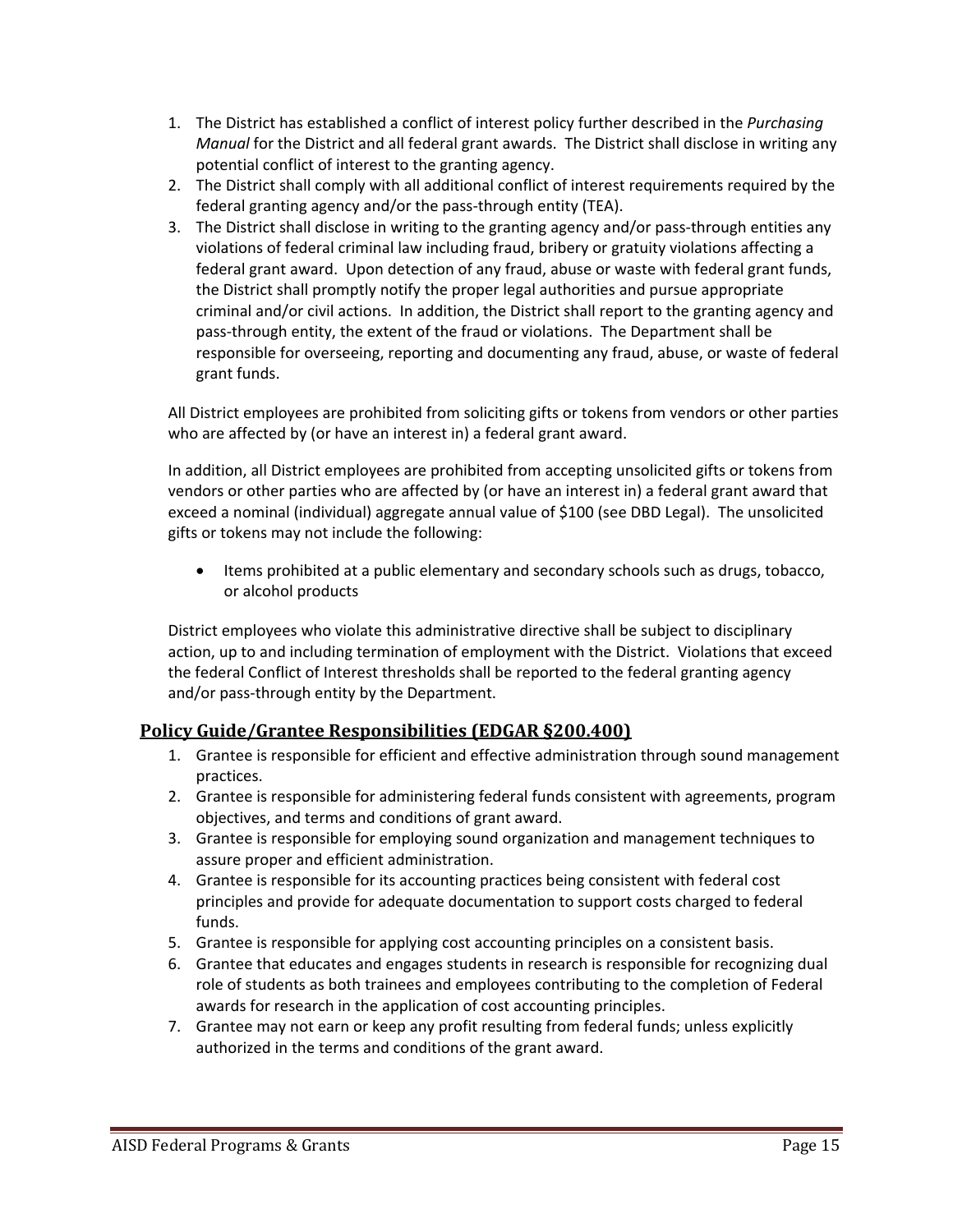1. The District has established a conflict of interest policy further described in the *Purchasing Manual* for the District and all federal grant awards. The District shall disclose in writing any potential conflict of interest to the granting agency.
2. The District shall comply with all additional conflict of interest requirements required by the federal granting agency and/or the pass-through entity (TEA).
3. The District shall disclose in writing to the granting agency and/or pass-through entities any violations of federal criminal law including fraud, bribery or gratuity violations affecting a federal grant award. Upon detection of any fraud, abuse or waste with federal grant funds, the District shall promptly notify the proper legal authorities and pursue appropriate criminal and/or civil actions. In addition, the District shall report to the granting agency and pass-through entity, the extent of the fraud or violations. The Department shall be responsible for overseeing, reporting and documenting any fraud, abuse, or waste of federal grant funds.

All District employees are prohibited from soliciting gifts or tokens from vendors or other parties who are affected by (or have an interest in) a federal grant award.

In addition, all District employees are prohibited from accepting unsolicited gifts or tokens from vendors or other parties who are affected by (or have an interest in) a federal grant award that exceed a nominal (individual) aggregate annual value of $100 (see DBD Legal). The unsolicited gifts or tokens may not include the following:

- Items prohibited at a public elementary and secondary schools such as drugs, tobacco, or alcohol products

District employees who violate this administrative directive shall be subject to disciplinary action, up to and including termination of employment with the District. Violations that exceed the federal Conflict of Interest thresholds shall be reported to the federal granting agency and/or pass-through entity by the Department.

## Policy Guide/Grantee Responsibilities (EDGAR §200.400)

1. Grantee is responsible for efficient and effective administration through sound management practices.
2. Grantee is responsible for administering federal funds consistent with agreements, program objectives, and terms and conditions of grant award.
3. Grantee is responsible for employing sound organization and management techniques to assure proper and efficient administration.
4. Grantee is responsible for its accounting practices being consistent with federal cost principles and provide for adequate documentation to support costs charged to federal funds.
5. Grantee is responsible for applying cost accounting principles on a consistent basis.
6. Grantee that educates and engages students in research is responsible for recognizing dual role of students as both trainees and employees contributing to the completion of Federal awards for research in the application of cost accounting principles.
7. Grantee may not earn or keep any profit resulting from federal funds; unless explicitly authorized in the terms and conditions of the grant award.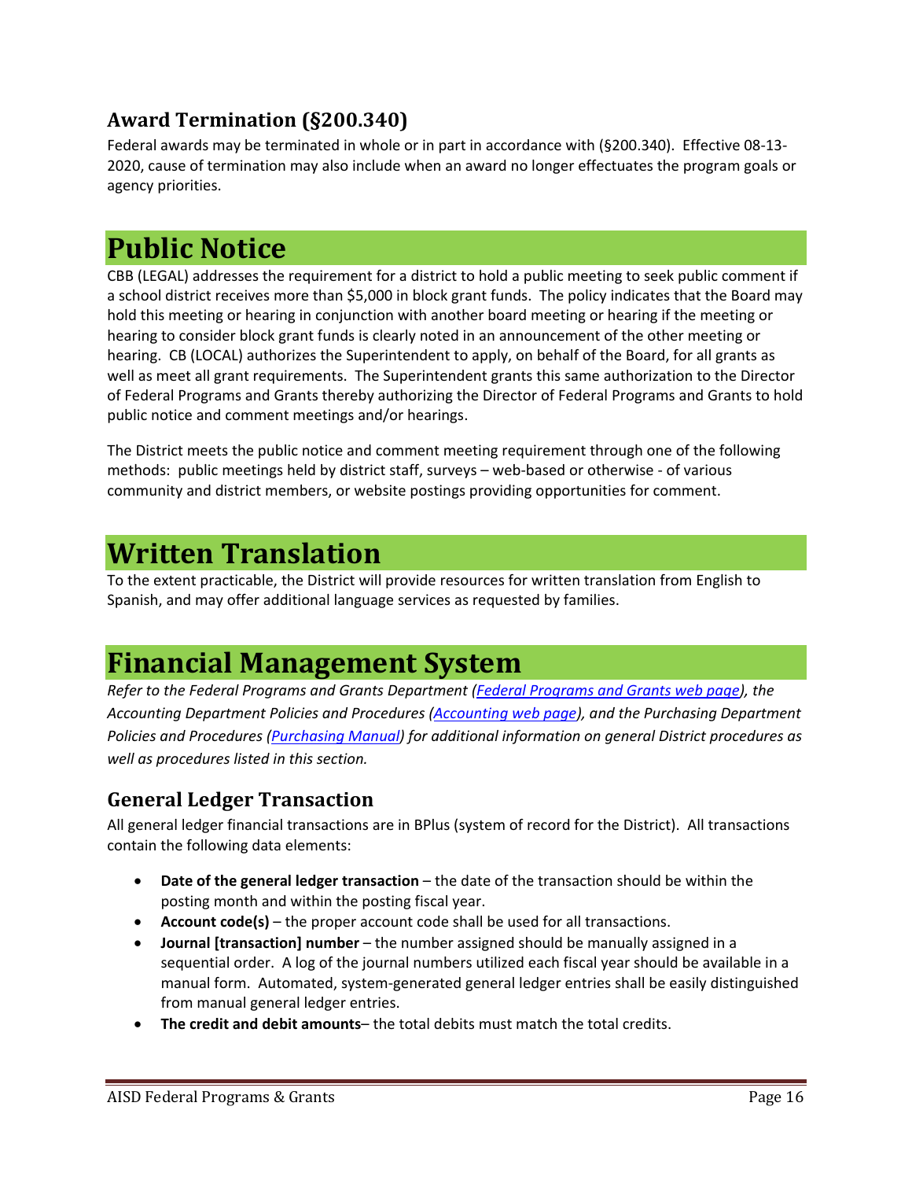## Award Termination (§200.340)

Federal awards may be terminated in whole or in part in accordance with (§200.340). Effective 08-13-2020, cause of termination may also include when an award no longer effectuates the program goals or agency priorities.

# Public Notice

CBB (LEGAL) addresses the requirement for a district to hold a public meeting to seek public comment if a school district receives more than $5,000 in block grant funds. The policy indicates that the Board may hold this meeting or hearing in conjunction with another board meeting or hearing if the meeting or hearing to consider block grant funds is clearly noted in an announcement of the other meeting or hearing. CB (LOCAL) authorizes the Superintendent to apply, on behalf of the Board, for all grants as well as meet all grant requirements. The Superintendent grants this same authorization to the Director of Federal Programs and Grants thereby authorizing the Director of Federal Programs and Grants to hold public notice and comment meetings and/or hearings.

The District meets the public notice and comment meeting requirement through one of the following methods: public meetings held by district staff, surveys – web-based or otherwise - of various community and district members, or website postings providing opportunities for comment.

# Written Translation

To the extent practicable, the District will provide resources for written translation from English to Spanish, and may offer additional language services as requested by families.

# Financial Management System

*Refer to the Federal Programs and Grants Department (Federal Programs and Grants web page), the Accounting Department Policies and Procedures (Accounting web page), and the Purchasing Department Policies and Procedures (Purchasing Manual) for additional information on general District procedures as well as procedures listed in this section.*

## General Ledger Transaction

All general ledger financial transactions are in BPlus (system of record for the District). All transactions contain the following data elements:

- **Date of the general ledger transaction** – the date of the transaction should be within the posting month and within the posting fiscal year.
- **Account code(s)** – the proper account code shall be used for all transactions.
- **Journal [transaction] number** – the number assigned should be manually assigned in a sequential order. A log of the journal numbers utilized each fiscal year should be available in a manual form. Automated, system-generated general ledger entries shall be easily distinguished from manual general ledger entries.
- **The credit and debit amounts**– the total debits must match the total credits.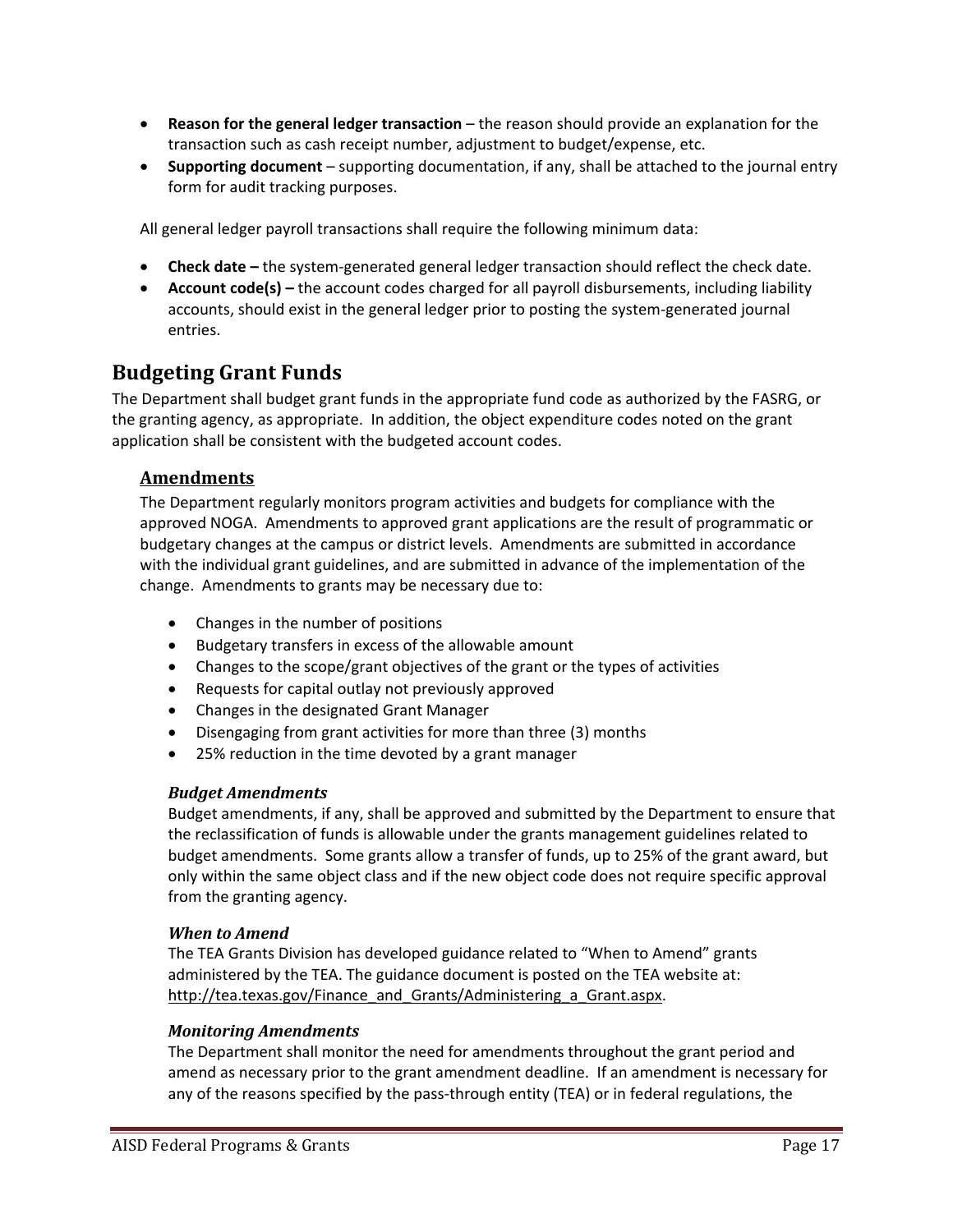- **Reason for the general ledger transaction** – the reason should provide an explanation for the transaction such as cash receipt number, adjustment to budget/expense, etc.
- **Supporting document** – supporting documentation, if any, shall be attached to the journal entry form for audit tracking purposes.

All general ledger payroll transactions shall require the following minimum data:

- **Check date –** the system-generated general ledger transaction should reflect the check date.
- **Account code(s) –** the account codes charged for all payroll disbursements, including liability accounts, should exist in the general ledger prior to posting the system-generated journal entries.

## Budgeting Grant Funds

The Department shall budget grant funds in the appropriate fund code as authorized by the FASRG, or the granting agency, as appropriate. In addition, the object expenditure codes noted on the grant application shall be consistent with the budgeted account codes.

### Amendments

The Department regularly monitors program activities and budgets for compliance with the approved NOGA. Amendments to approved grant applications are the result of programmatic or budgetary changes at the campus or district levels. Amendments are submitted in accordance with the individual grant guidelines, and are submitted in advance of the implementation of the change. Amendments to grants may be necessary due to:

- Changes in the number of positions
- Budgetary transfers in excess of the allowable amount
- Changes to the scope/grant objectives of the grant or the types of activities
- Requests for capital outlay not previously approved
- Changes in the designated Grant Manager
- Disengaging from grant activities for more than three (3) months
- 25% reduction in the time devoted by a grant manager

#### *Budget Amendments*

Budget amendments, if any, shall be approved and submitted by the Department to ensure that the reclassification of funds is allowable under the grants management guidelines related to budget amendments. Some grants allow a transfer of funds, up to 25% of the grant award, but only within the same object class and if the new object code does not require specific approval from the granting agency.

#### *When to Amend*

The TEA Grants Division has developed guidance related to "When to Amend" grants administered by the TEA. The guidance document is posted on the TEA website at: http://tea.texas.gov/Finance_and_Grants/Administering_a_Grant.aspx.

#### *Monitoring Amendments*

The Department shall monitor the need for amendments throughout the grant period and amend as necessary prior to the grant amendment deadline. If an amendment is necessary for any of the reasons specified by the pass-through entity (TEA) or in federal regulations, the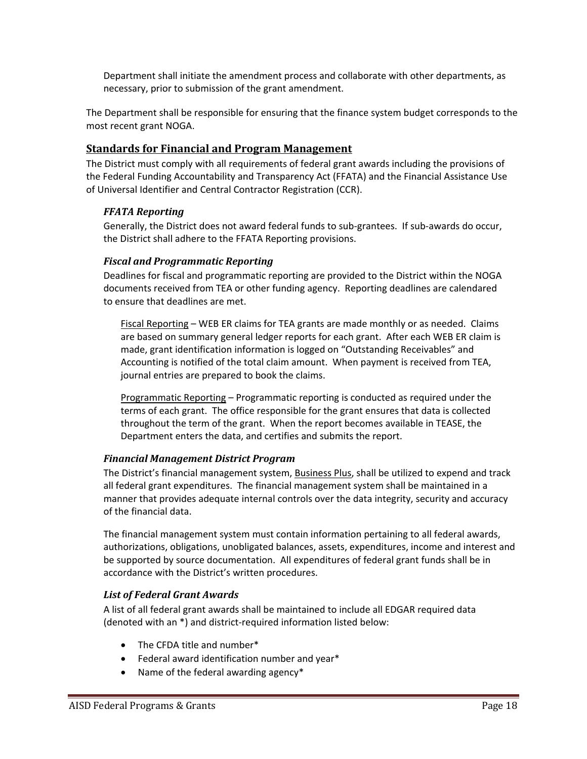Department shall initiate the amendment process and collaborate with other departments, as necessary, prior to submission of the grant amendment.

The Department shall be responsible for ensuring that the finance system budget corresponds to the most recent grant NOGA.

## Standards for Financial and Program Management

The District must comply with all requirements of federal grant awards including the provisions of the Federal Funding Accountability and Transparency Act (FFATA) and the Financial Assistance Use of Universal Identifier and Central Contractor Registration (CCR).

### *FFATA Reporting*

Generally, the District does not award federal funds to sub-grantees. If sub-awards do occur, the District shall adhere to the FFATA Reporting provisions.

### *Fiscal and Programmatic Reporting*

Deadlines for fiscal and programmatic reporting are provided to the District within the NOGA documents received from TEA or other funding agency. Reporting deadlines are calendared to ensure that deadlines are met.

Fiscal Reporting – WEB ER claims for TEA grants are made monthly or as needed. Claims are based on summary general ledger reports for each grant. After each WEB ER claim is made, grant identification information is logged on "Outstanding Receivables" and Accounting is notified of the total claim amount. When payment is received from TEA, journal entries are prepared to book the claims.

Programmatic Reporting – Programmatic reporting is conducted as required under the terms of each grant. The office responsible for the grant ensures that data is collected throughout the term of the grant. When the report becomes available in TEASE, the Department enters the data, and certifies and submits the report.

### *Financial Management District Program*

The District's financial management system, Business Plus, shall be utilized to expend and track all federal grant expenditures. The financial management system shall be maintained in a manner that provides adequate internal controls over the data integrity, security and accuracy of the financial data.

The financial management system must contain information pertaining to all federal awards, authorizations, obligations, unobligated balances, assets, expenditures, income and interest and be supported by source documentation. All expenditures of federal grant funds shall be in accordance with the District's written procedures.

### *List of Federal Grant Awards*

A list of all federal grant awards shall be maintained to include all EDGAR required data (denoted with an *) and district-required information listed below:

- The CFDA title and number*
- Federal award identification number and year*
- Name of the federal awarding agency*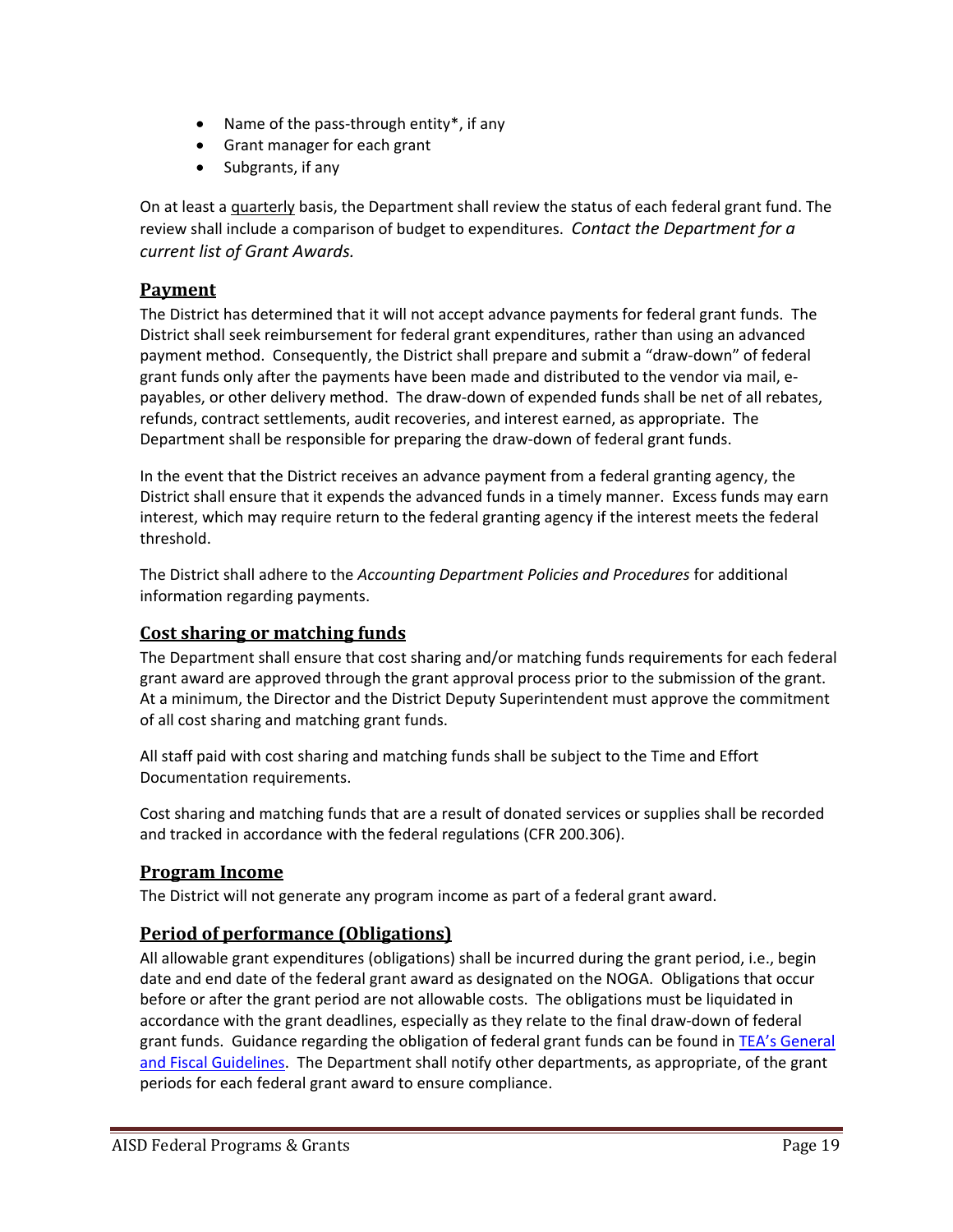- Name of the pass-through entity*, if any
- Grant manager for each grant
- Subgrants, if any

On at least a quarterly basis, the Department shall review the status of each federal grant fund. The review shall include a comparison of budget to expenditures. *Contact the Department for a current list of Grant Awards.*

## Payment

The District has determined that it will not accept advance payments for federal grant funds. The District shall seek reimbursement for federal grant expenditures, rather than using an advanced payment method. Consequently, the District shall prepare and submit a "draw-down" of federal grant funds only after the payments have been made and distributed to the vendor via mail, e-payables, or other delivery method. The draw-down of expended funds shall be net of all rebates, refunds, contract settlements, audit recoveries, and interest earned, as appropriate. The Department shall be responsible for preparing the draw-down of federal grant funds.

In the event that the District receives an advance payment from a federal granting agency, the District shall ensure that it expends the advanced funds in a timely manner. Excess funds may earn interest, which may require return to the federal granting agency if the interest meets the federal threshold.

The District shall adhere to the *Accounting Department Policies and Procedures* for additional information regarding payments.

## Cost sharing or matching funds

The Department shall ensure that cost sharing and/or matching funds requirements for each federal grant award are approved through the grant approval process prior to the submission of the grant. At a minimum, the Director and the District Deputy Superintendent must approve the commitment of all cost sharing and matching grant funds.

All staff paid with cost sharing and matching funds shall be subject to the Time and Effort Documentation requirements.

Cost sharing and matching funds that are a result of donated services or supplies shall be recorded and tracked in accordance with the federal regulations (CFR 200.306).

## Program Income

The District will not generate any program income as part of a federal grant award.

## Period of performance (Obligations)

All allowable grant expenditures (obligations) shall be incurred during the grant period, i.e., begin date and end date of the federal grant award as designated on the NOGA. Obligations that occur before or after the grant period are not allowable costs. The obligations must be liquidated in accordance with the grant deadlines, especially as they relate to the final draw-down of federal grant funds. Guidance regarding the obligation of federal grant funds can be found in TEA's General and Fiscal Guidelines. The Department shall notify other departments, as appropriate, of the grant periods for each federal grant award to ensure compliance.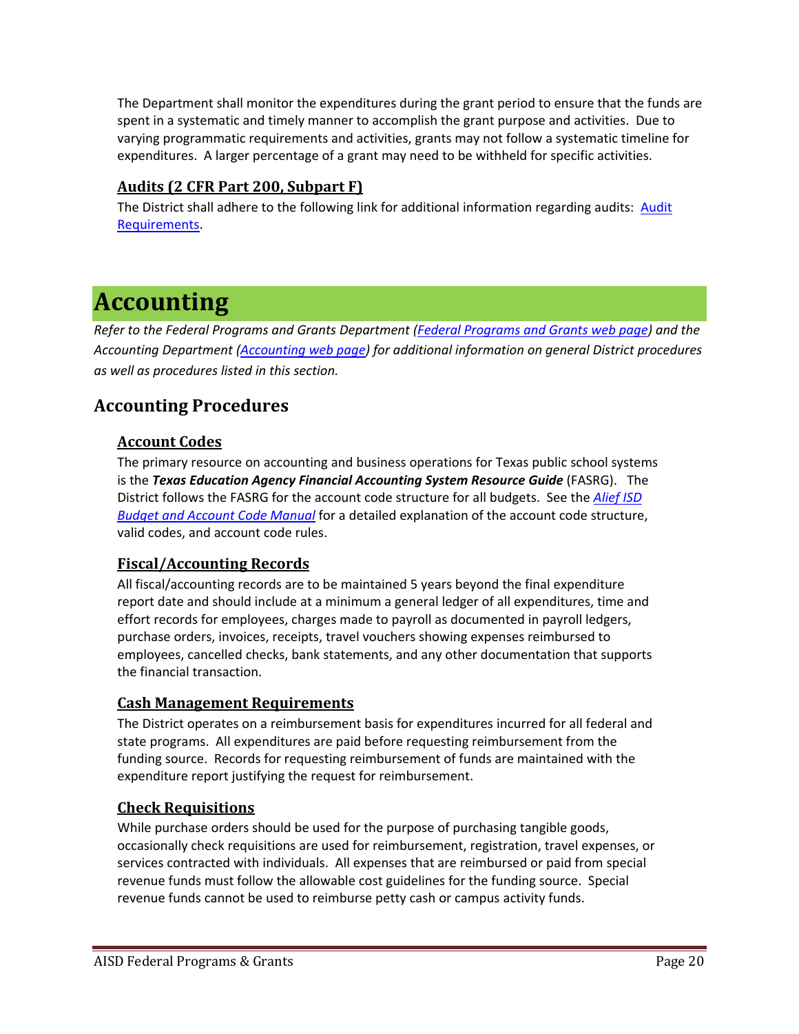The Department shall monitor the expenditures during the grant period to ensure that the funds are spent in a systematic and timely manner to accomplish the grant purpose and activities. Due to varying programmatic requirements and activities, grants may not follow a systematic timeline for expenditures. A larger percentage of a grant may need to be withheld for specific activities.

#### Audits (2 CFR Part 200, Subpart F)

The District shall adhere to the following link for additional information regarding audits: Audit Requirements.

# Accounting

*Refer to the Federal Programs and Grants Department (Federal Programs and Grants web page) and the Accounting Department (Accounting web page) for additional information on general District procedures as well as procedures listed in this section.*

## Accounting Procedures

#### Account Codes

The primary resource on accounting and business operations for Texas public school systems is the ***Texas Education Agency Financial Accounting System Resource Guide*** (FASRG). The District follows the FASRG for the account code structure for all budgets. See the *Alief ISD Budget and Account Code Manual* for a detailed explanation of the account code structure, valid codes, and account code rules.

#### Fiscal/Accounting Records

All fiscal/accounting records are to be maintained 5 years beyond the final expenditure report date and should include at a minimum a general ledger of all expenditures, time and effort records for employees, charges made to payroll as documented in payroll ledgers, purchase orders, invoices, receipts, travel vouchers showing expenses reimbursed to employees, cancelled checks, bank statements, and any other documentation that supports the financial transaction.

#### Cash Management Requirements

The District operates on a reimbursement basis for expenditures incurred for all federal and state programs. All expenditures are paid before requesting reimbursement from the funding source. Records for requesting reimbursement of funds are maintained with the expenditure report justifying the request for reimbursement.

#### Check Requisitions

While purchase orders should be used for the purpose of purchasing tangible goods, occasionally check requisitions are used for reimbursement, registration, travel expenses, or services contracted with individuals. All expenses that are reimbursed or paid from special revenue funds must follow the allowable cost guidelines for the funding source. Special revenue funds cannot be used to reimburse petty cash or campus activity funds.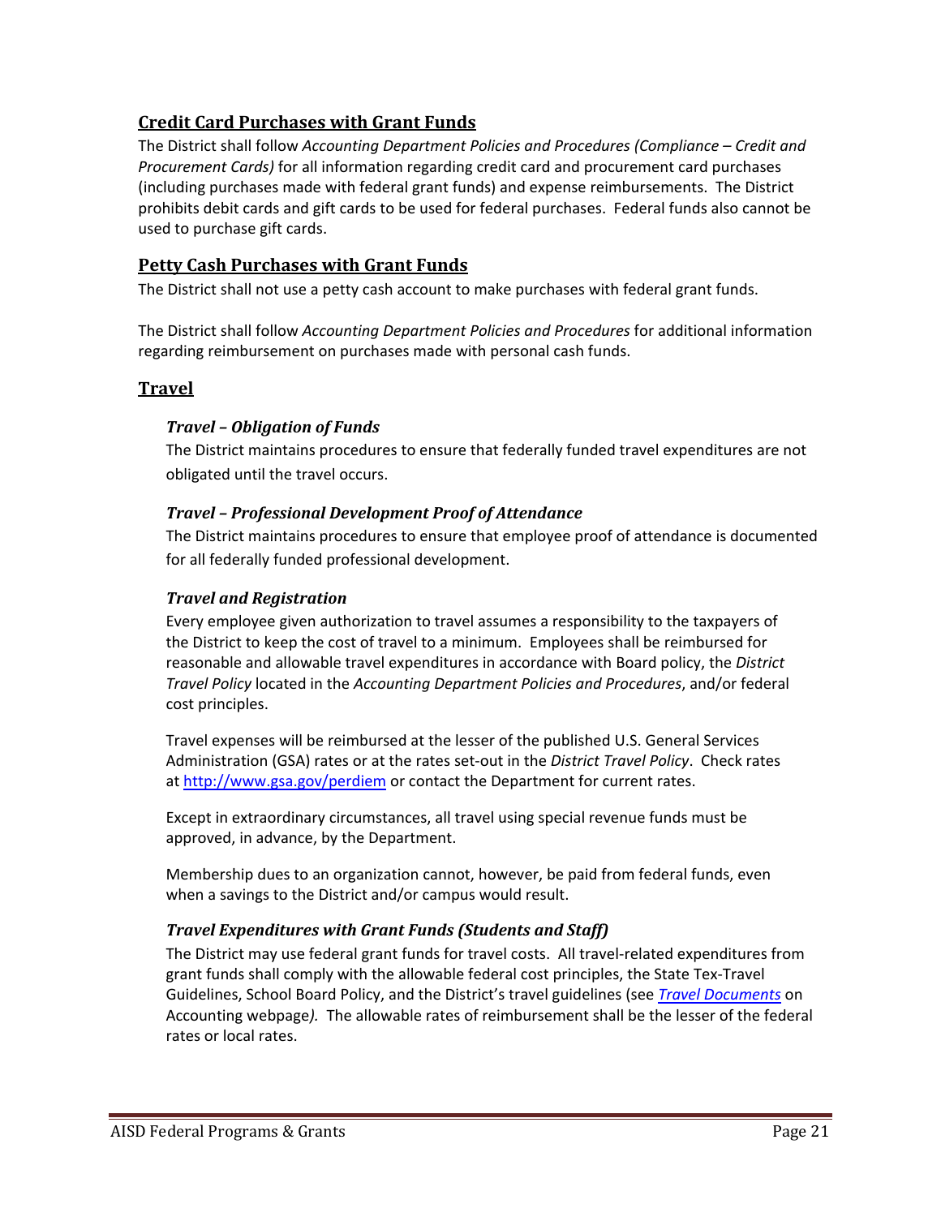## Credit Card Purchases with Grant Funds

The District shall follow *Accounting Department Policies and Procedures (Compliance – Credit and Procurement Cards)* for all information regarding credit card and procurement card purchases (including purchases made with federal grant funds) and expense reimbursements. The District prohibits debit cards and gift cards to be used for federal purchases. Federal funds also cannot be used to purchase gift cards.

## Petty Cash Purchases with Grant Funds

The District shall not use a petty cash account to make purchases with federal grant funds.

The District shall follow *Accounting Department Policies and Procedures* for additional information regarding reimbursement on purchases made with personal cash funds.

## Travel

### *Travel – Obligation of Funds*

The District maintains procedures to ensure that federally funded travel expenditures are not obligated until the travel occurs.

### *Travel – Professional Development Proof of Attendance*

The District maintains procedures to ensure that employee proof of attendance is documented for all federally funded professional development.

### *Travel and Registration*

Every employee given authorization to travel assumes a responsibility to the taxpayers of the District to keep the cost of travel to a minimum. Employees shall be reimbursed for reasonable and allowable travel expenditures in accordance with Board policy, the *District Travel Policy* located in the *Accounting Department Policies and Procedures*, and/or federal cost principles.

Travel expenses will be reimbursed at the lesser of the published U.S. General Services Administration (GSA) rates or at the rates set-out in the *District Travel Policy*. Check rates at http://www.gsa.gov/perdiem or contact the Department for current rates.

Except in extraordinary circumstances, all travel using special revenue funds must be approved, in advance, by the Department.

Membership dues to an organization cannot, however, be paid from federal funds, even when a savings to the District and/or campus would result.

### *Travel Expenditures with Grant Funds (Students and Staff)*

The District may use federal grant funds for travel costs. All travel-related expenditures from grant funds shall comply with the allowable federal cost principles, the State Tex-Travel Guidelines, School Board Policy, and the District's travel guidelines (see *Travel Documents* on Accounting webpage*).* The allowable rates of reimbursement shall be the lesser of the federal rates or local rates.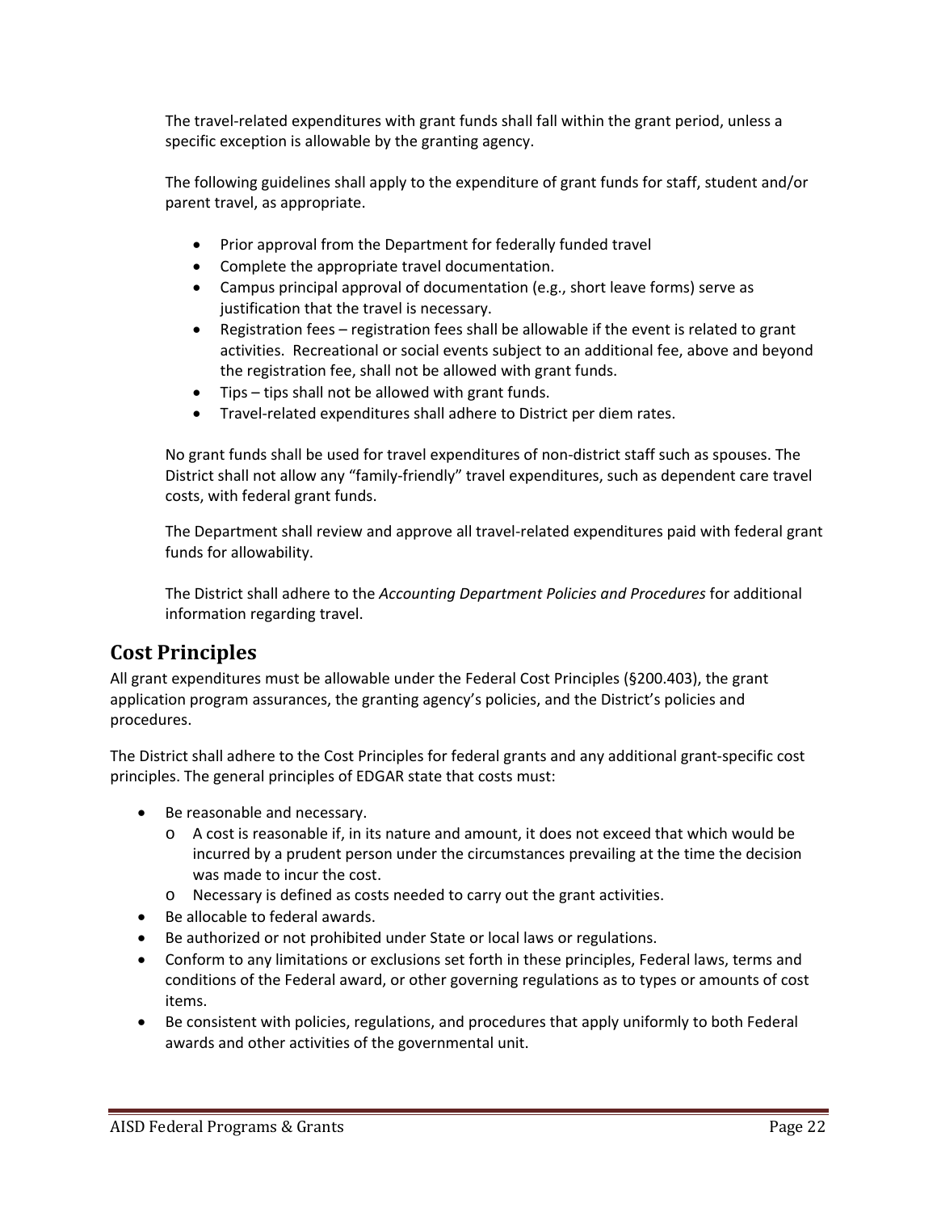The travel-related expenditures with grant funds shall fall within the grant period, unless a specific exception is allowable by the granting agency.

The following guidelines shall apply to the expenditure of grant funds for staff, student and/or parent travel, as appropriate.

- Prior approval from the Department for federally funded travel
- Complete the appropriate travel documentation.
- Campus principal approval of documentation (e.g., short leave forms) serve as justification that the travel is necessary.
- Registration fees – registration fees shall be allowable if the event is related to grant activities. Recreational or social events subject to an additional fee, above and beyond the registration fee, shall not be allowed with grant funds.
- Tips – tips shall not be allowed with grant funds.
- Travel-related expenditures shall adhere to District per diem rates.

No grant funds shall be used for travel expenditures of non-district staff such as spouses. The District shall not allow any "family-friendly" travel expenditures, such as dependent care travel costs, with federal grant funds.

The Department shall review and approve all travel-related expenditures paid with federal grant funds for allowability.

The District shall adhere to the *Accounting Department Policies and Procedures* for additional information regarding travel.

## Cost Principles

All grant expenditures must be allowable under the Federal Cost Principles (§200.403), the grant application program assurances, the granting agency's policies, and the District's policies and procedures.

The District shall adhere to the Cost Principles for federal grants and any additional grant-specific cost principles. The general principles of EDGAR state that costs must:

- Be reasonable and necessary.
  - A cost is reasonable if, in its nature and amount, it does not exceed that which would be incurred by a prudent person under the circumstances prevailing at the time the decision was made to incur the cost.
  - Necessary is defined as costs needed to carry out the grant activities.
- Be allocable to federal awards.
- Be authorized or not prohibited under State or local laws or regulations.
- Conform to any limitations or exclusions set forth in these principles, Federal laws, terms and conditions of the Federal award, or other governing regulations as to types or amounts of cost items.
- Be consistent with policies, regulations, and procedures that apply uniformly to both Federal awards and other activities of the governmental unit.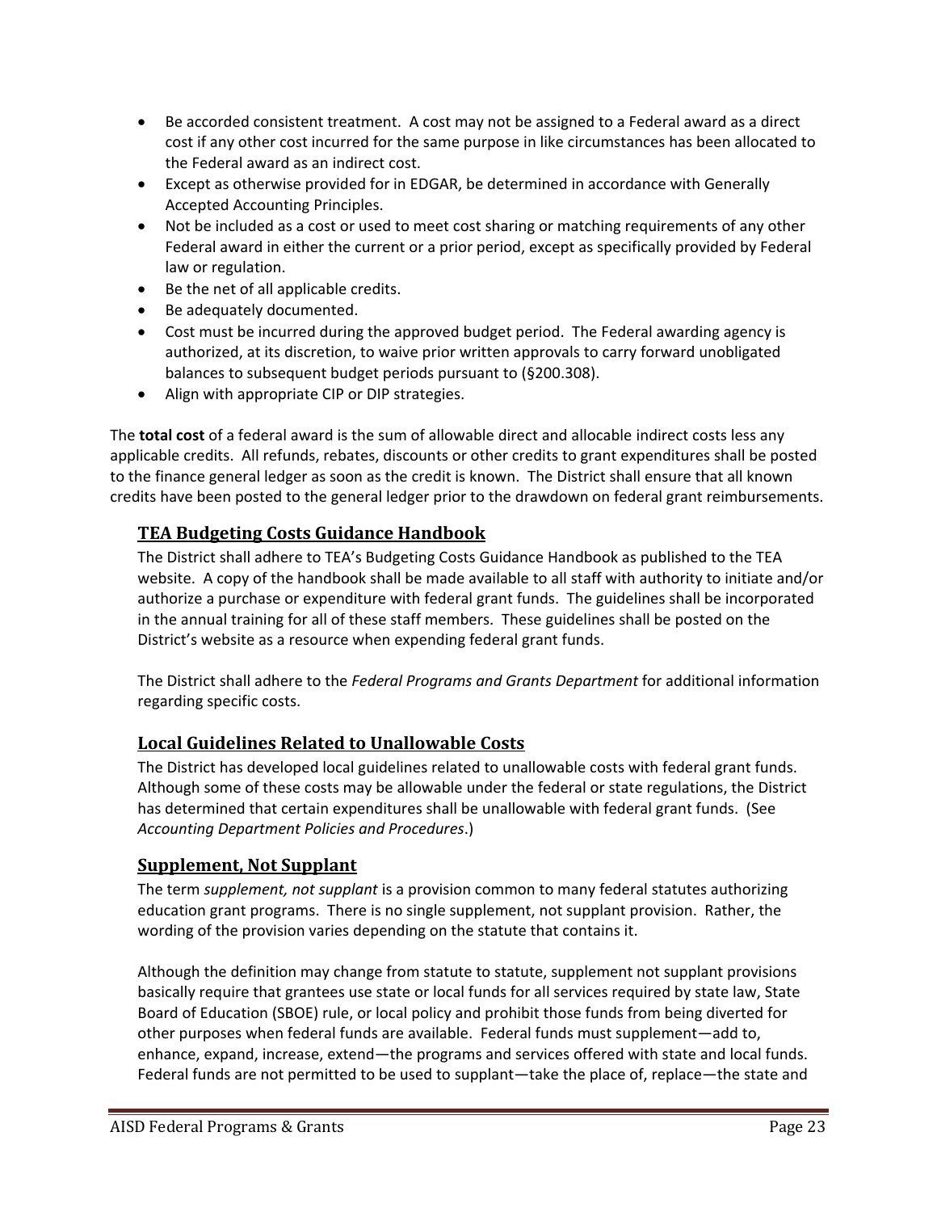- Be accorded consistent treatment. A cost may not be assigned to a Federal award as a direct cost if any other cost incurred for the same purpose in like circumstances has been allocated to the Federal award as an indirect cost.
- Except as otherwise provided for in EDGAR, be determined in accordance with Generally Accepted Accounting Principles.
- Not be included as a cost or used to meet cost sharing or matching requirements of any other Federal award in either the current or a prior period, except as specifically provided by Federal law or regulation.
- Be the net of all applicable credits.
- Be adequately documented.
- Cost must be incurred during the approved budget period. The Federal awarding agency is authorized, at its discretion, to waive prior written approvals to carry forward unobligated balances to subsequent budget periods pursuant to (§200.308).
- Align with appropriate CIP or DIP strategies.

The **total cost** of a federal award is the sum of allowable direct and allocable indirect costs less any applicable credits. All refunds, rebates, discounts or other credits to grant expenditures shall be posted to the finance general ledger as soon as the credit is known. The District shall ensure that all known credits have been posted to the general ledger prior to the drawdown on federal grant reimbursements.

## TEA Budgeting Costs Guidance Handbook

The District shall adhere to TEA's Budgeting Costs Guidance Handbook as published to the TEA website. A copy of the handbook shall be made available to all staff with authority to initiate and/or authorize a purchase or expenditure with federal grant funds. The guidelines shall be incorporated in the annual training for all of these staff members. These guidelines shall be posted on the District's website as a resource when expending federal grant funds.

The District shall adhere to the *Federal Programs and Grants Department* for additional information regarding specific costs.

## Local Guidelines Related to Unallowable Costs

The District has developed local guidelines related to unallowable costs with federal grant funds. Although some of these costs may be allowable under the federal or state regulations, the District has determined that certain expenditures shall be unallowable with federal grant funds. (See *Accounting Department Policies and Procedures*.)

## Supplement, Not Supplant

The term *supplement, not supplant* is a provision common to many federal statutes authorizing education grant programs. There is no single supplement, not supplant provision. Rather, the wording of the provision varies depending on the statute that contains it.

Although the definition may change from statute to statute, supplement not supplant provisions basically require that grantees use state or local funds for all services required by state law, State Board of Education (SBOE) rule, or local policy and prohibit those funds from being diverted for other purposes when federal funds are available. Federal funds must supplement—add to, enhance, expand, increase, extend—the programs and services offered with state and local funds. Federal funds are not permitted to be used to supplant—take the place of, replace—the state and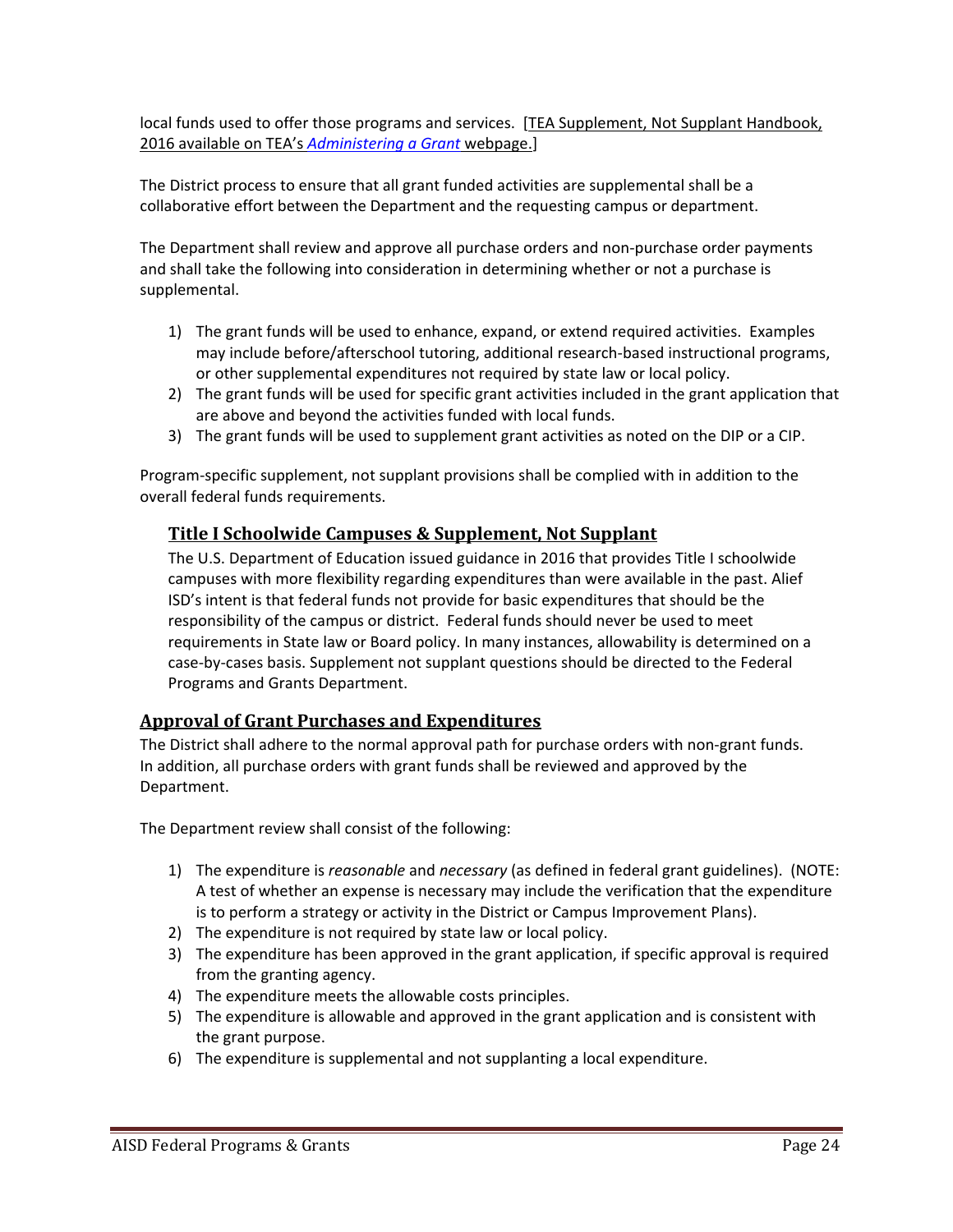local funds used to offer those programs and services. [TEA Supplement, Not Supplant Handbook, 2016 available on TEA's *Administering a Grant* webpage.]

The District process to ensure that all grant funded activities are supplemental shall be a collaborative effort between the Department and the requesting campus or department.

The Department shall review and approve all purchase orders and non-purchase order payments and shall take the following into consideration in determining whether or not a purchase is supplemental.

1) The grant funds will be used to enhance, expand, or extend required activities. Examples may include before/afterschool tutoring, additional research-based instructional programs, or other supplemental expenditures not required by state law or local policy.
2) The grant funds will be used for specific grant activities included in the grant application that are above and beyond the activities funded with local funds.
3) The grant funds will be used to supplement grant activities as noted on the DIP or a CIP.

Program-specific supplement, not supplant provisions shall be complied with in addition to the overall federal funds requirements.

### Title I Schoolwide Campuses & Supplement, Not Supplant

The U.S. Department of Education issued guidance in 2016 that provides Title I schoolwide campuses with more flexibility regarding expenditures than were available in the past. Alief ISD's intent is that federal funds not provide for basic expenditures that should be the responsibility of the campus or district. Federal funds should never be used to meet requirements in State law or Board policy. In many instances, allowability is determined on a case-by-cases basis. Supplement not supplant questions should be directed to the Federal Programs and Grants Department.

## Approval of Grant Purchases and Expenditures

The District shall adhere to the normal approval path for purchase orders with non-grant funds. In addition, all purchase orders with grant funds shall be reviewed and approved by the Department.

The Department review shall consist of the following:

1) The expenditure is *reasonable* and *necessary* (as defined in federal grant guidelines). (NOTE: A test of whether an expense is necessary may include the verification that the expenditure is to perform a strategy or activity in the District or Campus Improvement Plans).
2) The expenditure is not required by state law or local policy.
3) The expenditure has been approved in the grant application, if specific approval is required from the granting agency.
4) The expenditure meets the allowable costs principles.
5) The expenditure is allowable and approved in the grant application and is consistent with the grant purpose.
6) The expenditure is supplemental and not supplanting a local expenditure.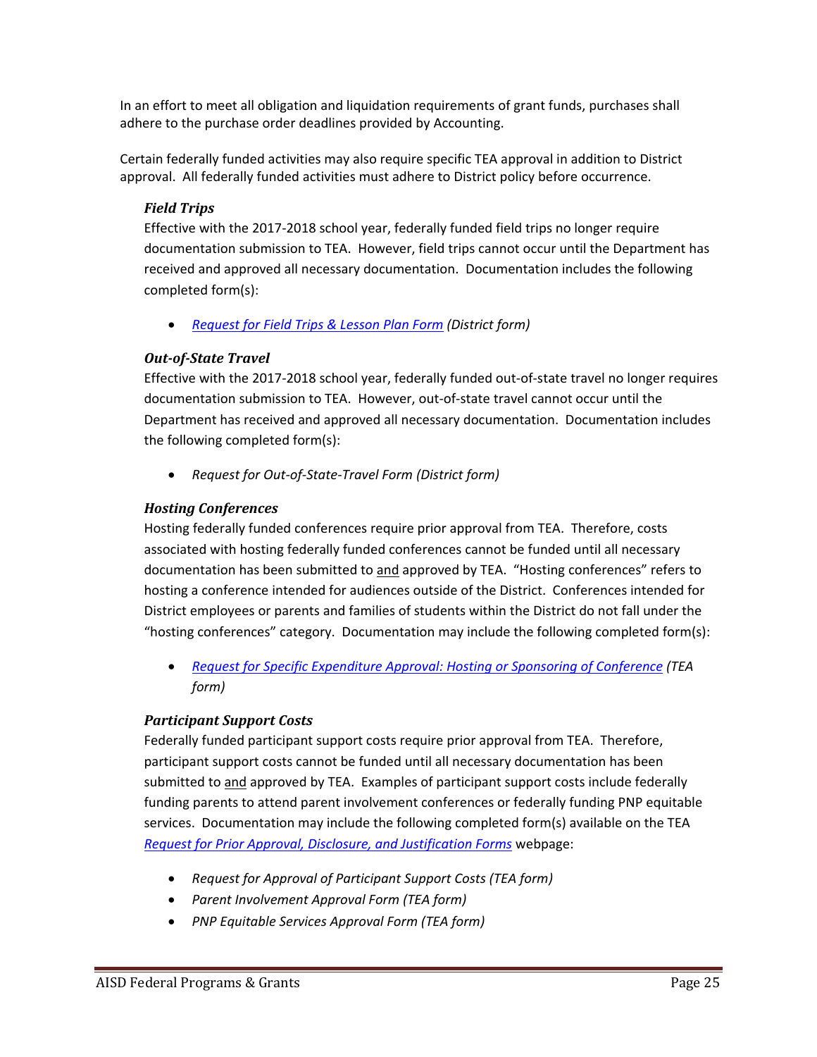In an effort to meet all obligation and liquidation requirements of grant funds, purchases shall adhere to the purchase order deadlines provided by Accounting.

Certain federally funded activities may also require specific TEA approval in addition to District approval. All federally funded activities must adhere to District policy before occurrence.

### *Field Trips*

Effective with the 2017-2018 school year, federally funded field trips no longer require documentation submission to TEA. However, field trips cannot occur until the Department has received and approved all necessary documentation. Documentation includes the following completed form(s):

- *Request for Field Trips & Lesson Plan Form (District form)*

### *Out-of-State Travel*

Effective with the 2017-2018 school year, federally funded out-of-state travel no longer requires documentation submission to TEA. However, out-of-state travel cannot occur until the Department has received and approved all necessary documentation. Documentation includes the following completed form(s):

- *Request for Out-of-State-Travel Form (District form)*

### *Hosting Conferences*

Hosting federally funded conferences require prior approval from TEA. Therefore, costs associated with hosting federally funded conferences cannot be funded until all necessary documentation has been submitted to and approved by TEA. "Hosting conferences" refers to hosting a conference intended for audiences outside of the District. Conferences intended for District employees or parents and families of students within the District do not fall under the "hosting conferences" category. Documentation may include the following completed form(s):

- *Request for Specific Expenditure Approval: Hosting or Sponsoring of Conference (TEA form)*

### *Participant Support Costs*

Federally funded participant support costs require prior approval from TEA. Therefore, participant support costs cannot be funded until all necessary documentation has been submitted to and approved by TEA. Examples of participant support costs include federally funding parents to attend parent involvement conferences or federally funding PNP equitable services. Documentation may include the following completed form(s) available on the TEA *Request for Prior Approval, Disclosure, and Justification Forms* webpage:

- *Request for Approval of Participant Support Costs (TEA form)*
- *Parent Involvement Approval Form (TEA form)*
- *PNP Equitable Services Approval Form (TEA form)*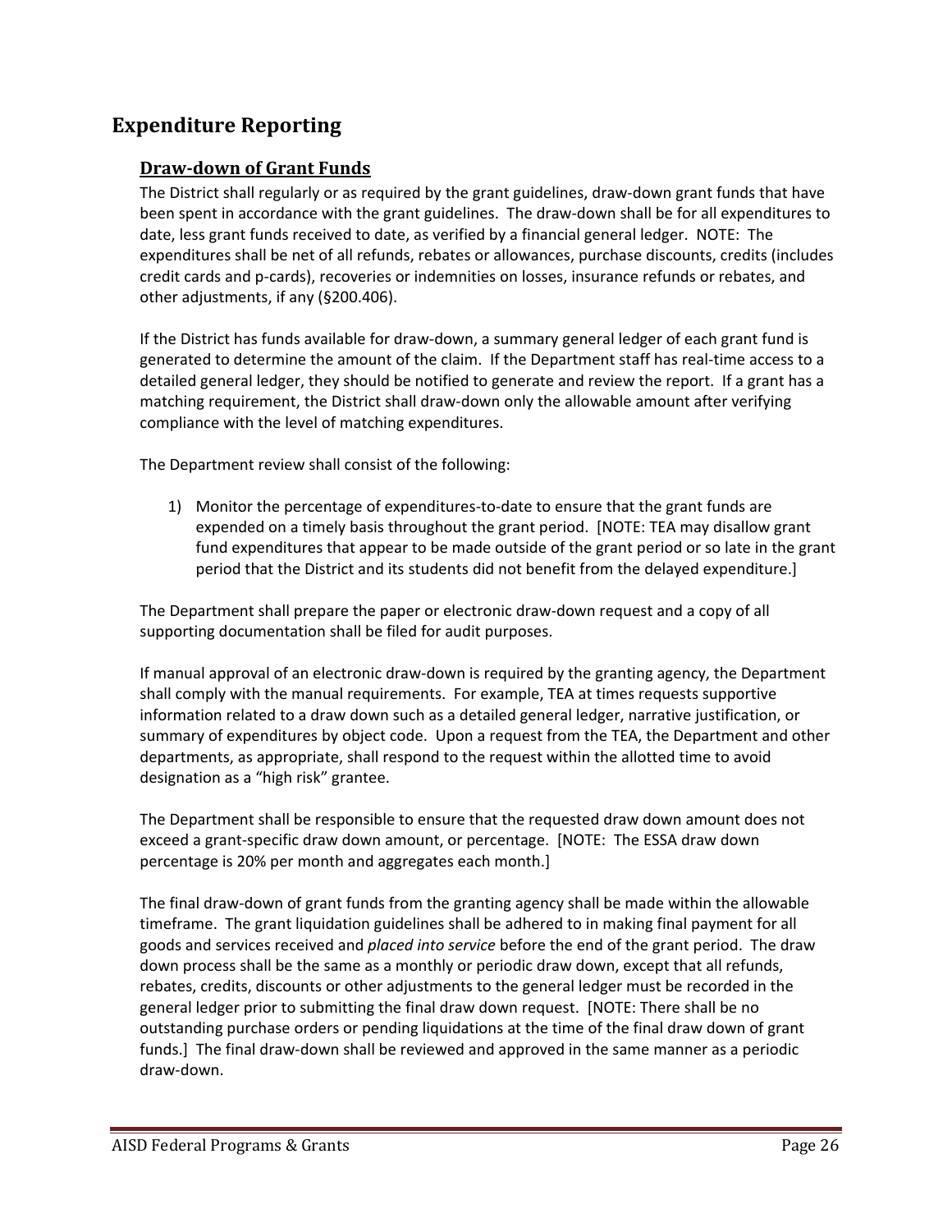## Expenditure Reporting

### Draw-down of Grant Funds

The District shall regularly or as required by the grant guidelines, draw-down grant funds that have been spent in accordance with the grant guidelines. The draw-down shall be for all expenditures to date, less grant funds received to date, as verified by a financial general ledger. NOTE: The expenditures shall be net of all refunds, rebates or allowances, purchase discounts, credits (includes credit cards and p-cards), recoveries or indemnities on losses, insurance refunds or rebates, and other adjustments, if any (§200.406).

If the District has funds available for draw-down, a summary general ledger of each grant fund is generated to determine the amount of the claim. If the Department staff has real-time access to a detailed general ledger, they should be notified to generate and review the report. If a grant has a matching requirement, the District shall draw-down only the allowable amount after verifying compliance with the level of matching expenditures.

The Department review shall consist of the following:

1) Monitor the percentage of expenditures-to-date to ensure that the grant funds are expended on a timely basis throughout the grant period. [NOTE: TEA may disallow grant fund expenditures that appear to be made outside of the grant period or so late in the grant period that the District and its students did not benefit from the delayed expenditure.]

The Department shall prepare the paper or electronic draw-down request and a copy of all supporting documentation shall be filed for audit purposes.

If manual approval of an electronic draw-down is required by the granting agency, the Department shall comply with the manual requirements. For example, TEA at times requests supportive information related to a draw down such as a detailed general ledger, narrative justification, or summary of expenditures by object code. Upon a request from the TEA, the Department and other departments, as appropriate, shall respond to the request within the allotted time to avoid designation as a "high risk" grantee.

The Department shall be responsible to ensure that the requested draw down amount does not exceed a grant-specific draw down amount, or percentage. [NOTE: The ESSA draw down percentage is 20% per month and aggregates each month.]

The final draw-down of grant funds from the granting agency shall be made within the allowable timeframe. The grant liquidation guidelines shall be adhered to in making final payment for all goods and services received and *placed into service* before the end of the grant period. The draw down process shall be the same as a monthly or periodic draw down, except that all refunds, rebates, credits, discounts or other adjustments to the general ledger must be recorded in the general ledger prior to submitting the final draw down request. [NOTE: There shall be no outstanding purchase orders or pending liquidations at the time of the final draw down of grant funds.] The final draw-down shall be reviewed and approved in the same manner as a periodic draw-down.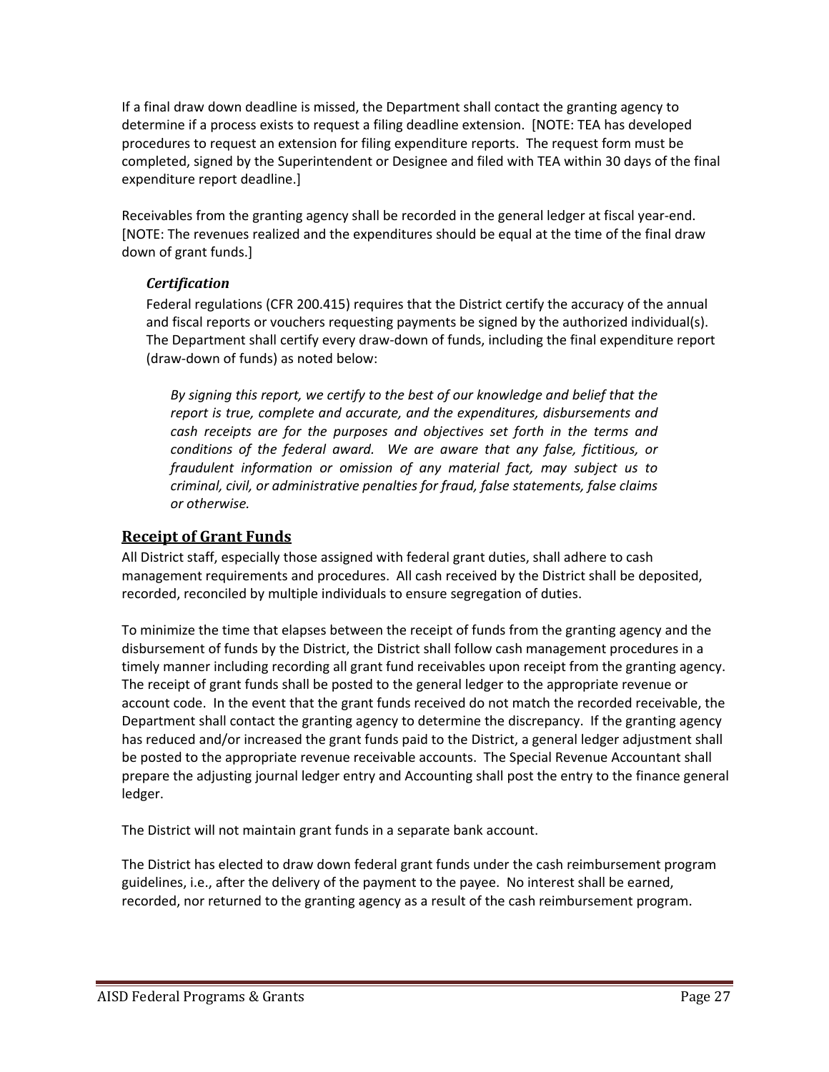If a final draw down deadline is missed, the Department shall contact the granting agency to determine if a process exists to request a filing deadline extension. [NOTE: TEA has developed procedures to request an extension for filing expenditure reports. The request form must be completed, signed by the Superintendent or Designee and filed with TEA within 30 days of the final expenditure report deadline.]

Receivables from the granting agency shall be recorded in the general ledger at fiscal year-end. [NOTE: The revenues realized and the expenditures should be equal at the time of the final draw down of grant funds.]

### *Certification*

Federal regulations (CFR 200.415) requires that the District certify the accuracy of the annual and fiscal reports or vouchers requesting payments be signed by the authorized individual(s). The Department shall certify every draw-down of funds, including the final expenditure report (draw-down of funds) as noted below:

> *By signing this report, we certify to the best of our knowledge and belief that the report is true, complete and accurate, and the expenditures, disbursements and cash receipts are for the purposes and objectives set forth in the terms and conditions of the federal award. We are aware that any false, fictitious, or fraudulent information or omission of any material fact, may subject us to criminal, civil, or administrative penalties for fraud, false statements, false claims or otherwise.*

## Receipt of Grant Funds

All District staff, especially those assigned with federal grant duties, shall adhere to cash management requirements and procedures. All cash received by the District shall be deposited, recorded, reconciled by multiple individuals to ensure segregation of duties.

To minimize the time that elapses between the receipt of funds from the granting agency and the disbursement of funds by the District, the District shall follow cash management procedures in a timely manner including recording all grant fund receivables upon receipt from the granting agency. The receipt of grant funds shall be posted to the general ledger to the appropriate revenue or account code. In the event that the grant funds received do not match the recorded receivable, the Department shall contact the granting agency to determine the discrepancy. If the granting agency has reduced and/or increased the grant funds paid to the District, a general ledger adjustment shall be posted to the appropriate revenue receivable accounts. The Special Revenue Accountant shall prepare the adjusting journal ledger entry and Accounting shall post the entry to the finance general ledger.

The District will not maintain grant funds in a separate bank account.

The District has elected to draw down federal grant funds under the cash reimbursement program guidelines, i.e., after the delivery of the payment to the payee. No interest shall be earned, recorded, nor returned to the granting agency as a result of the cash reimbursement program.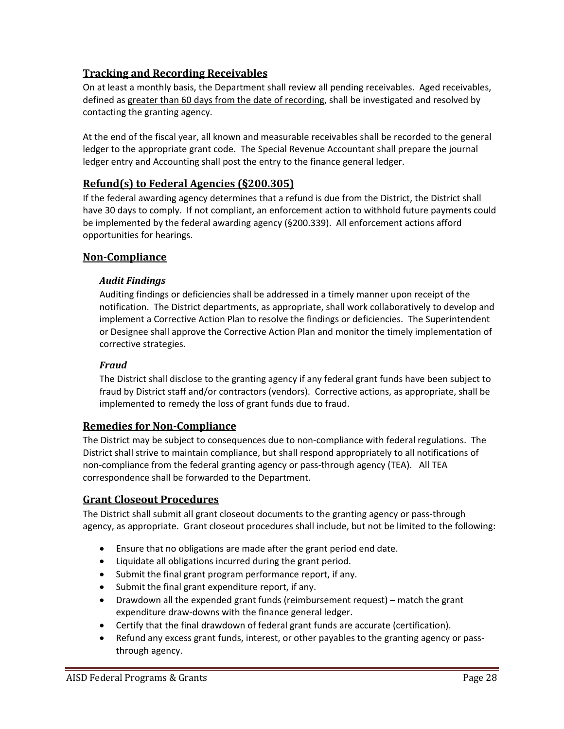## Tracking and Recording Receivables

On at least a monthly basis, the Department shall review all pending receivables. Aged receivables, defined as greater than 60 days from the date of recording, shall be investigated and resolved by contacting the granting agency.

At the end of the fiscal year, all known and measurable receivables shall be recorded to the general ledger to the appropriate grant code. The Special Revenue Accountant shall prepare the journal ledger entry and Accounting shall post the entry to the finance general ledger.

## Refund(s) to Federal Agencies (§200.305)

If the federal awarding agency determines that a refund is due from the District, the District shall have 30 days to comply. If not compliant, an enforcement action to withhold future payments could be implemented by the federal awarding agency (§200.339). All enforcement actions afford opportunities for hearings.

## Non-Compliance

### *Audit Findings*

Auditing findings or deficiencies shall be addressed in a timely manner upon receipt of the notification. The District departments, as appropriate, shall work collaboratively to develop and implement a Corrective Action Plan to resolve the findings or deficiencies. The Superintendent or Designee shall approve the Corrective Action Plan and monitor the timely implementation of corrective strategies.

### *Fraud*

The District shall disclose to the granting agency if any federal grant funds have been subject to fraud by District staff and/or contractors (vendors). Corrective actions, as appropriate, shall be implemented to remedy the loss of grant funds due to fraud.

## Remedies for Non-Compliance

The District may be subject to consequences due to non-compliance with federal regulations. The District shall strive to maintain compliance, but shall respond appropriately to all notifications of non-compliance from the federal granting agency or pass-through agency (TEA). All TEA correspondence shall be forwarded to the Department.

## Grant Closeout Procedures

The District shall submit all grant closeout documents to the granting agency or pass-through agency, as appropriate. Grant closeout procedures shall include, but not be limited to the following:

- Ensure that no obligations are made after the grant period end date.
- Liquidate all obligations incurred during the grant period.
- Submit the final grant program performance report, if any.
- Submit the final grant expenditure report, if any.
- Drawdown all the expended grant funds (reimbursement request) – match the grant expenditure draw-downs with the finance general ledger.
- Certify that the final drawdown of federal grant funds are accurate (certification).
- Refund any excess grant funds, interest, or other payables to the granting agency or pass-through agency.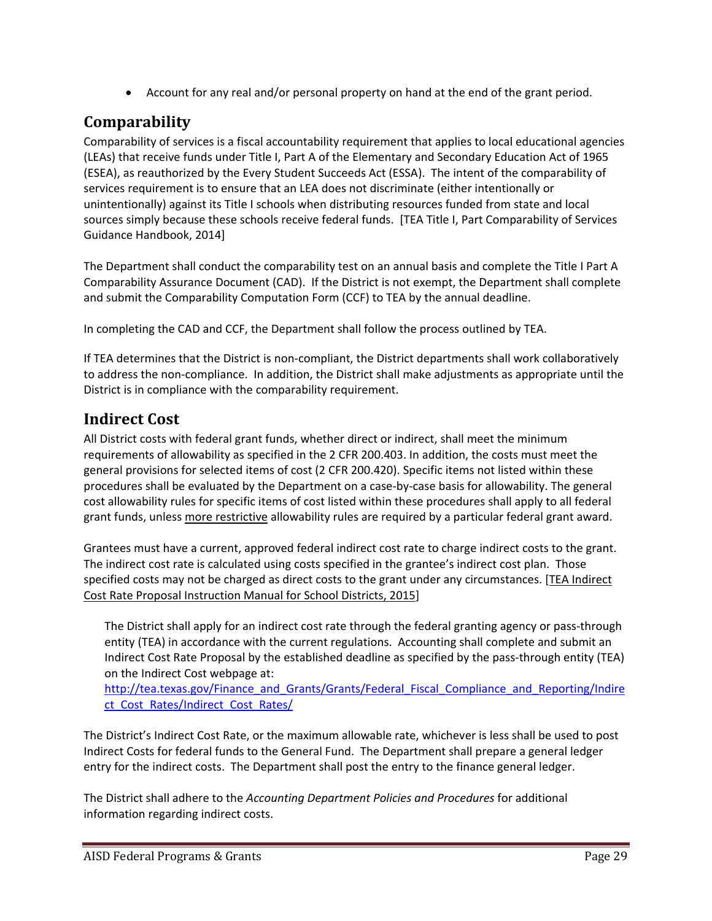- Account for any real and/or personal property on hand at the end of the grant period.

## Comparability

Comparability of services is a fiscal accountability requirement that applies to local educational agencies (LEAs) that receive funds under Title I, Part A of the Elementary and Secondary Education Act of 1965 (ESEA), as reauthorized by the Every Student Succeeds Act (ESSA). The intent of the comparability of services requirement is to ensure that an LEA does not discriminate (either intentionally or unintentionally) against its Title I schools when distributing resources funded from state and local sources simply because these schools receive federal funds. [TEA Title I, Part Comparability of Services Guidance Handbook, 2014]

The Department shall conduct the comparability test on an annual basis and complete the Title I Part A Comparability Assurance Document (CAD). If the District is not exempt, the Department shall complete and submit the Comparability Computation Form (CCF) to TEA by the annual deadline.

In completing the CAD and CCF, the Department shall follow the process outlined by TEA.

If TEA determines that the District is non-compliant, the District departments shall work collaboratively to address the non-compliance. In addition, the District shall make adjustments as appropriate until the District is in compliance with the comparability requirement.

## Indirect Cost

All District costs with federal grant funds, whether direct or indirect, shall meet the minimum requirements of allowability as specified in the 2 CFR 200.403. In addition, the costs must meet the general provisions for selected items of cost (2 CFR 200.420). Specific items not listed within these procedures shall be evaluated by the Department on a case-by-case basis for allowability. The general cost allowability rules for specific items of cost listed within these procedures shall apply to all federal grant funds, unless more restrictive allowability rules are required by a particular federal grant award.

Grantees must have a current, approved federal indirect cost rate to charge indirect costs to the grant. The indirect cost rate is calculated using costs specified in the grantee's indirect cost plan. Those specified costs may not be charged as direct costs to the grant under any circumstances. [TEA Indirect Cost Rate Proposal Instruction Manual for School Districts, 2015]

> The District shall apply for an indirect cost rate through the federal granting agency or pass-through entity (TEA) in accordance with the current regulations. Accounting shall complete and submit an Indirect Cost Rate Proposal by the established deadline as specified by the pass-through entity (TEA) on the Indirect Cost webpage at: http://tea.texas.gov/Finance_and_Grants/Grants/Federal_Fiscal_Compliance_and_Reporting/Indirect_Cost_Rates/Indirect_Cost_Rates/

The District's Indirect Cost Rate, or the maximum allowable rate, whichever is less shall be used to post Indirect Costs for federal funds to the General Fund. The Department shall prepare a general ledger entry for the indirect costs. The Department shall post the entry to the finance general ledger.

The District shall adhere to the *Accounting Department Policies and Procedures* for additional information regarding indirect costs.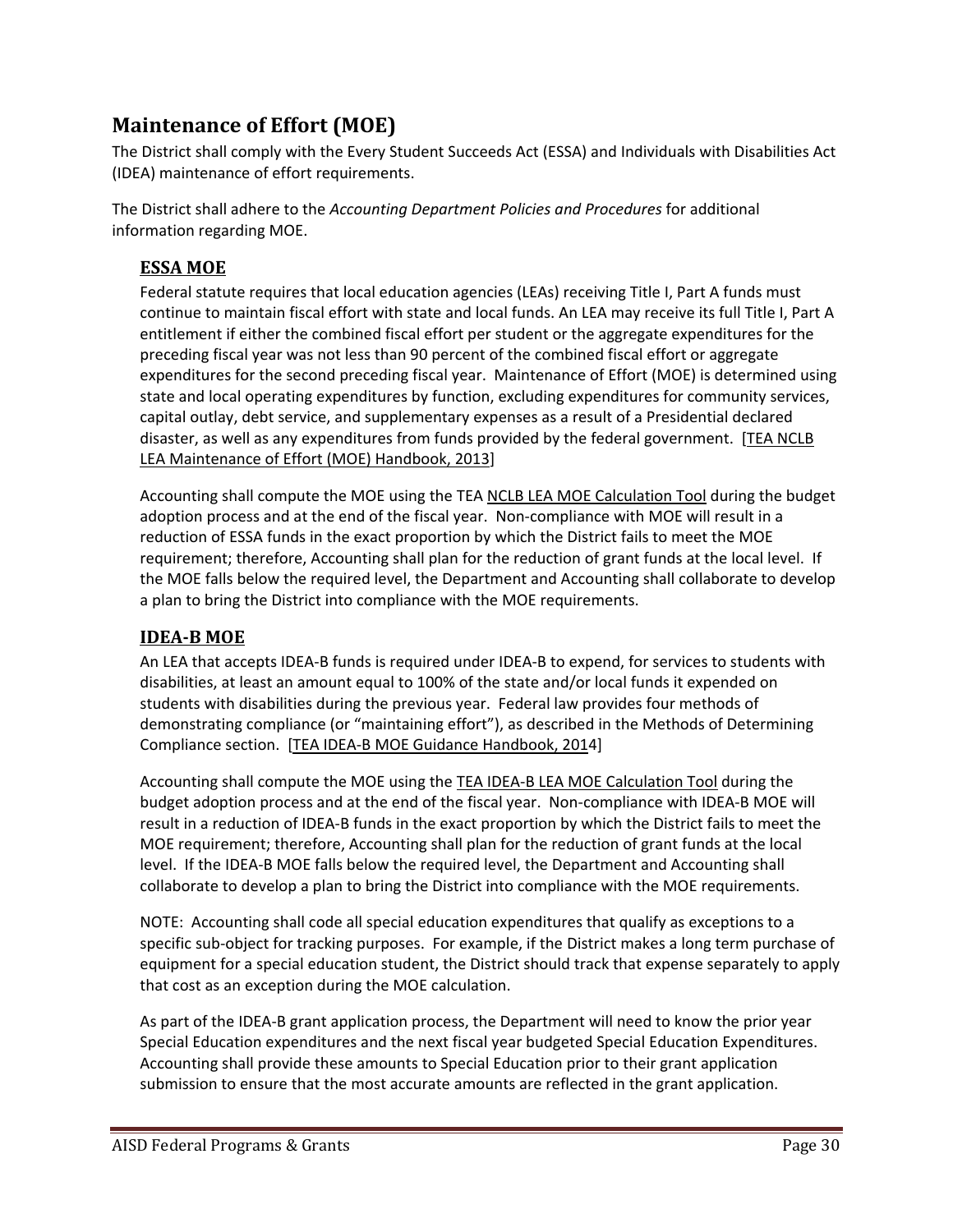# Maintenance of Effort (MOE)

The District shall comply with the Every Student Succeeds Act (ESSA) and Individuals with Disabilities Act (IDEA) maintenance of effort requirements.

The District shall adhere to the *Accounting Department Policies and Procedures* for additional information regarding MOE.

## ESSA MOE

Federal statute requires that local education agencies (LEAs) receiving Title I, Part A funds must continue to maintain fiscal effort with state and local funds. An LEA may receive its full Title I, Part A entitlement if either the combined fiscal effort per student or the aggregate expenditures for the preceding fiscal year was not less than 90 percent of the combined fiscal effort or aggregate expenditures for the second preceding fiscal year. Maintenance of Effort (MOE) is determined using state and local operating expenditures by function, excluding expenditures for community services, capital outlay, debt service, and supplementary expenses as a result of a Presidential declared disaster, as well as any expenditures from funds provided by the federal government. [TEA NCLB LEA Maintenance of Effort (MOE) Handbook, 2013]

Accounting shall compute the MOE using the TEA NCLB LEA MOE Calculation Tool during the budget adoption process and at the end of the fiscal year. Non-compliance with MOE will result in a reduction of ESSA funds in the exact proportion by which the District fails to meet the MOE requirement; therefore, Accounting shall plan for the reduction of grant funds at the local level. If the MOE falls below the required level, the Department and Accounting shall collaborate to develop a plan to bring the District into compliance with the MOE requirements.

## IDEA-B MOE

An LEA that accepts IDEA-B funds is required under IDEA-B to expend, for services to students with disabilities, at least an amount equal to 100% of the state and/or local funds it expended on students with disabilities during the previous year. Federal law provides four methods of demonstrating compliance (or "maintaining effort"), as described in the Methods of Determining Compliance section. [TEA IDEA-B MOE Guidance Handbook, 2014]

Accounting shall compute the MOE using the TEA IDEA-B LEA MOE Calculation Tool during the budget adoption process and at the end of the fiscal year. Non-compliance with IDEA-B MOE will result in a reduction of IDEA-B funds in the exact proportion by which the District fails to meet the MOE requirement; therefore, Accounting shall plan for the reduction of grant funds at the local level. If the IDEA-B MOE falls below the required level, the Department and Accounting shall collaborate to develop a plan to bring the District into compliance with the MOE requirements.

NOTE: Accounting shall code all special education expenditures that qualify as exceptions to a specific sub-object for tracking purposes. For example, if the District makes a long term purchase of equipment for a special education student, the District should track that expense separately to apply that cost as an exception during the MOE calculation.

As part of the IDEA-B grant application process, the Department will need to know the prior year Special Education expenditures and the next fiscal year budgeted Special Education Expenditures. Accounting shall provide these amounts to Special Education prior to their grant application submission to ensure that the most accurate amounts are reflected in the grant application.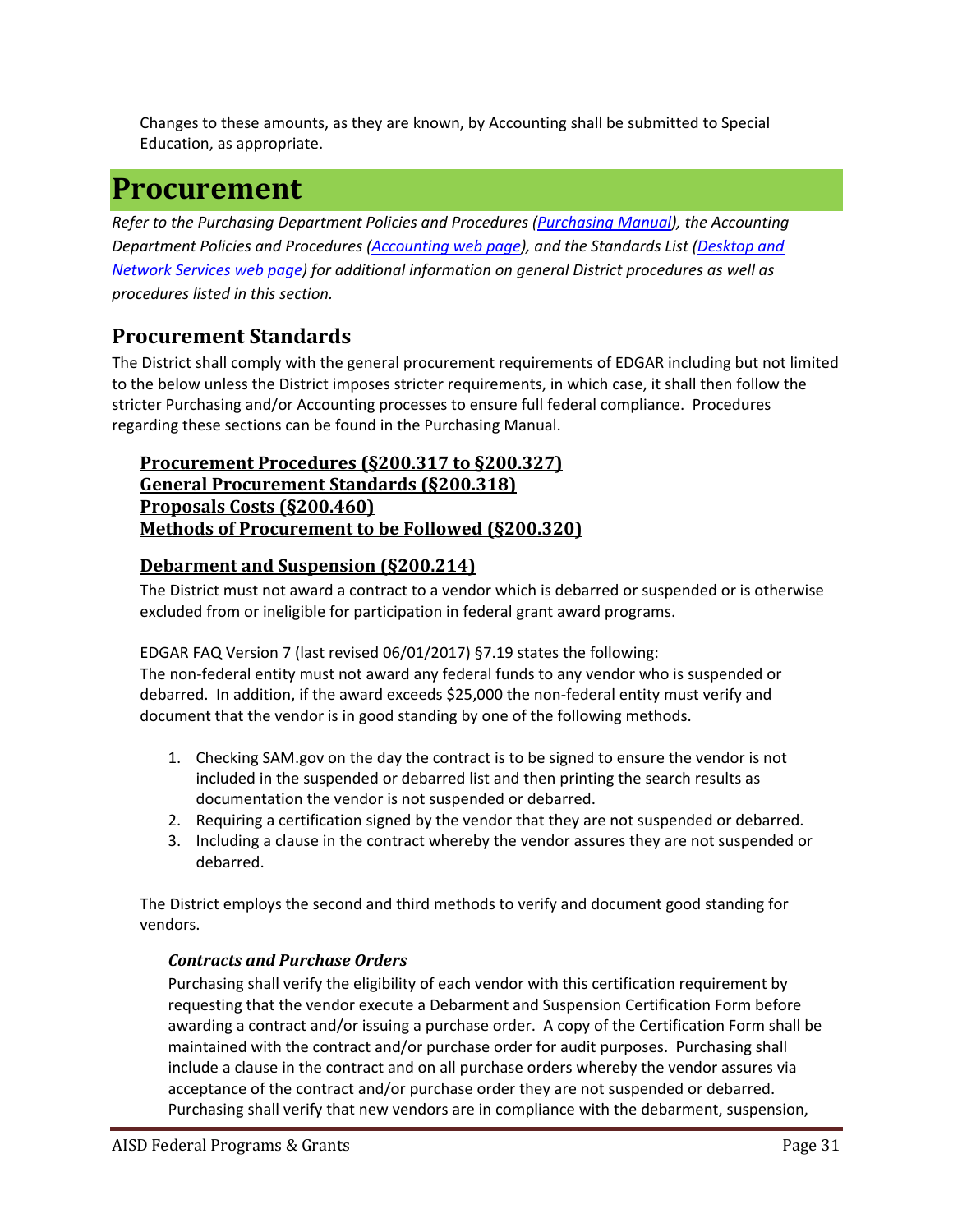Changes to these amounts, as they are known, by Accounting shall be submitted to Special Education, as appropriate.

# Procurement

*Refer to the Purchasing Department Policies and Procedures (Purchasing Manual), the Accounting Department Policies and Procedures (Accounting web page), and the Standards List (Desktop and Network Services web page) for additional information on general District procedures as well as procedures listed in this section.*

## Procurement Standards

The District shall comply with the general procurement requirements of EDGAR including but not limited to the below unless the District imposes stricter requirements, in which case, it shall then follow the stricter Purchasing and/or Accounting processes to ensure full federal compliance. Procedures regarding these sections can be found in the Purchasing Manual.

### Procurement Procedures (§200.317 to §200.327)
### General Procurement Standards (§200.318)
### Proposals Costs (§200.460)
### Methods of Procurement to be Followed (§200.320)

### Debarment and Suspension (§200.214)

The District must not award a contract to a vendor which is debarred or suspended or is otherwise excluded from or ineligible for participation in federal grant award programs.

EDGAR FAQ Version 7 (last revised 06/01/2017) §7.19 states the following:
The non-federal entity must not award any federal funds to any vendor who is suspended or debarred. In addition, if the award exceeds $25,000 the non-federal entity must verify and document that the vendor is in good standing by one of the following methods.

1. Checking SAM.gov on the day the contract is to be signed to ensure the vendor is not included in the suspended or debarred list and then printing the search results as documentation the vendor is not suspended or debarred.
2. Requiring a certification signed by the vendor that they are not suspended or debarred.
3. Including a clause in the contract whereby the vendor assures they are not suspended or debarred.

The District employs the second and third methods to verify and document good standing for vendors.

#### *Contracts and Purchase Orders*

Purchasing shall verify the eligibility of each vendor with this certification requirement by requesting that the vendor execute a Debarment and Suspension Certification Form before awarding a contract and/or issuing a purchase order. A copy of the Certification Form shall be maintained with the contract and/or purchase order for audit purposes. Purchasing shall include a clause in the contract and on all purchase orders whereby the vendor assures via acceptance of the contract and/or purchase order they are not suspended or debarred. Purchasing shall verify that new vendors are in compliance with the debarment, suspension,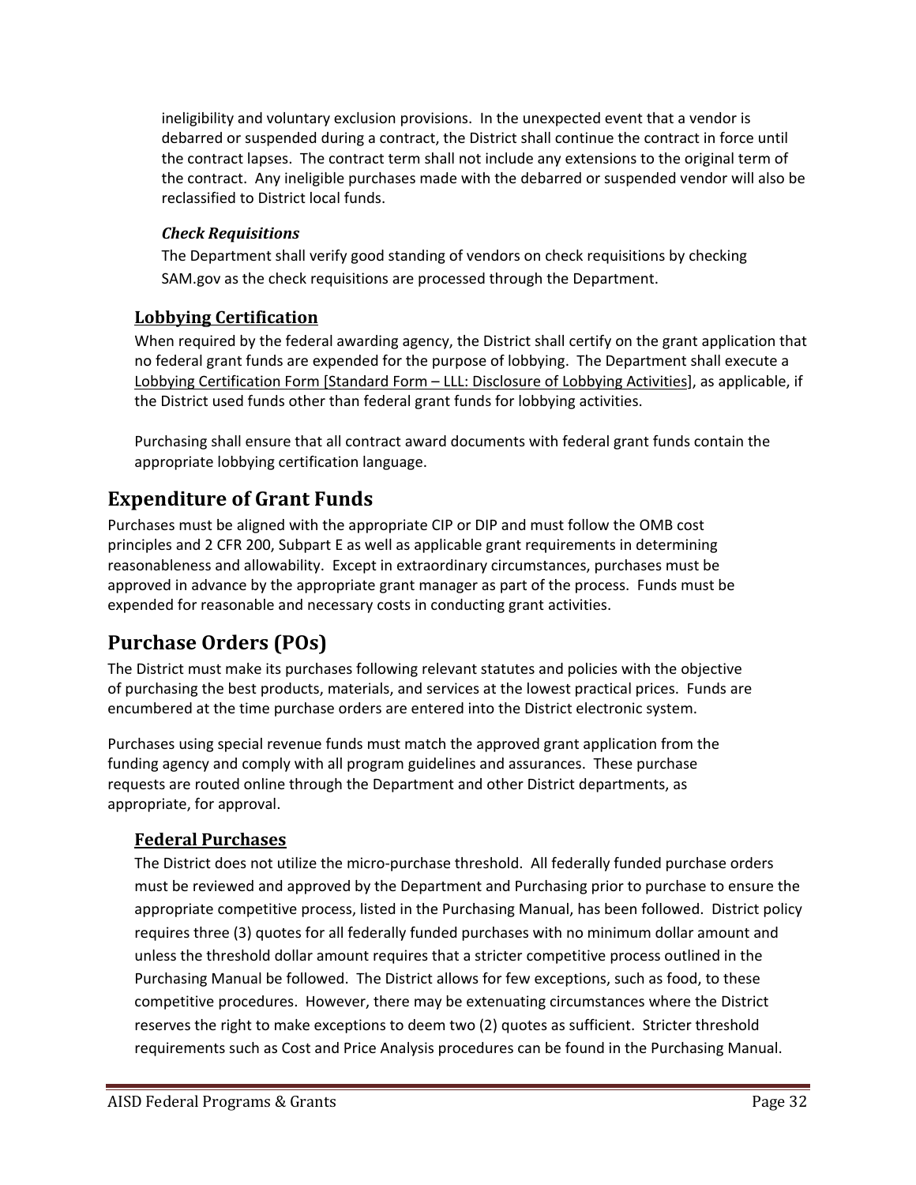ineligibility and voluntary exclusion provisions. In the unexpected event that a vendor is debarred or suspended during a contract, the District shall continue the contract in force until the contract lapses. The contract term shall not include any extensions to the original term of the contract. Any ineligible purchases made with the debarred or suspended vendor will also be reclassified to District local funds.

#### *Check Requisitions*

The Department shall verify good standing of vendors on check requisitions by checking SAM.gov as the check requisitions are processed through the Department.

### Lobbying Certification

When required by the federal awarding agency, the District shall certify on the grant application that no federal grant funds are expended for the purpose of lobbying. The Department shall execute a Lobbying Certification Form [Standard Form – LLL: Disclosure of Lobbying Activities], as applicable, if the District used funds other than federal grant funds for lobbying activities.

Purchasing shall ensure that all contract award documents with federal grant funds contain the appropriate lobbying certification language.

## Expenditure of Grant Funds

Purchases must be aligned with the appropriate CIP or DIP and must follow the OMB cost principles and 2 CFR 200, Subpart E as well as applicable grant requirements in determining reasonableness and allowability. Except in extraordinary circumstances, purchases must be approved in advance by the appropriate grant manager as part of the process. Funds must be expended for reasonable and necessary costs in conducting grant activities.

## Purchase Orders (POs)

The District must make its purchases following relevant statutes and policies with the objective of purchasing the best products, materials, and services at the lowest practical prices. Funds are encumbered at the time purchase orders are entered into the District electronic system.

Purchases using special revenue funds must match the approved grant application from the funding agency and comply with all program guidelines and assurances. These purchase requests are routed online through the Department and other District departments, as appropriate, for approval.

### Federal Purchases

The District does not utilize the micro-purchase threshold. All federally funded purchase orders must be reviewed and approved by the Department and Purchasing prior to purchase to ensure the appropriate competitive process, listed in the Purchasing Manual, has been followed. District policy requires three (3) quotes for all federally funded purchases with no minimum dollar amount and unless the threshold dollar amount requires that a stricter competitive process outlined in the Purchasing Manual be followed. The District allows for few exceptions, such as food, to these competitive procedures. However, there may be extenuating circumstances where the District reserves the right to make exceptions to deem two (2) quotes as sufficient. Stricter threshold requirements such as Cost and Price Analysis procedures can be found in the Purchasing Manual.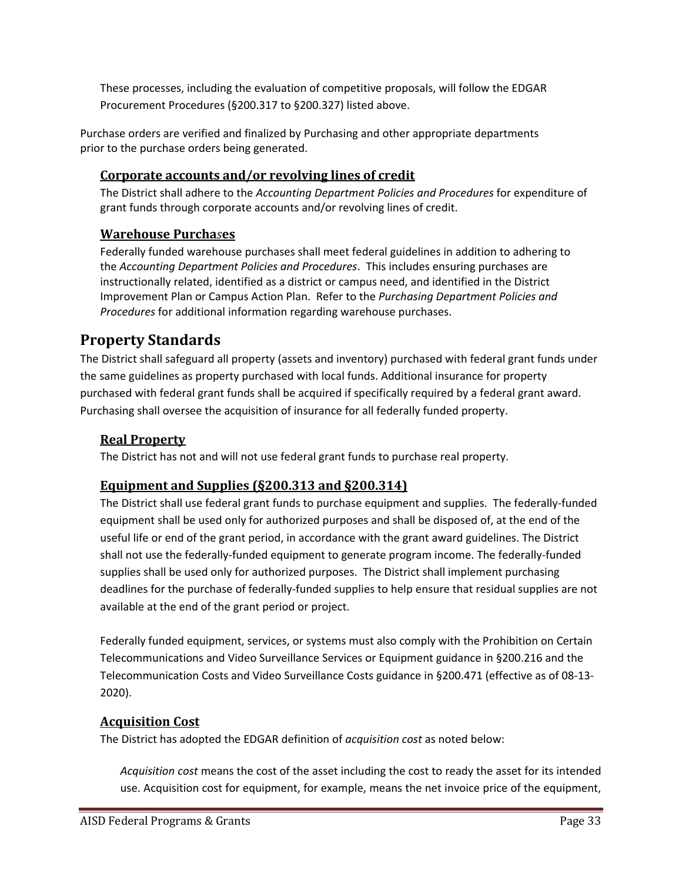These processes, including the evaluation of competitive proposals, will follow the EDGAR Procurement Procedures (§200.317 to §200.327) listed above.

Purchase orders are verified and finalized by Purchasing and other appropriate departments prior to the purchase orders being generated.

### Corporate accounts and/or revolving lines of credit

The District shall adhere to the *Accounting Department Policies and Procedures* for expenditure of grant funds through corporate accounts and/or revolving lines of credit.

### Warehouse Purchases

Federally funded warehouse purchases shall meet federal guidelines in addition to adhering to the *Accounting Department Policies and Procedures*. This includes ensuring purchases are instructionally related, identified as a district or campus need, and identified in the District Improvement Plan or Campus Action Plan. Refer to the *Purchasing Department Policies and Procedures* for additional information regarding warehouse purchases.

## Property Standards

The District shall safeguard all property (assets and inventory) purchased with federal grant funds under the same guidelines as property purchased with local funds. Additional insurance for property purchased with federal grant funds shall be acquired if specifically required by a federal grant award. Purchasing shall oversee the acquisition of insurance for all federally funded property.

### Real Property

The District has not and will not use federal grant funds to purchase real property.

### Equipment and Supplies (§200.313 and §200.314)

The District shall use federal grant funds to purchase equipment and supplies. The federally-funded equipment shall be used only for authorized purposes and shall be disposed of, at the end of the useful life or end of the grant period, in accordance with the grant award guidelines. The District shall not use the federally-funded equipment to generate program income. The federally-funded supplies shall be used only for authorized purposes. The District shall implement purchasing deadlines for the purchase of federally-funded supplies to help ensure that residual supplies are not available at the end of the grant period or project.

Federally funded equipment, services, or systems must also comply with the Prohibition on Certain Telecommunications and Video Surveillance Services or Equipment guidance in §200.216 and the Telecommunication Costs and Video Surveillance Costs guidance in §200.471 (effective as of 08-13-2020).

### Acquisition Cost

The District has adopted the EDGAR definition of *acquisition cost* as noted below:

*Acquisition cost* means the cost of the asset including the cost to ready the asset for its intended use. Acquisition cost for equipment, for example, means the net invoice price of the equipment,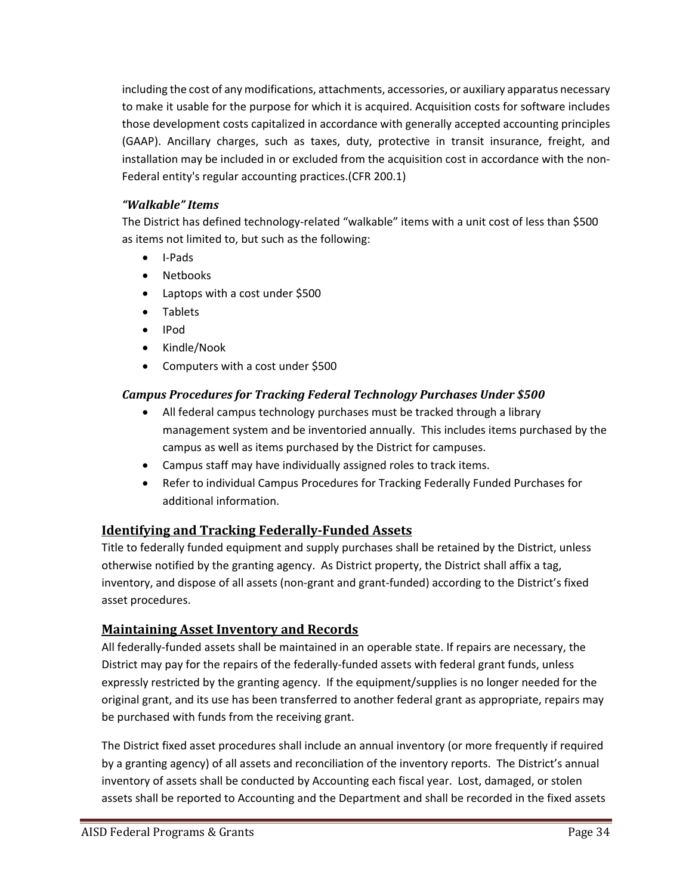including the cost of any modifications, attachments, accessories, or auxiliary apparatus necessary to make it usable for the purpose for which it is acquired. Acquisition costs for software includes those development costs capitalized in accordance with generally accepted accounting principles (GAAP). Ancillary charges, such as taxes, duty, protective in transit insurance, freight, and installation may be included in or excluded from the acquisition cost in accordance with the non-Federal entity's regular accounting practices.(CFR 200.1)

### *"Walkable" Items*

The District has defined technology-related "walkable" items with a unit cost of less than $500 as items not limited to, but such as the following:

- I-Pads
- Netbooks
- Laptops with a cost under $500
- Tablets
- IPod
- Kindle/Nook
- Computers with a cost under $500

### *Campus Procedures for Tracking Federal Technology Purchases Under $500*

- All federal campus technology purchases must be tracked through a library management system and be inventoried annually. This includes items purchased by the campus as well as items purchased by the District for campuses.
- Campus staff may have individually assigned roles to track items.
- Refer to individual Campus Procedures for Tracking Federally Funded Purchases for additional information.

## Identifying and Tracking Federally-Funded Assets

Title to federally funded equipment and supply purchases shall be retained by the District, unless otherwise notified by the granting agency. As District property, the District shall affix a tag, inventory, and dispose of all assets (non-grant and grant-funded) according to the District's fixed asset procedures.

## Maintaining Asset Inventory and Records

All federally-funded assets shall be maintained in an operable state. If repairs are necessary, the District may pay for the repairs of the federally-funded assets with federal grant funds, unless expressly restricted by the granting agency. If the equipment/supplies is no longer needed for the original grant, and its use has been transferred to another federal grant as appropriate, repairs may be purchased with funds from the receiving grant.

The District fixed asset procedures shall include an annual inventory (or more frequently if required by a granting agency) of all assets and reconciliation of the inventory reports. The District's annual inventory of assets shall be conducted by Accounting each fiscal year. Lost, damaged, or stolen assets shall be reported to Accounting and the Department and shall be recorded in the fixed assets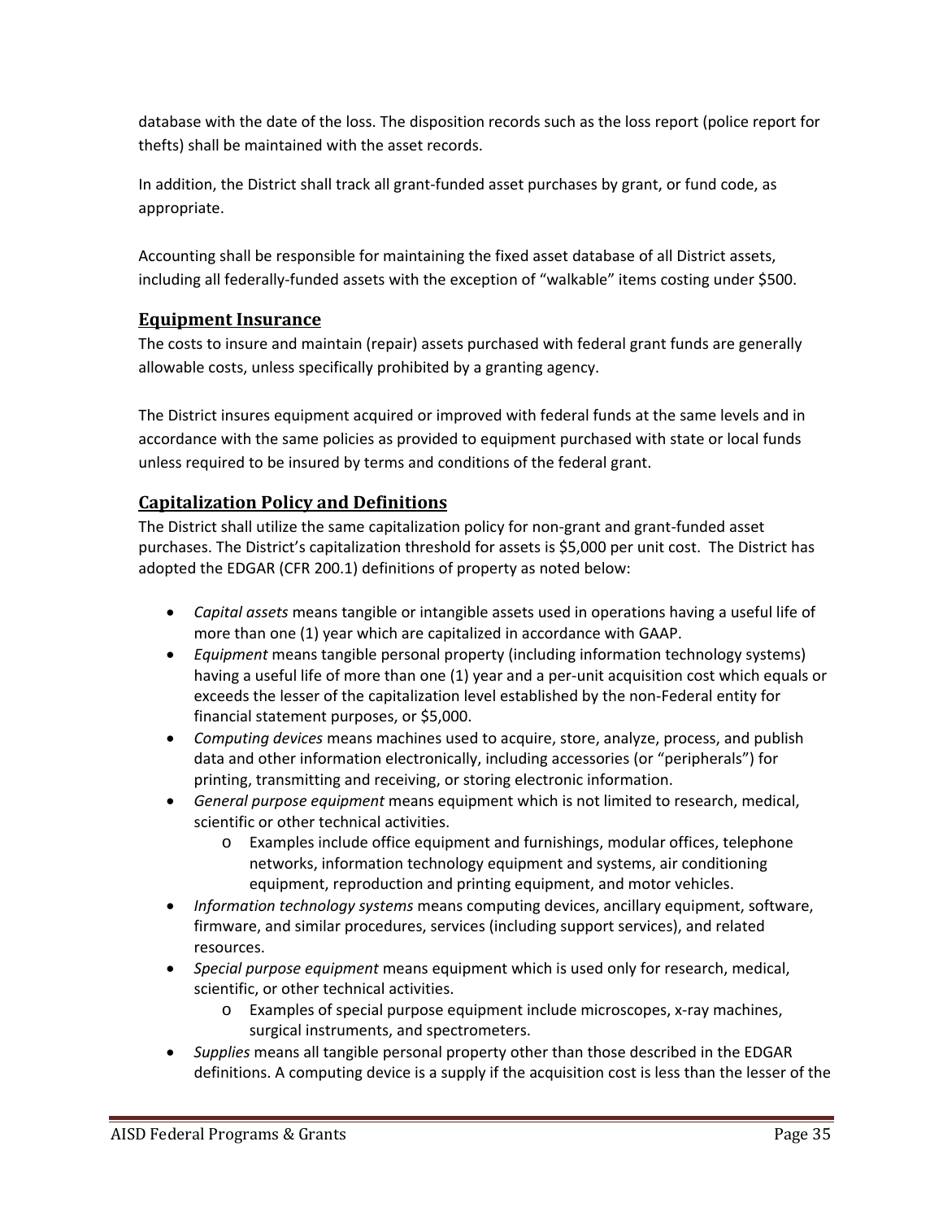database with the date of the loss. The disposition records such as the loss report (police report for thefts) shall be maintained with the asset records.

In addition, the District shall track all grant-funded asset purchases by grant, or fund code, as appropriate.

Accounting shall be responsible for maintaining the fixed asset database of all District assets, including all federally-funded assets with the exception of "walkable" items costing under $500.

## Equipment Insurance

The costs to insure and maintain (repair) assets purchased with federal grant funds are generally allowable costs, unless specifically prohibited by a granting agency.

The District insures equipment acquired or improved with federal funds at the same levels and in accordance with the same policies as provided to equipment purchased with state or local funds unless required to be insured by terms and conditions of the federal grant.

## Capitalization Policy and Definitions

The District shall utilize the same capitalization policy for non-grant and grant-funded asset purchases. The District's capitalization threshold for assets is $5,000 per unit cost. The District has adopted the EDGAR (CFR 200.1) definitions of property as noted below:

- *Capital assets* means tangible or intangible assets used in operations having a useful life of more than one (1) year which are capitalized in accordance with GAAP.
- *Equipment* means tangible personal property (including information technology systems) having a useful life of more than one (1) year and a per-unit acquisition cost which equals or exceeds the lesser of the capitalization level established by the non-Federal entity for financial statement purposes, or $5,000.
- *Computing devices* means machines used to acquire, store, analyze, process, and publish data and other information electronically, including accessories (or "peripherals") for printing, transmitting and receiving, or storing electronic information.
- *General purpose equipment* means equipment which is not limited to research, medical, scientific or other technical activities.
    - Examples include office equipment and furnishings, modular offices, telephone networks, information technology equipment and systems, air conditioning equipment, reproduction and printing equipment, and motor vehicles.
- *Information technology systems* means computing devices, ancillary equipment, software, firmware, and similar procedures, services (including support services), and related resources.
- *Special purpose equipment* means equipment which is used only for research, medical, scientific, or other technical activities.
    - Examples of special purpose equipment include microscopes, x-ray machines, surgical instruments, and spectrometers.
- *Supplies* means all tangible personal property other than those described in the EDGAR definitions. A computing device is a supply if the acquisition cost is less than the lesser of the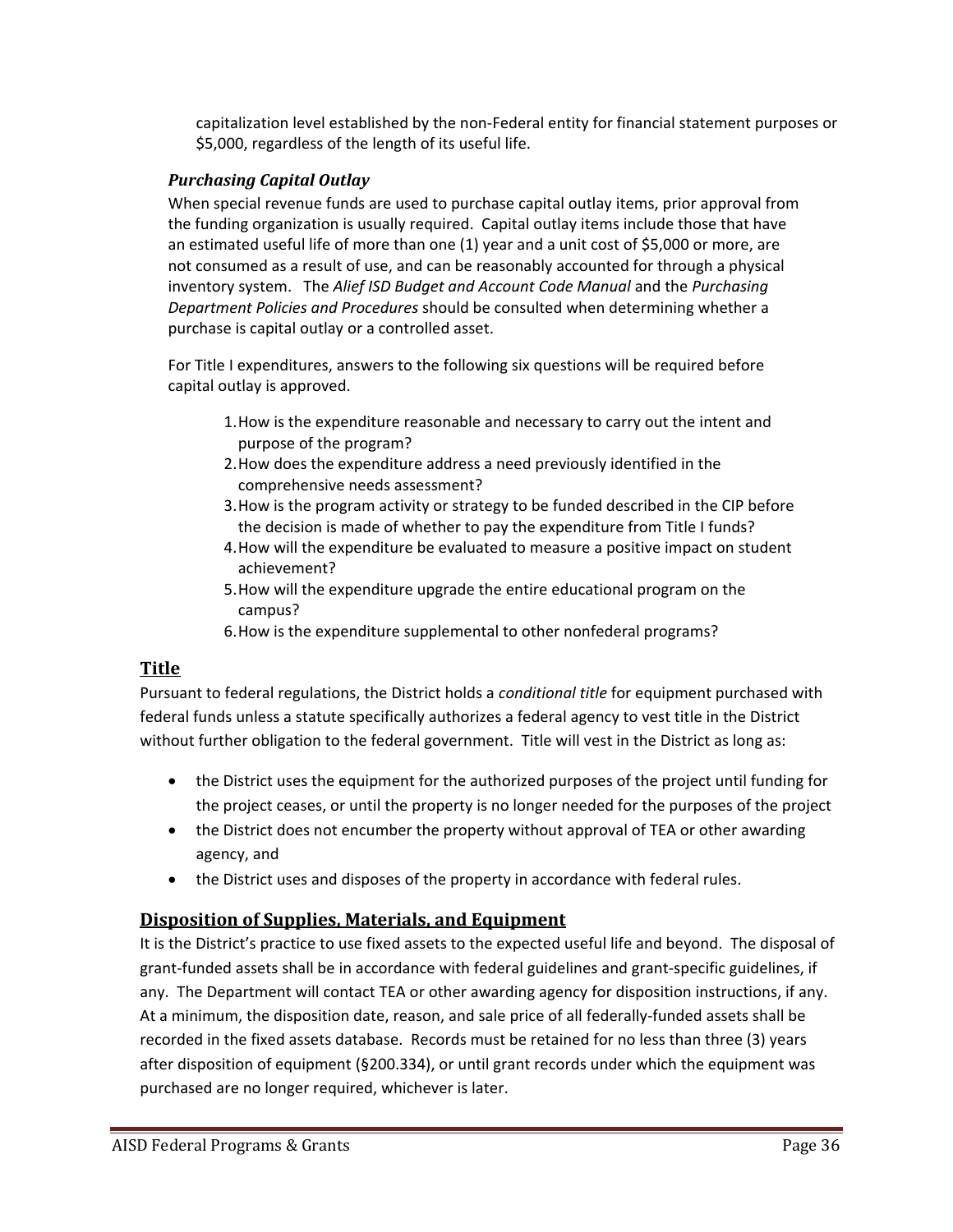capitalization level established by the non-Federal entity for financial statement purposes or $5,000, regardless of the length of its useful life.

### *Purchasing Capital Outlay*

When special revenue funds are used to purchase capital outlay items, prior approval from the funding organization is usually required. Capital outlay items include those that have an estimated useful life of more than one (1) year and a unit cost of $5,000 or more, are not consumed as a result of use, and can be reasonably accounted for through a physical inventory system. The *Alief ISD Budget and Account Code Manual* and the *Purchasing Department Policies and Procedures* should be consulted when determining whether a purchase is capital outlay or a controlled asset.

For Title I expenditures, answers to the following six questions will be required before capital outlay is approved.

1. How is the expenditure reasonable and necessary to carry out the intent and purpose of the program?
2. How does the expenditure address a need previously identified in the comprehensive needs assessment?
3. How is the program activity or strategy to be funded described in the CIP before the decision is made of whether to pay the expenditure from Title I funds?
4. How will the expenditure be evaluated to measure a positive impact on student achievement?
5. How will the expenditure upgrade the entire educational program on the campus?
6. How is the expenditure supplemental to other nonfederal programs?

## Title

Pursuant to federal regulations, the District holds a *conditional title* for equipment purchased with federal funds unless a statute specifically authorizes a federal agency to vest title in the District without further obligation to the federal government. Title will vest in the District as long as:

- the District uses the equipment for the authorized purposes of the project until funding for the project ceases, or until the property is no longer needed for the purposes of the project
- the District does not encumber the property without approval of TEA or other awarding agency, and
- the District uses and disposes of the property in accordance with federal rules.

## Disposition of Supplies, Materials, and Equipment

It is the District's practice to use fixed assets to the expected useful life and beyond. The disposal of grant-funded assets shall be in accordance with federal guidelines and grant-specific guidelines, if any. The Department will contact TEA or other awarding agency for disposition instructions, if any. At a minimum, the disposition date, reason, and sale price of all federally-funded assets shall be recorded in the fixed assets database. Records must be retained for no less than three (3) years after disposition of equipment (§200.334), or until grant records under which the equipment was purchased are no longer required, whichever is later.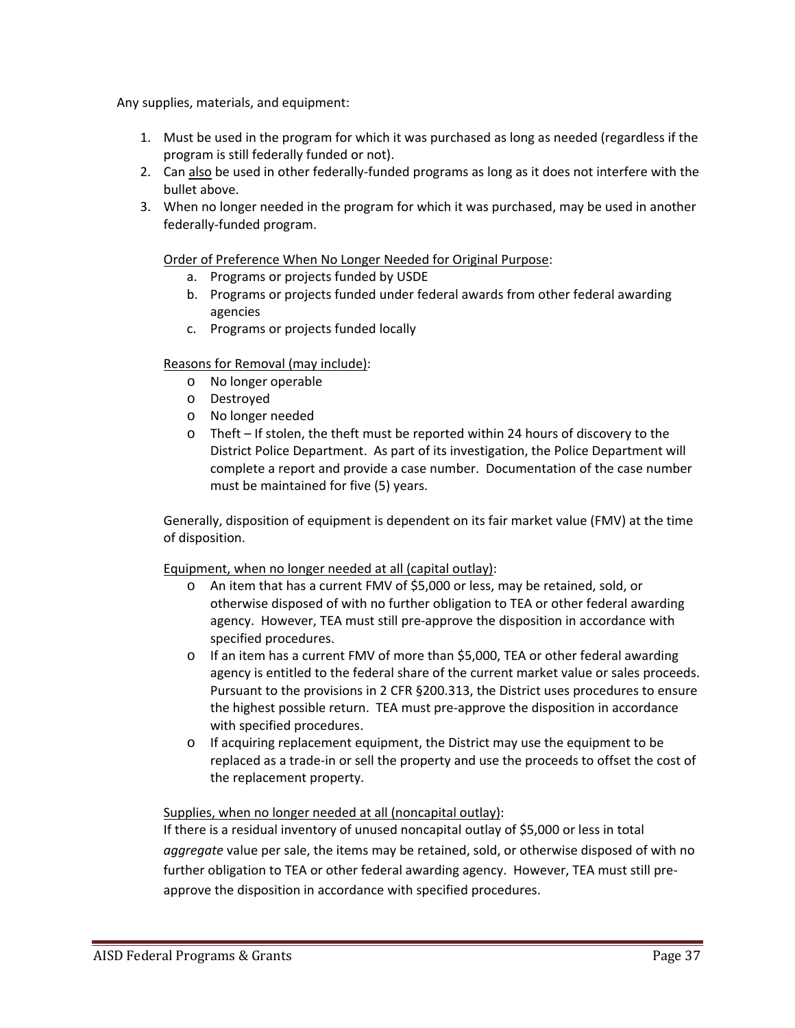Any supplies, materials, and equipment:

1. Must be used in the program for which it was purchased as long as needed (regardless if the program is still federally funded or not).
2. Can <u>also</u> be used in other federally-funded programs as long as it does not interfere with the bullet above.
3. When no longer needed in the program for which it was purchased, may be used in another federally-funded program.

   <u>Order of Preference When No Longer Needed for Original Purpose</u>:

   a. Programs or projects funded by USDE
   b. Programs or projects funded under federal awards from other federal awarding agencies
   c. Programs or projects funded locally

   <u>Reasons for Removal (may include)</u>:

   - No longer operable
   - Destroyed
   - No longer needed
   - Theft – If stolen, the theft must be reported within 24 hours of discovery to the District Police Department. As part of its investigation, the Police Department will complete a report and provide a case number. Documentation of the case number must be maintained for five (5) years.

   Generally, disposition of equipment is dependent on its fair market value (FMV) at the time of disposition.

   <u>Equipment, when no longer needed at all (capital outlay)</u>:

   - An item that has a current FMV of $5,000 or less, may be retained, sold, or otherwise disposed of with no further obligation to TEA or other federal awarding agency. However, TEA must still pre-approve the disposition in accordance with specified procedures.
   - If an item has a current FMV of more than $5,000, TEA or other federal awarding agency is entitled to the federal share of the current market value or sales proceeds. Pursuant to the provisions in 2 CFR §200.313, the District uses procedures to ensure the highest possible return. TEA must pre-approve the disposition in accordance with specified procedures.
   - If acquiring replacement equipment, the District may use the equipment to be replaced as a trade-in or sell the property and use the proceeds to offset the cost of the replacement property.

   <u>Supplies, when no longer needed at all (noncapital outlay)</u>:
   If there is a residual inventory of unused noncapital outlay of $5,000 or less in total *aggregate* value per sale, the items may be retained, sold, or otherwise disposed of with no further obligation to TEA or other federal awarding agency. However, TEA must still pre-approve the disposition in accordance with specified procedures.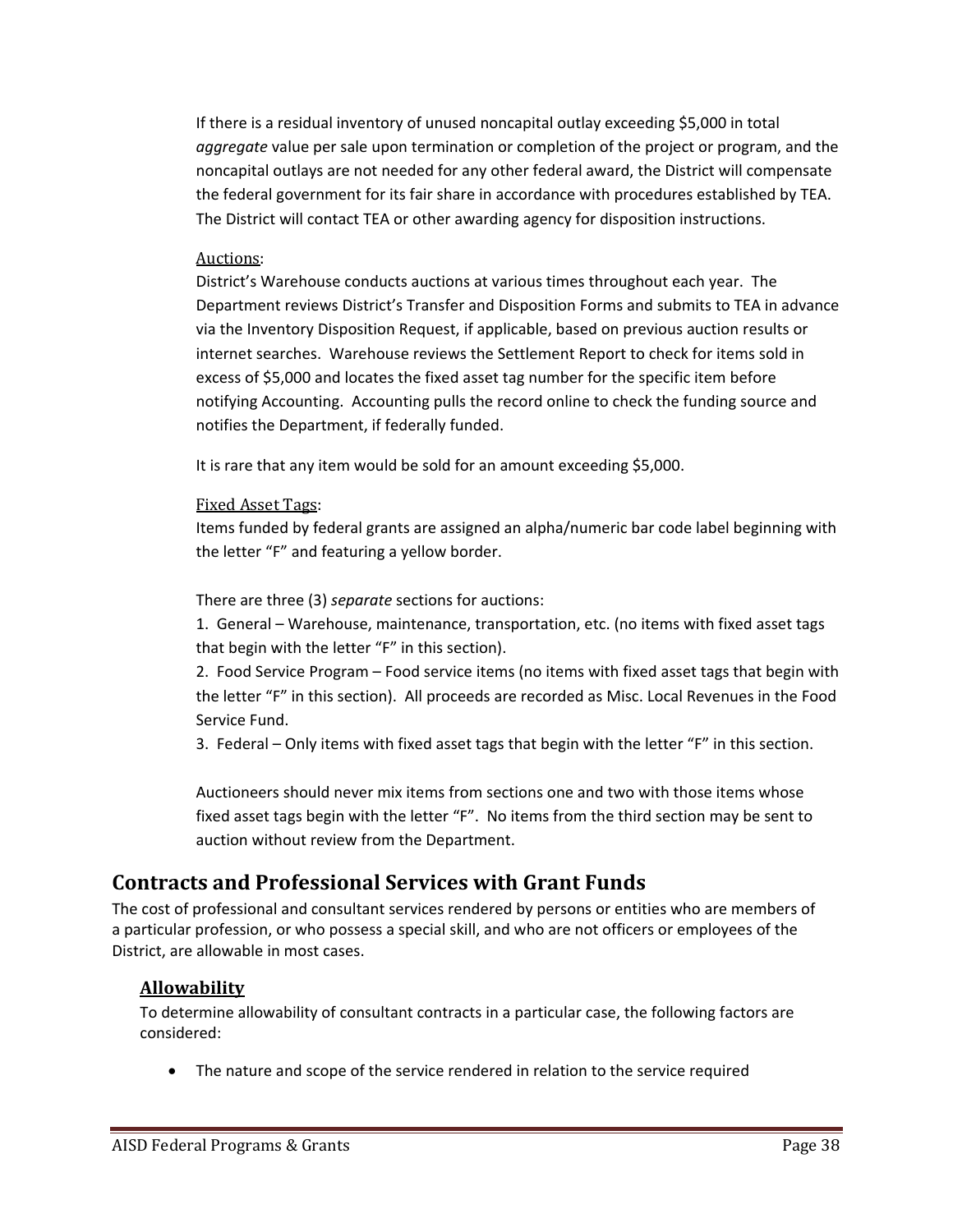If there is a residual inventory of unused noncapital outlay exceeding $5,000 in total *aggregate* value per sale upon termination or completion of the project or program, and the noncapital outlays are not needed for any other federal award, the District will compensate the federal government for its fair share in accordance with procedures established by TEA. The District will contact TEA or other awarding agency for disposition instructions.

Auctions:
District's Warehouse conducts auctions at various times throughout each year. The Department reviews District's Transfer and Disposition Forms and submits to TEA in advance via the Inventory Disposition Request, if applicable, based on previous auction results or internet searches. Warehouse reviews the Settlement Report to check for items sold in excess of $5,000 and locates the fixed asset tag number for the specific item before notifying Accounting. Accounting pulls the record online to check the funding source and notifies the Department, if federally funded.

It is rare that any item would be sold for an amount exceeding $5,000.

Fixed Asset Tags:
Items funded by federal grants are assigned an alpha/numeric bar code label beginning with the letter "F" and featuring a yellow border.

There are three (3) *separate* sections for auctions:

1. General – Warehouse, maintenance, transportation, etc. (no items with fixed asset tags that begin with the letter "F" in this section).
2. Food Service Program – Food service items (no items with fixed asset tags that begin with the letter "F" in this section). All proceeds are recorded as Misc. Local Revenues in the Food Service Fund.
3. Federal – Only items with fixed asset tags that begin with the letter "F" in this section.

Auctioneers should never mix items from sections one and two with those items whose fixed asset tags begin with the letter "F". No items from the third section may be sent to auction without review from the Department.

## Contracts and Professional Services with Grant Funds

The cost of professional and consultant services rendered by persons or entities who are members of a particular profession, or who possess a special skill, and who are not officers or employees of the District, are allowable in most cases.

### Allowability

To determine allowability of consultant contracts in a particular case, the following factors are considered:

- The nature and scope of the service rendered in relation to the service required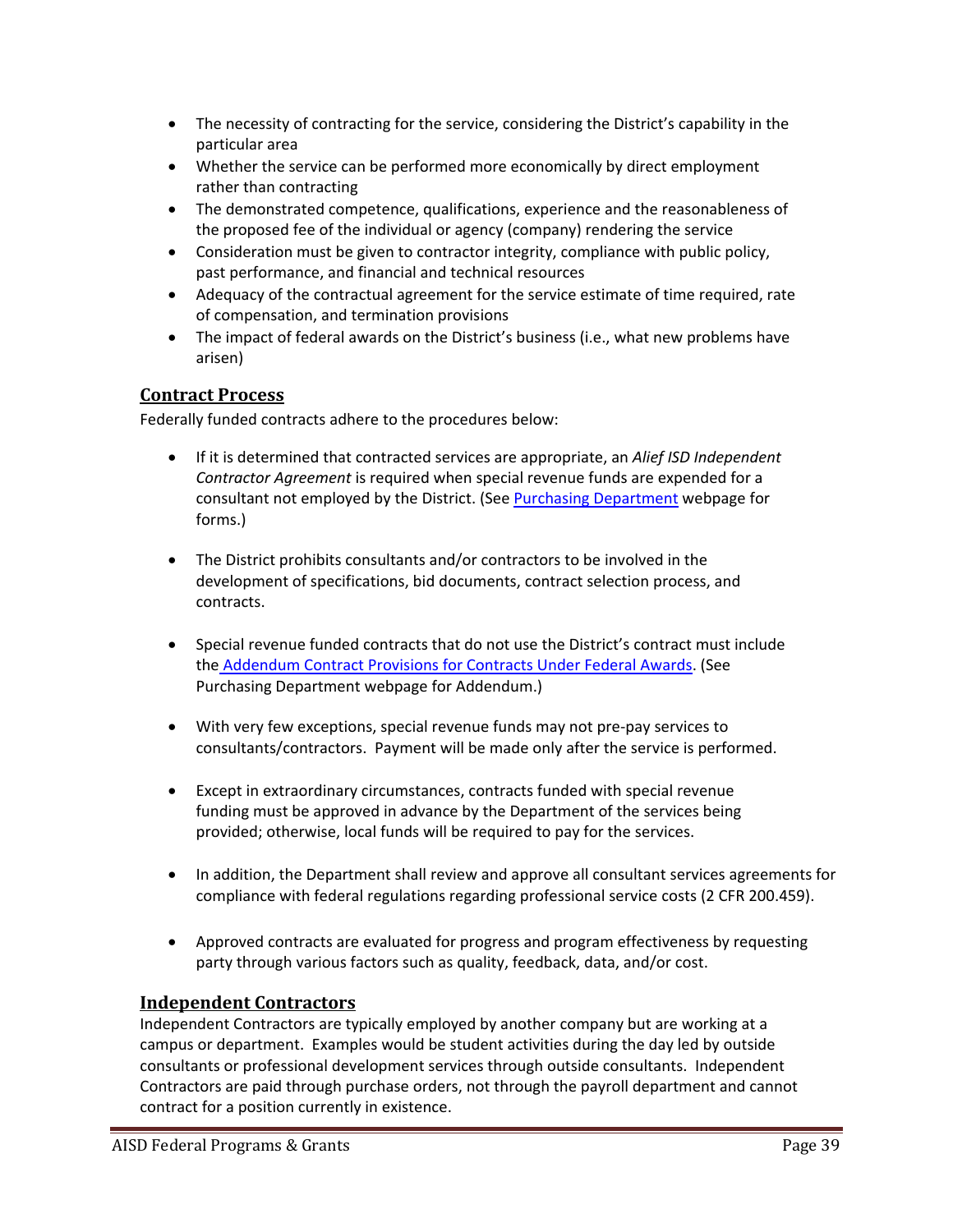- The necessity of contracting for the service, considering the District's capability in the particular area
- Whether the service can be performed more economically by direct employment rather than contracting
- The demonstrated competence, qualifications, experience and the reasonableness of the proposed fee of the individual or agency (company) rendering the service
- Consideration must be given to contractor integrity, compliance with public policy, past performance, and financial and technical resources
- Adequacy of the contractual agreement for the service estimate of time required, rate of compensation, and termination provisions
- The impact of federal awards on the District's business (i.e., what new problems have arisen)

## Contract Process

Federally funded contracts adhere to the procedures below:

- If it is determined that contracted services are appropriate, an *Alief ISD Independent Contractor Agreement* is required when special revenue funds are expended for a consultant not employed by the District. (See Purchasing Department webpage for forms.)

- The District prohibits consultants and/or contractors to be involved in the development of specifications, bid documents, contract selection process, and contracts.

- Special revenue funded contracts that do not use the District's contract must include the Addendum Contract Provisions for Contracts Under Federal Awards. (See Purchasing Department webpage for Addendum.)

- With very few exceptions, special revenue funds may not pre-pay services to consultants/contractors. Payment will be made only after the service is performed.

- Except in extraordinary circumstances, contracts funded with special revenue funding must be approved in advance by the Department of the services being provided; otherwise, local funds will be required to pay for the services.

- In addition, the Department shall review and approve all consultant services agreements for compliance with federal regulations regarding professional service costs (2 CFR 200.459).

- Approved contracts are evaluated for progress and program effectiveness by requesting party through various factors such as quality, feedback, data, and/or cost.

## Independent Contractors

Independent Contractors are typically employed by another company but are working at a campus or department. Examples would be student activities during the day led by outside consultants or professional development services through outside consultants. Independent Contractors are paid through purchase orders, not through the payroll department and cannot contract for a position currently in existence.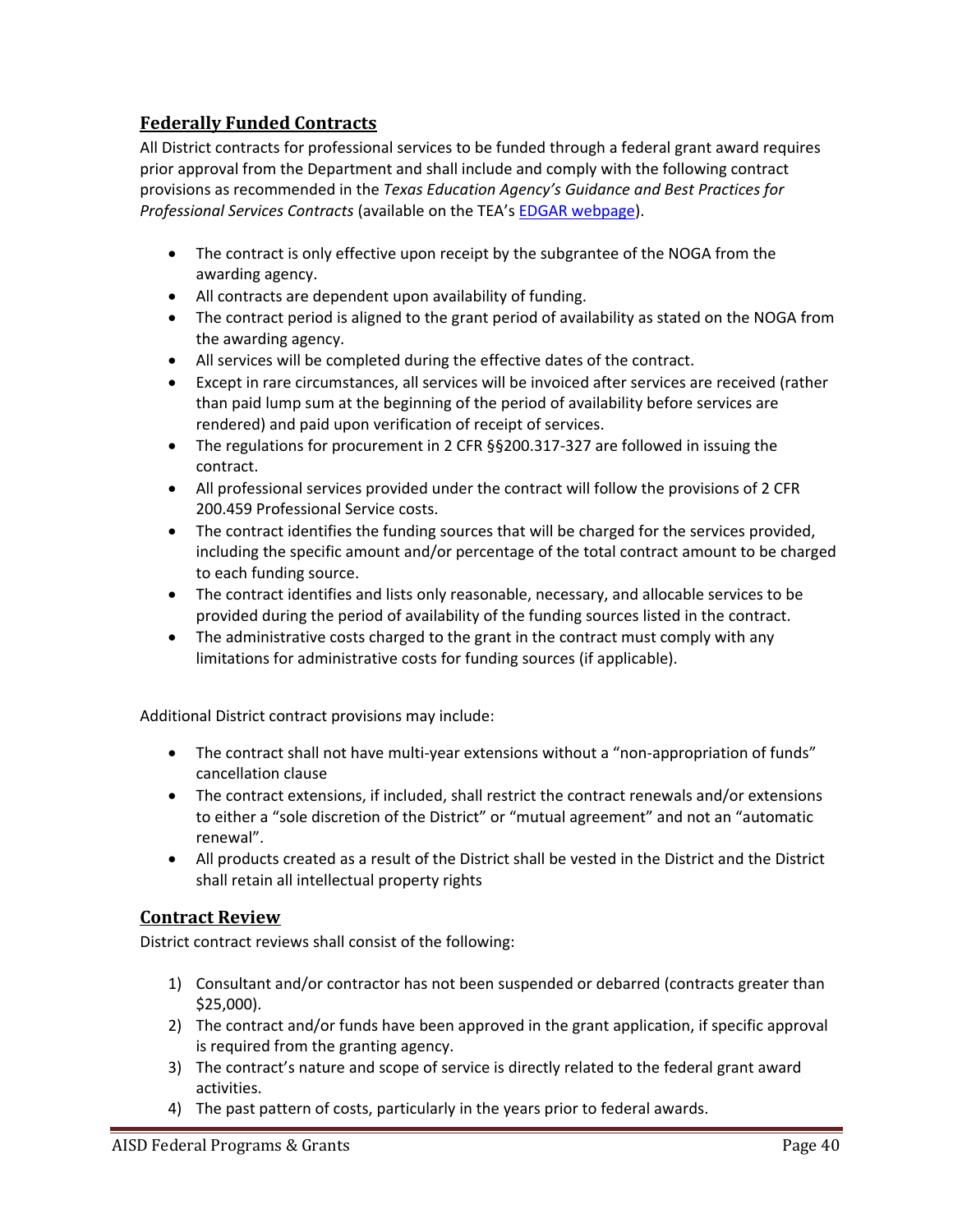## Federally Funded Contracts

All District contracts for professional services to be funded through a federal grant award requires prior approval from the Department and shall include and comply with the following contract provisions as recommended in the *Texas Education Agency's Guidance and Best Practices for Professional Services Contracts* (available on the TEA's [EDGAR webpage](EDGAR webpage)).

- The contract is only effective upon receipt by the subgrantee of the NOGA from the awarding agency.
- All contracts are dependent upon availability of funding.
- The contract period is aligned to the grant period of availability as stated on the NOGA from the awarding agency.
- All services will be completed during the effective dates of the contract.
- Except in rare circumstances, all services will be invoiced after services are received (rather than paid lump sum at the beginning of the period of availability before services are rendered) and paid upon verification of receipt of services.
- The regulations for procurement in 2 CFR §§200.317-327 are followed in issuing the contract.
- All professional services provided under the contract will follow the provisions of 2 CFR 200.459 Professional Service costs.
- The contract identifies the funding sources that will be charged for the services provided, including the specific amount and/or percentage of the total contract amount to be charged to each funding source.
- The contract identifies and lists only reasonable, necessary, and allocable services to be provided during the period of availability of the funding sources listed in the contract.
- The administrative costs charged to the grant in the contract must comply with any limitations for administrative costs for funding sources (if applicable).

Additional District contract provisions may include:

- The contract shall not have multi-year extensions without a "non-appropriation of funds" cancellation clause
- The contract extensions, if included, shall restrict the contract renewals and/or extensions to either a "sole discretion of the District" or "mutual agreement" and not an "automatic renewal".
- All products created as a result of the District shall be vested in the District and the District shall retain all intellectual property rights

## Contract Review

District contract reviews shall consist of the following:

1) Consultant and/or contractor has not been suspended or debarred (contracts greater than $25,000).
2) The contract and/or funds have been approved in the grant application, if specific approval is required from the granting agency.
3) The contract's nature and scope of service is directly related to the federal grant award activities.
4) The past pattern of costs, particularly in the years prior to federal awards.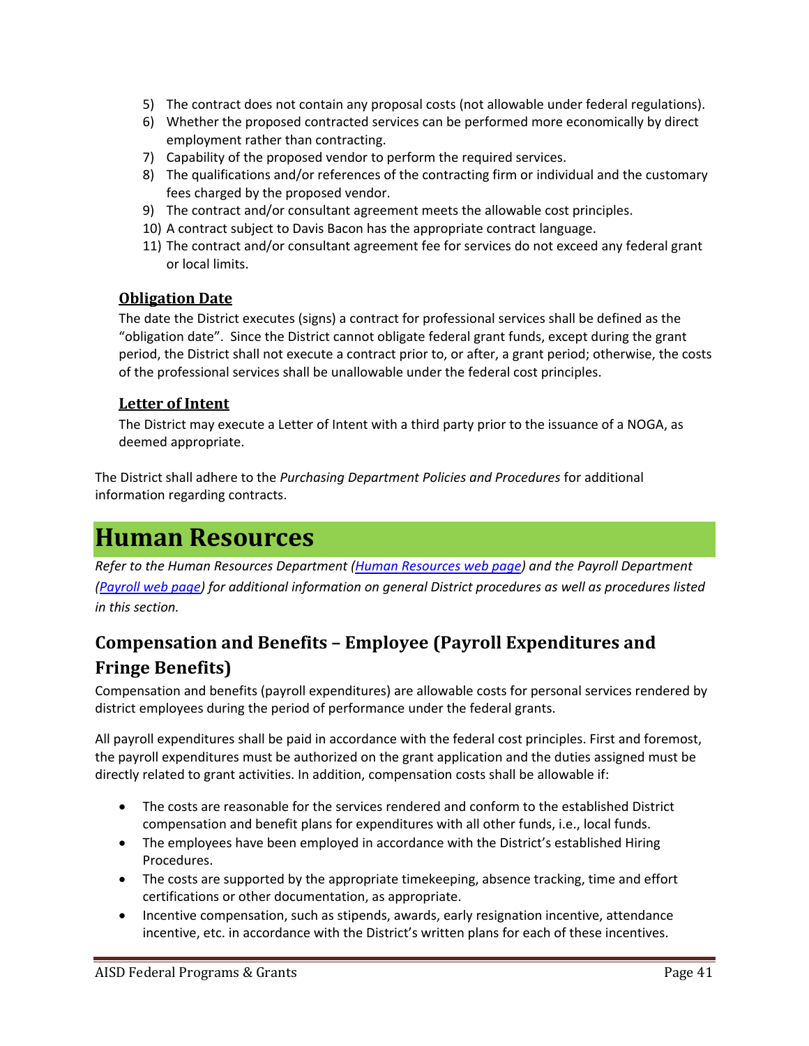5) The contract does not contain any proposal costs (not allowable under federal regulations).
6) Whether the proposed contracted services can be performed more economically by direct employment rather than contracting.
7) Capability of the proposed vendor to perform the required services.
8) The qualifications and/or references of the contracting firm or individual and the customary fees charged by the proposed vendor.
9) The contract and/or consultant agreement meets the allowable cost principles.
10) A contract subject to Davis Bacon has the appropriate contract language.
11) The contract and/or consultant agreement fee for services do not exceed any federal grant or local limits.

### Obligation Date

The date the District executes (signs) a contract for professional services shall be defined as the "obligation date". Since the District cannot obligate federal grant funds, except during the grant period, the District shall not execute a contract prior to, or after, a grant period; otherwise, the costs of the professional services shall be unallowable under the federal cost principles.

### Letter of Intent

The District may execute a Letter of Intent with a third party prior to the issuance of a NOGA, as deemed appropriate.

The District shall adhere to the *Purchasing Department Policies and Procedures* for additional information regarding contracts.

# Human Resources

*Refer to the Human Resources Department (Human Resources web page) and the Payroll Department (Payroll web page) for additional information on general District procedures as well as procedures listed in this section.*

## Compensation and Benefits – Employee (Payroll Expenditures and Fringe Benefits)

Compensation and benefits (payroll expenditures) are allowable costs for personal services rendered by district employees during the period of performance under the federal grants.

All payroll expenditures shall be paid in accordance with the federal cost principles. First and foremost, the payroll expenditures must be authorized on the grant application and the duties assigned must be directly related to grant activities. In addition, compensation costs shall be allowable if:

- The costs are reasonable for the services rendered and conform to the established District compensation and benefit plans for expenditures with all other funds, i.e., local funds.
- The employees have been employed in accordance with the District's established Hiring Procedures.
- The costs are supported by the appropriate timekeeping, absence tracking, time and effort certifications or other documentation, as appropriate.
- Incentive compensation, such as stipends, awards, early resignation incentive, attendance incentive, etc. in accordance with the District's written plans for each of these incentives.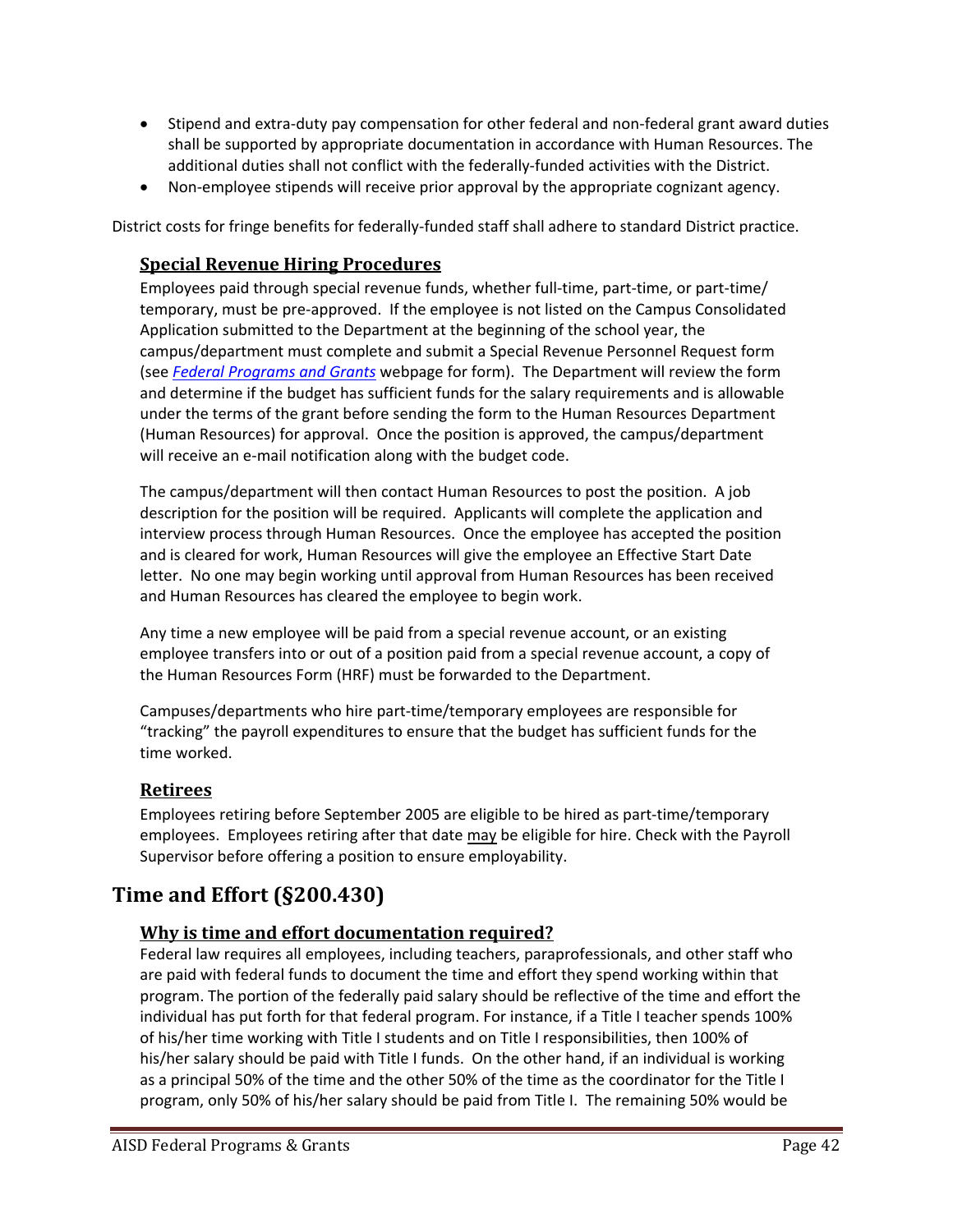- Stipend and extra-duty pay compensation for other federal and non-federal grant award duties shall be supported by appropriate documentation in accordance with Human Resources. The additional duties shall not conflict with the federally-funded activities with the District.
- Non-employee stipends will receive prior approval by the appropriate cognizant agency.

District costs for fringe benefits for federally-funded staff shall adhere to standard District practice.

### Special Revenue Hiring Procedures

Employees paid through special revenue funds, whether full-time, part-time, or part-time/ temporary, must be pre-approved. If the employee is not listed on the Campus Consolidated Application submitted to the Department at the beginning of the school year, the campus/department must complete and submit a Special Revenue Personnel Request form (see *Federal Programs and Grants* webpage for form). The Department will review the form and determine if the budget has sufficient funds for the salary requirements and is allowable under the terms of the grant before sending the form to the Human Resources Department (Human Resources) for approval. Once the position is approved, the campus/department will receive an e-mail notification along with the budget code.

The campus/department will then contact Human Resources to post the position. A job description for the position will be required. Applicants will complete the application and interview process through Human Resources. Once the employee has accepted the position and is cleared for work, Human Resources will give the employee an Effective Start Date letter. No one may begin working until approval from Human Resources has been received and Human Resources has cleared the employee to begin work.

Any time a new employee will be paid from a special revenue account, or an existing employee transfers into or out of a position paid from a special revenue account, a copy of the Human Resources Form (HRF) must be forwarded to the Department.

Campuses/departments who hire part-time/temporary employees are responsible for "tracking" the payroll expenditures to ensure that the budget has sufficient funds for the time worked.

### Retirees

Employees retiring before September 2005 are eligible to be hired as part-time/temporary employees. Employees retiring after that date may be eligible for hire. Check with the Payroll Supervisor before offering a position to ensure employability.

## Time and Effort (§200.430)

### Why is time and effort documentation required?

Federal law requires all employees, including teachers, paraprofessionals, and other staff who are paid with federal funds to document the time and effort they spend working within that program. The portion of the federally paid salary should be reflective of the time and effort the individual has put forth for that federal program. For instance, if a Title I teacher spends 100% of his/her time working with Title I students and on Title I responsibilities, then 100% of his/her salary should be paid with Title I funds. On the other hand, if an individual is working as a principal 50% of the time and the other 50% of the time as the coordinator for the Title I program, only 50% of his/her salary should be paid from Title I. The remaining 50% would be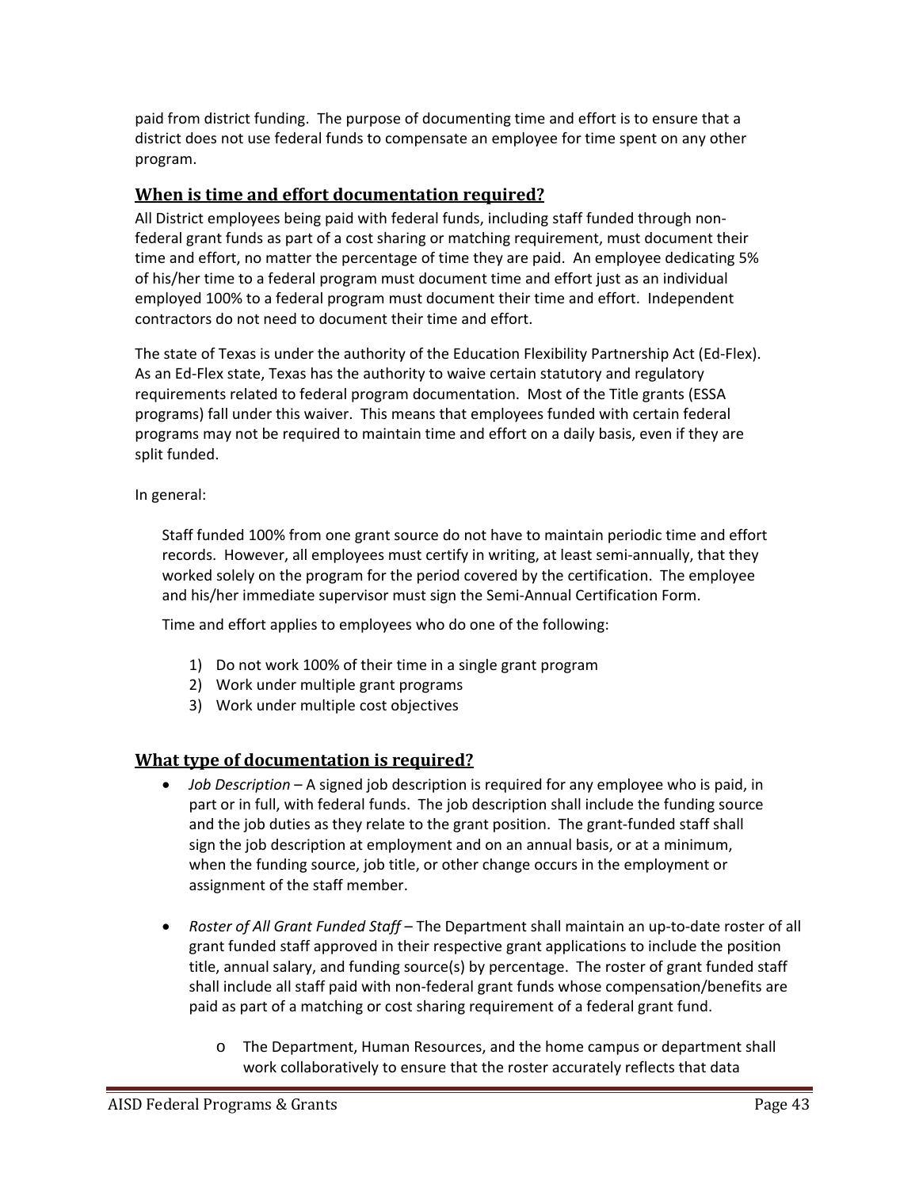paid from district funding. The purpose of documenting time and effort is to ensure that a district does not use federal funds to compensate an employee for time spent on any other program.

## When is time and effort documentation required?

All District employees being paid with federal funds, including staff funded through non-federal grant funds as part of a cost sharing or matching requirement, must document their time and effort, no matter the percentage of time they are paid. An employee dedicating 5% of his/her time to a federal program must document time and effort just as an individual employed 100% to a federal program must document their time and effort. Independent contractors do not need to document their time and effort.

The state of Texas is under the authority of the Education Flexibility Partnership Act (Ed-Flex). As an Ed-Flex state, Texas has the authority to waive certain statutory and regulatory requirements related to federal program documentation. Most of the Title grants (ESSA programs) fall under this waiver. This means that employees funded with certain federal programs may not be required to maintain time and effort on a daily basis, even if they are split funded.

In general:

> Staff funded 100% from one grant source do not have to maintain periodic time and effort records. However, all employees must certify in writing, at least semi-annually, that they worked solely on the program for the period covered by the certification. The employee and his/her immediate supervisor must sign the Semi-Annual Certification Form.
>
> Time and effort applies to employees who do one of the following:
>
> 1) Do not work 100% of their time in a single grant program
> 2) Work under multiple grant programs
> 3) Work under multiple cost objectives

## What type of documentation is required?

- *Job Description* – A signed job description is required for any employee who is paid, in part or in full, with federal funds. The job description shall include the funding source and the job duties as they relate to the grant position. The grant-funded staff shall sign the job description at employment and on an annual basis, or at a minimum, when the funding source, job title, or other change occurs in the employment or assignment of the staff member.

- *Roster of All Grant Funded Staff* – The Department shall maintain an up-to-date roster of all grant funded staff approved in their respective grant applications to include the position title, annual salary, and funding source(s) by percentage. The roster of grant funded staff shall include all staff paid with non-federal grant funds whose compensation/benefits are paid as part of a matching or cost sharing requirement of a federal grant fund.
  - The Department, Human Resources, and the home campus or department shall work collaboratively to ensure that the roster accurately reflects that data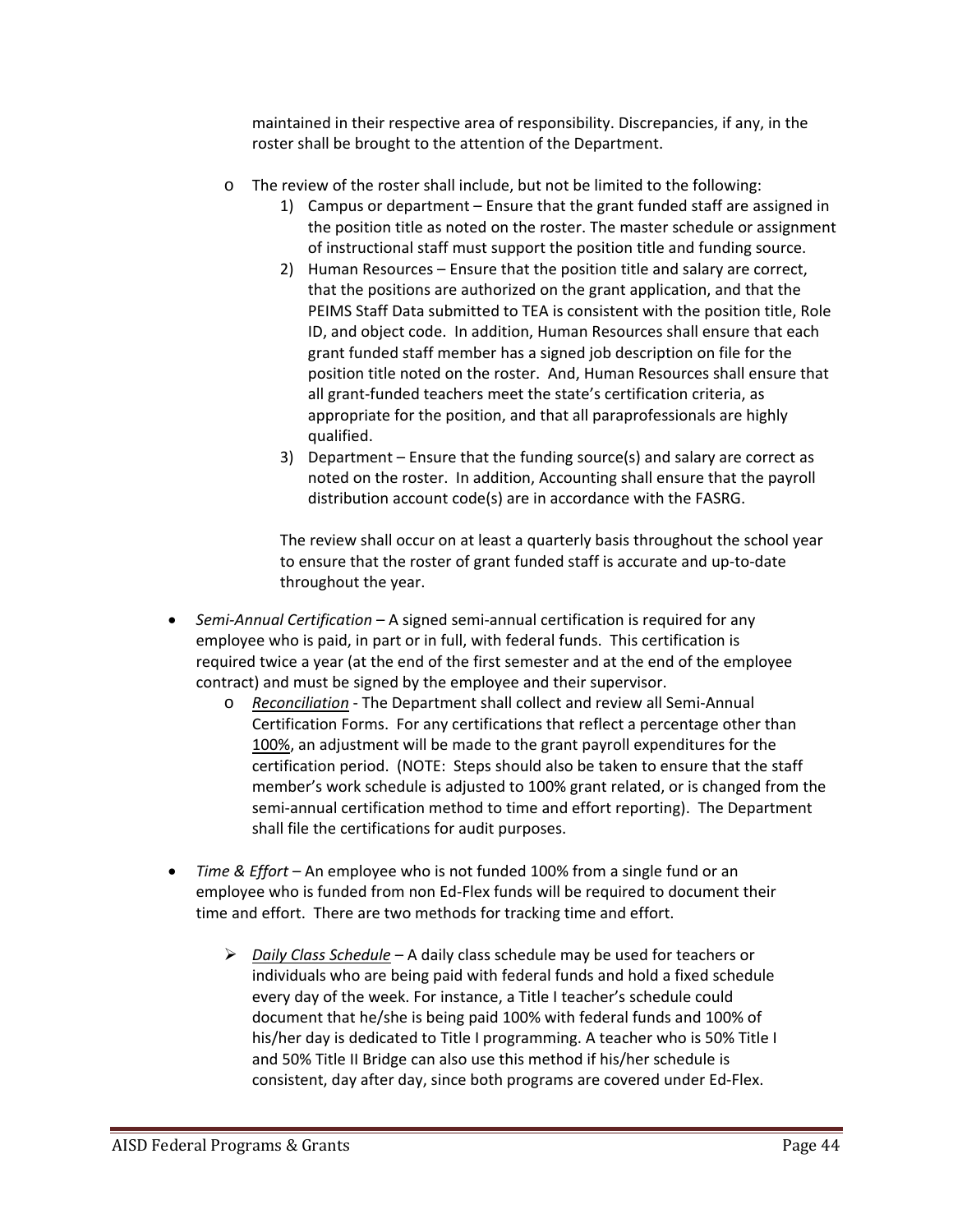maintained in their respective area of responsibility. Discrepancies, if any, in the roster shall be brought to the attention of the Department.

- The review of the roster shall include, but not be limited to the following:
  1) Campus or department – Ensure that the grant funded staff are assigned in the position title as noted on the roster. The master schedule or assignment of instructional staff must support the position title and funding source.
  2) Human Resources – Ensure that the position title and salary are correct, that the positions are authorized on the grant application, and that the PEIMS Staff Data submitted to TEA is consistent with the position title, Role ID, and object code. In addition, Human Resources shall ensure that each grant funded staff member has a signed job description on file for the position title noted on the roster. And, Human Resources shall ensure that all grant-funded teachers meet the state's certification criteria, as appropriate for the position, and that all paraprofessionals are highly qualified.
  3) Department – Ensure that the funding source(s) and salary are correct as noted on the roster. In addition, Accounting shall ensure that the payroll distribution account code(s) are in accordance with the FASRG.

  The review shall occur on at least a quarterly basis throughout the school year to ensure that the roster of grant funded staff is accurate and up-to-date throughout the year.

- *Semi-Annual Certification* – A signed semi-annual certification is required for any employee who is paid, in part or in full, with federal funds. This certification is required twice a year (at the end of the first semester and at the end of the employee contract) and must be signed by the employee and their supervisor.
  - *Reconciliation* - The Department shall collect and review all Semi-Annual Certification Forms. For any certifications that reflect a percentage other than 100%, an adjustment will be made to the grant payroll expenditures for the certification period. (NOTE: Steps should also be taken to ensure that the staff member's work schedule is adjusted to 100% grant related, or is changed from the semi-annual certification method to time and effort reporting). The Department shall file the certifications for audit purposes.

- *Time & Effort* – An employee who is not funded 100% from a single fund or an employee who is funded from non Ed-Flex funds will be required to document their time and effort. There are two methods for tracking time and effort.

  - *Daily Class Schedule* – A daily class schedule may be used for teachers or individuals who are being paid with federal funds and hold a fixed schedule every day of the week. For instance, a Title I teacher's schedule could document that he/she is being paid 100% with federal funds and 100% of his/her day is dedicated to Title I programming. A teacher who is 50% Title I and 50% Title II Bridge can also use this method if his/her schedule is consistent, day after day, since both programs are covered under Ed-Flex.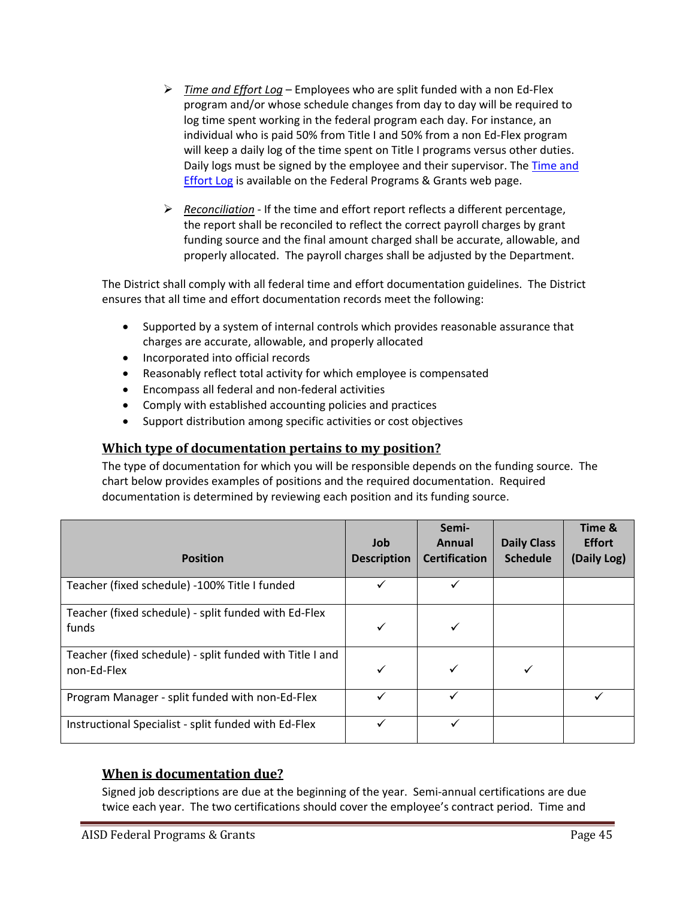- *Time and Effort Log* – Employees who are split funded with a non Ed-Flex program and/or whose schedule changes from day to day will be required to log time spent working in the federal program each day. For instance, an individual who is paid 50% from Title I and 50% from a non Ed-Flex program will keep a daily log of the time spent on Title I programs versus other duties. Daily logs must be signed by the employee and their supervisor. The Time and Effort Log is available on the Federal Programs & Grants web page.

- *Reconciliation* - If the time and effort report reflects a different percentage, the report shall be reconciled to reflect the correct payroll charges by grant funding source and the final amount charged shall be accurate, allowable, and properly allocated. The payroll charges shall be adjusted by the Department.

The District shall comply with all federal time and effort documentation guidelines. The District ensures that all time and effort documentation records meet the following:

- Supported by a system of internal controls which provides reasonable assurance that charges are accurate, allowable, and properly allocated
- Incorporated into official records
- Reasonably reflect total activity for which employee is compensated
- Encompass all federal and non-federal activities
- Comply with established accounting policies and practices
- Support distribution among specific activities or cost objectives

## Which type of documentation pertains to my position?

The type of documentation for which you will be responsible depends on the funding source. The chart below provides examples of positions and the required documentation. Required documentation is determined by reviewing each position and its funding source.

| Position | Job Description | Semi-Annual Certification | Daily Class Schedule | Time & Effort (Daily Log) |
|---|---|---|---|---|
| Teacher (fixed schedule) -100% Title I funded | ✓ | ✓ | | |
| Teacher (fixed schedule) - split funded with Ed-Flex funds | ✓ | ✓ | | |
| Teacher (fixed schedule) - split funded with Title I and non-Ed-Flex | ✓ | ✓ | ✓ | |
| Program Manager - split funded with non-Ed-Flex | ✓ | ✓ | | ✓ |
| Instructional Specialist - split funded with Ed-Flex | ✓ | ✓ | | |

## When is documentation due?

Signed job descriptions are due at the beginning of the year. Semi-annual certifications are due twice each year. The two certifications should cover the employee's contract period. Time and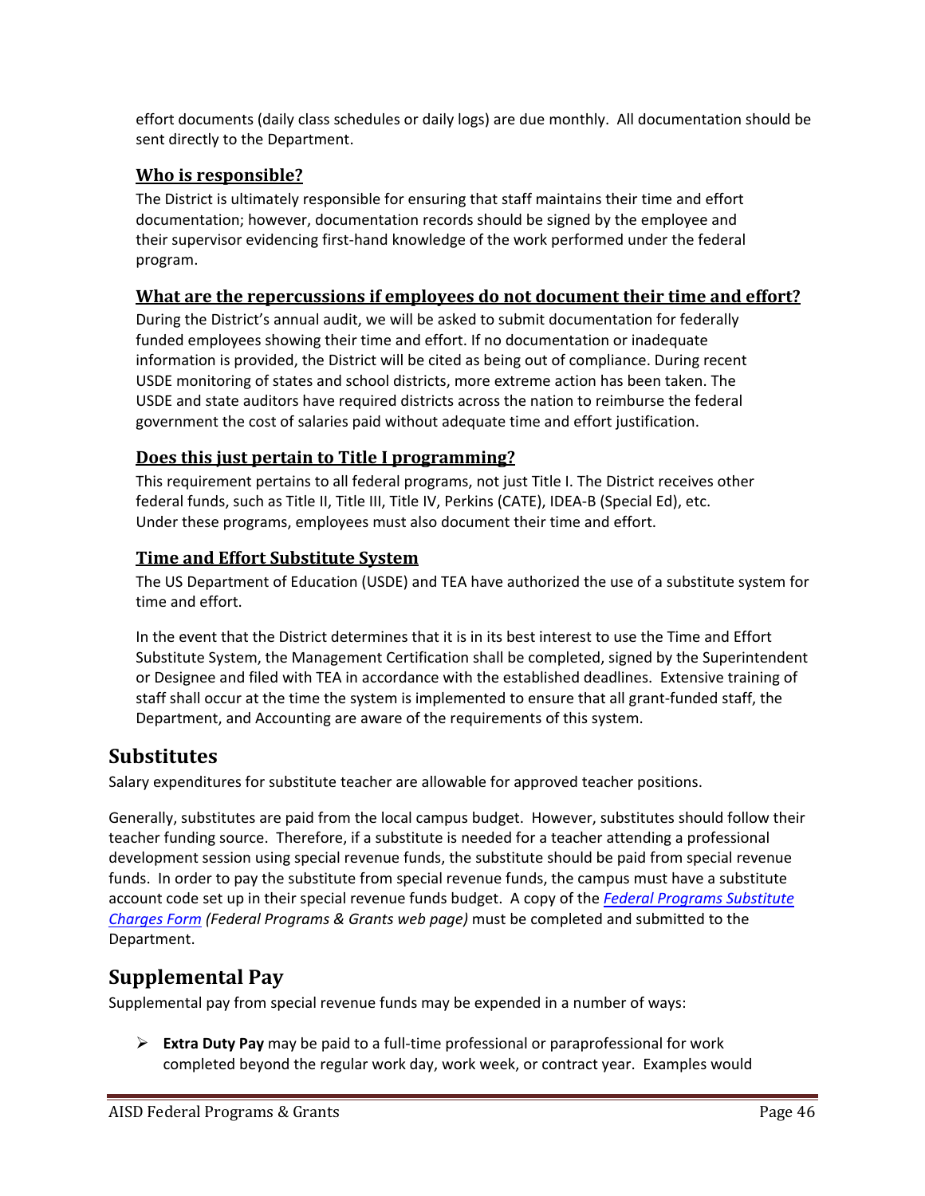effort documents (daily class schedules or daily logs) are due monthly. All documentation should be sent directly to the Department.

### Who is responsible?

The District is ultimately responsible for ensuring that staff maintains their time and effort documentation; however, documentation records should be signed by the employee and their supervisor evidencing first-hand knowledge of the work performed under the federal program.

### What are the repercussions if employees do not document their time and effort?

During the District's annual audit, we will be asked to submit documentation for federally funded employees showing their time and effort. If no documentation or inadequate information is provided, the District will be cited as being out of compliance. During recent USDE monitoring of states and school districts, more extreme action has been taken. The USDE and state auditors have required districts across the nation to reimburse the federal government the cost of salaries paid without adequate time and effort justification.

### Does this just pertain to Title I programming?

This requirement pertains to all federal programs, not just Title I. The District receives other federal funds, such as Title II, Title III, Title IV, Perkins (CATE), IDEA-B (Special Ed), etc. Under these programs, employees must also document their time and effort.

### Time and Effort Substitute System

The US Department of Education (USDE) and TEA have authorized the use of a substitute system for time and effort.

In the event that the District determines that it is in its best interest to use the Time and Effort Substitute System, the Management Certification shall be completed, signed by the Superintendent or Designee and filed with TEA in accordance with the established deadlines. Extensive training of staff shall occur at the time the system is implemented to ensure that all grant-funded staff, the Department, and Accounting are aware of the requirements of this system.

## Substitutes

Salary expenditures for substitute teacher are allowable for approved teacher positions.

Generally, substitutes are paid from the local campus budget. However, substitutes should follow their teacher funding source. Therefore, if a substitute is needed for a teacher attending a professional development session using special revenue funds, the substitute should be paid from special revenue funds. In order to pay the substitute from special revenue funds, the campus must have a substitute account code set up in their special revenue funds budget. A copy of the *Federal Programs Substitute Charges Form* *(Federal Programs & Grants web page)* must be completed and submitted to the Department.

## Supplemental Pay

Supplemental pay from special revenue funds may be expended in a number of ways:

- **Extra Duty Pay** may be paid to a full-time professional or paraprofessional for work completed beyond the regular work day, work week, or contract year. Examples would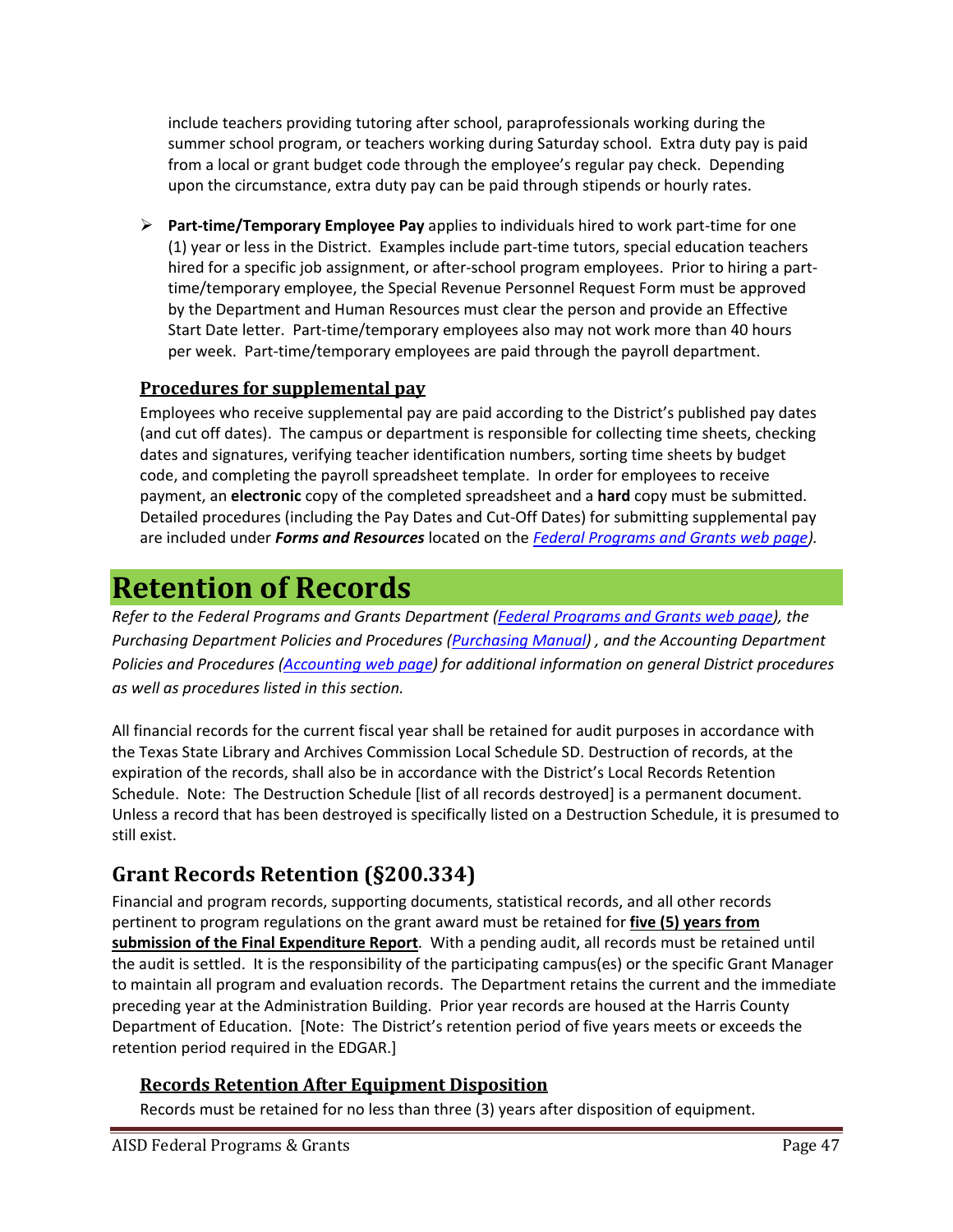include teachers providing tutoring after school, paraprofessionals working during the summer school program, or teachers working during Saturday school. Extra duty pay is paid from a local or grant budget code through the employee's regular pay check. Depending upon the circumstance, extra duty pay can be paid through stipends or hourly rates.

- **Part-time/Temporary Employee Pay** applies to individuals hired to work part-time for one (1) year or less in the District. Examples include part-time tutors, special education teachers hired for a specific job assignment, or after-school program employees. Prior to hiring a part-time/temporary employee, the Special Revenue Personnel Request Form must be approved by the Department and Human Resources must clear the person and provide an Effective Start Date letter. Part-time/temporary employees also may not work more than 40 hours per week. Part-time/temporary employees are paid through the payroll department.

### Procedures for supplemental pay

Employees who receive supplemental pay are paid according to the District's published pay dates (and cut off dates). The campus or department is responsible for collecting time sheets, checking dates and signatures, verifying teacher identification numbers, sorting time sheets by budget code, and completing the payroll spreadsheet template. In order for employees to receive payment, an **electronic** copy of the completed spreadsheet and a **hard** copy must be submitted. Detailed procedures (including the Pay Dates and Cut-Off Dates) for submitting supplemental pay are included under ***Forms and Resources*** located on the *Federal Programs and Grants web page)*.

# Retention of Records

*Refer to the Federal Programs and Grants Department (Federal Programs and Grants web page), the Purchasing Department Policies and Procedures (Purchasing Manual) , and the Accounting Department Policies and Procedures (Accounting web page) for additional information on general District procedures as well as procedures listed in this section.*

All financial records for the current fiscal year shall be retained for audit purposes in accordance with the Texas State Library and Archives Commission Local Schedule SD. Destruction of records, at the expiration of the records, shall also be in accordance with the District's Local Records Retention Schedule. Note: The Destruction Schedule [list of all records destroyed] is a permanent document. Unless a record that has been destroyed is specifically listed on a Destruction Schedule, it is presumed to still exist.

## Grant Records Retention (§200.334)

Financial and program records, supporting documents, statistical records, and all other records pertinent to program regulations on the grant award must be retained for **five (5) years from submission of the Final Expenditure Report**. With a pending audit, all records must be retained until the audit is settled. It is the responsibility of the participating campus(es) or the specific Grant Manager to maintain all program and evaluation records. The Department retains the current and the immediate preceding year at the Administration Building. Prior year records are housed at the Harris County Department of Education. [Note: The District's retention period of five years meets or exceeds the retention period required in the EDGAR.]

### Records Retention After Equipment Disposition

Records must be retained for no less than three (3) years after disposition of equipment.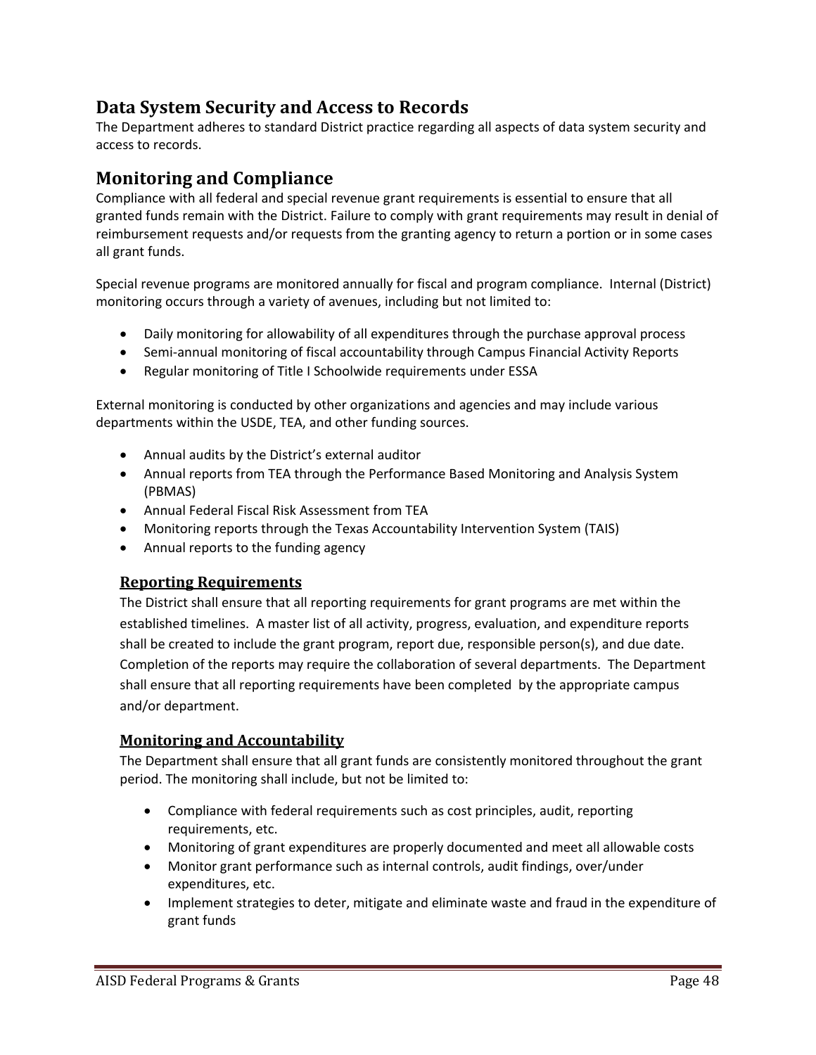## Data System Security and Access to Records

The Department adheres to standard District practice regarding all aspects of data system security and access to records.

## Monitoring and Compliance

Compliance with all federal and special revenue grant requirements is essential to ensure that all granted funds remain with the District. Failure to comply with grant requirements may result in denial of reimbursement requests and/or requests from the granting agency to return a portion or in some cases all grant funds.

Special revenue programs are monitored annually for fiscal and program compliance. Internal (District) monitoring occurs through a variety of avenues, including but not limited to:

- Daily monitoring for allowability of all expenditures through the purchase approval process
- Semi-annual monitoring of fiscal accountability through Campus Financial Activity Reports
- Regular monitoring of Title I Schoolwide requirements under ESSA

External monitoring is conducted by other organizations and agencies and may include various departments within the USDE, TEA, and other funding sources.

- Annual audits by the District's external auditor
- Annual reports from TEA through the Performance Based Monitoring and Analysis System (PBMAS)
- Annual Federal Fiscal Risk Assessment from TEA
- Monitoring reports through the Texas Accountability Intervention System (TAIS)
- Annual reports to the funding agency

### Reporting Requirements

The District shall ensure that all reporting requirements for grant programs are met within the established timelines. A master list of all activity, progress, evaluation, and expenditure reports shall be created to include the grant program, report due, responsible person(s), and due date. Completion of the reports may require the collaboration of several departments. The Department shall ensure that all reporting requirements have been completed by the appropriate campus and/or department.

### Monitoring and Accountability

The Department shall ensure that all grant funds are consistently monitored throughout the grant period. The monitoring shall include, but not be limited to:

- Compliance with federal requirements such as cost principles, audit, reporting requirements, etc.
- Monitoring of grant expenditures are properly documented and meet all allowable costs
- Monitor grant performance such as internal controls, audit findings, over/under expenditures, etc.
- Implement strategies to deter, mitigate and eliminate waste and fraud in the expenditure of grant funds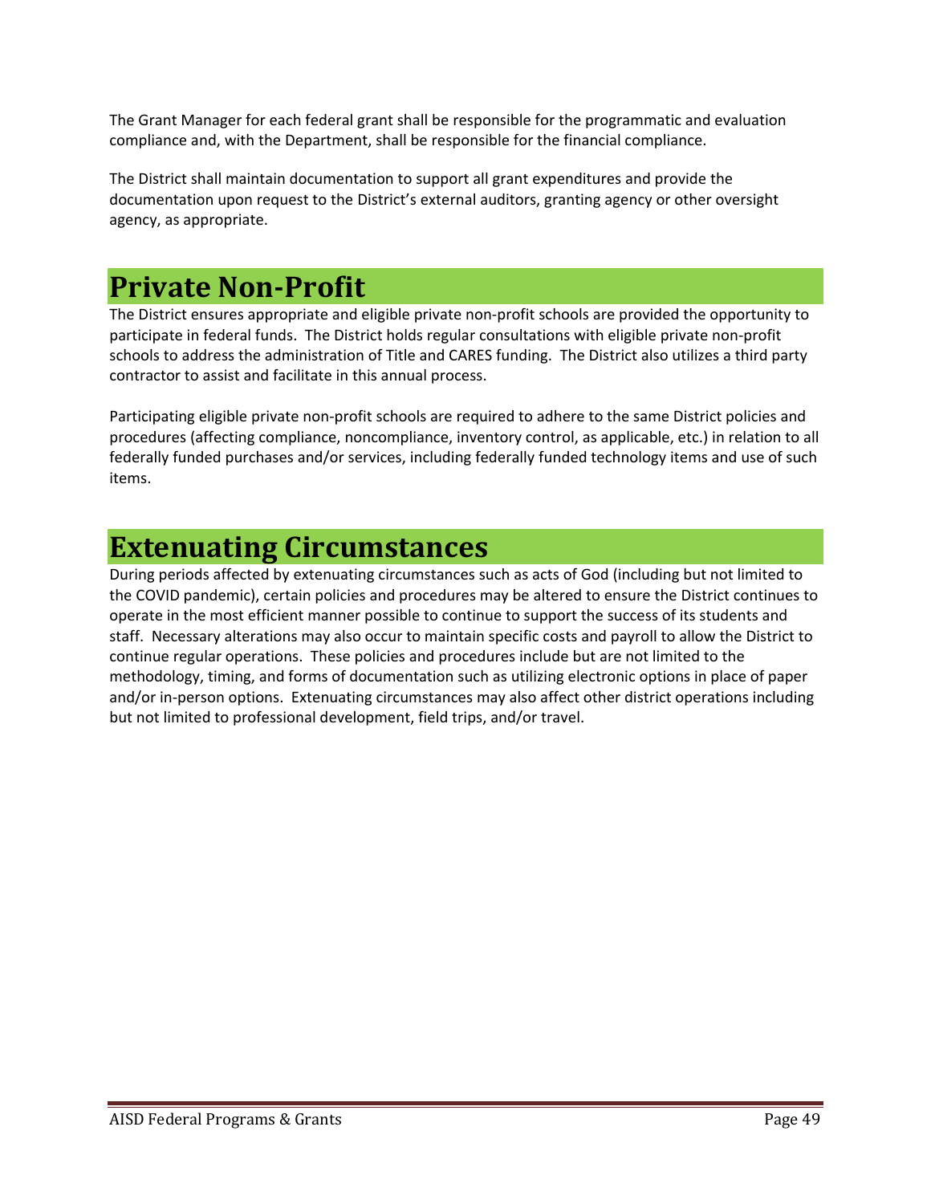The Grant Manager for each federal grant shall be responsible for the programmatic and evaluation compliance and, with the Department, shall be responsible for the financial compliance.

The District shall maintain documentation to support all grant expenditures and provide the documentation upon request to the District's external auditors, granting agency or other oversight agency, as appropriate.

# Private Non-Profit

The District ensures appropriate and eligible private non-profit schools are provided the opportunity to participate in federal funds. The District holds regular consultations with eligible private non-profit schools to address the administration of Title and CARES funding. The District also utilizes a third party contractor to assist and facilitate in this annual process.

Participating eligible private non-profit schools are required to adhere to the same District policies and procedures (affecting compliance, noncompliance, inventory control, as applicable, etc.) in relation to all federally funded purchases and/or services, including federally funded technology items and use of such items.

# Extenuating Circumstances

During periods affected by extenuating circumstances such as acts of God (including but not limited to the COVID pandemic), certain policies and procedures may be altered to ensure the District continues to operate in the most efficient manner possible to continue to support the success of its students and staff. Necessary alterations may also occur to maintain specific costs and payroll to allow the District to continue regular operations. These policies and procedures include but are not limited to the methodology, timing, and forms of documentation such as utilizing electronic options in place of paper and/or in-person options. Extenuating circumstances may also affect other district operations including but not limited to professional development, field trips, and/or travel.